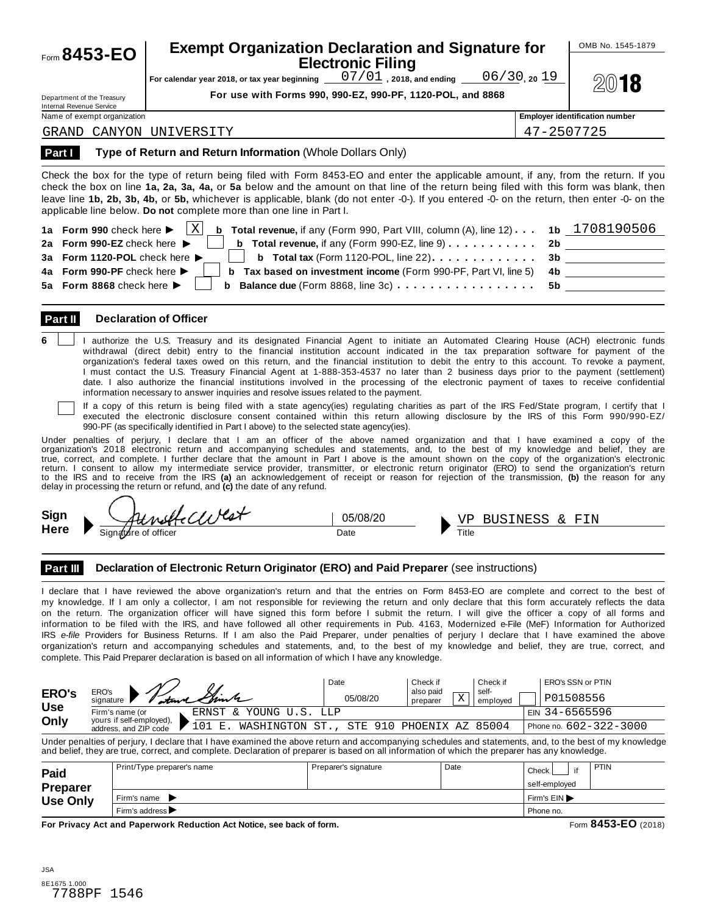Form **8453-EO**

Department of the Treasury
Internal Revenue Service

# Exempt Organization Declaration and Signature for Electronic Filing

For calendar year 2018, or tax year beginning 07/01, 2018, and ending 06/30, 20 19

**For use with Forms 990, 990-EZ, 990-PF, 1120-POL, and 8868**

OMB No. 1545-1879

**2018**

Name of exempt organization: GRAND CANYON UNIVERSITY

Employer identification number: 47-2507725

## Part I — Type of Return and Return Information (Whole Dollars Only)

Check the box for the type of return being filed with Form 8453-EO and enter the applicable amount, if any, from the return. If you check the box on line **1a, 2a, 3a, 4a,** or **5a** below and the amount on that line of the return being filed with this form was blank, then leave line **1b, 2b, 3b, 4b,** or **5b,** whichever is applicable, blank (do not enter -0-). If you entered -0- on the return, then enter -0- on the applicable line below. **Do not** complete more than one line in Part I.

| | | | |
|---|---|---|---|
| **1a Form 990** check here ▶ [X] | **b Total revenue,** if any (Form 990, Part VIII, column (A), line 12) | **1b** | 1708190506 |
| **2a Form 990-EZ** check here ▶ [ ] | **b Total revenue,** if any (Form 990-EZ, line 9) | **2b** | |
| **3a Form 1120-POL** check here ▶ [ ] | **b Total tax** (Form 1120-POL, line 22) | **3b** | |
| **4a Form 990-PF** check here ▶ [ ] | **b Tax based on investment income** (Form 990-PF, Part VI, line 5) | **4b** | |
| **5a Form 8868** check here ▶ [ ] | **b Balance due** (Form 8868, line 3c) | **5b** | |

## Part II — Declaration of Officer

**6** [ ] I authorize the U.S. Treasury and its designated Financial Agent to initiate an Automated Clearing House (ACH) electronic funds withdrawal (direct debit) entry to the financial institution account indicated in the tax preparation software for payment of the organization's federal taxes owed on this return, and the financial institution to debit the entry to this account. To revoke a payment, I must contact the U.S. Treasury Financial Agent at 1-888-353-4537 no later than 2 business days prior to the payment (settlement) date. I also authorize the financial institutions involved in the processing of the electronic payment of taxes to receive confidential information necessary to answer inquiries and resolve issues related to the payment.

[ ] If a copy of this return is being filed with a state agency(ies) regulating charities as part of the IRS Fed/State program, I certify that I executed the electronic disclosure consent contained within this return allowing disclosure by the IRS of this Form 990/990-EZ/990-PF (as specifically identified in Part I above) to the selected state agency(ies).

Under penalties of perjury, I declare that I am an officer of the above named organization and that I have examined a copy of the organization's 2018 electronic return and accompanying schedules and statements, and, to the best of my knowledge and belief, they are true, correct, and complete. I further declare that the amount in Part I above is the amount shown on the copy of the organization's electronic return. I consent to allow my intermediate service provider, transmitter, or electronic return originator (ERO) to send the organization's return to the IRS and to receive from the IRS **(a)** an acknowledgement of receipt or reason for rejection of the transmission, **(b)** the reason for any delay in processing the return or refund, and **(c)** the date of any refund.

**Sign Here** ▶ Signature of officer: [signature] | Date: 05/08/20 | ▶ Title: VP BUSINESS & FIN

## Part III — Declaration of Electronic Return Originator (ERO) and Paid Preparer (see instructions)

I declare that I have reviewed the above organization's return and that the entries on Form 8453-EO are complete and correct to the best of my knowledge. If I am only a collector, I am not responsible for reviewing the return and only declare that this form accurately reflects the data on the return. The organization officer will have signed this form before I submit the return. I will give the officer a copy of all forms and information to be filed with the IRS, and have followed all other requirements in Pub. 4163, Modernized e-File (MeF) Information for Authorized IRS *e-file* Providers for Business Returns. If I am also the Paid Preparer, under penalties of perjury I declare that I have examined the above organization's return and accompanying schedules and statements, and, to the best of my knowledge and belief, they are true, correct, and complete. This Paid Preparer declaration is based on all information of which I have any knowledge.

| **ERO's Use Only** | | | | | |
|---|---|---|---|---|---|
| ERO's signature ▶ [signature] | Date: 05/08/20 | Check if also paid preparer [X] | Check if self-employed [ ] | ERO's SSN or PTIN: P01508556 |
| Firm's name (or yours if self-employed), address, and ZIP code ▶ ERNST & YOUNG U.S. LLP | | | | EIN 34-6565596 |
| 101 E. WASHINGTON ST., STE 910 PHOENIX AZ 85004 | | | | Phone no. 602-322-3000 |

Under penalties of perjury, I declare that I have examined the above return and accompanying schedules and statements, and, to the best of my knowledge and belief, they are true, correct, and complete. Declaration of preparer is based on all information of which the preparer has any knowledge.

| **Paid Preparer Use Only** | | | | |
|---|---|---|---|---|
| Print/Type preparer's name | Preparer's signature | Date | Check [ ] if self-employed | PTIN |
| Firm's name ▶ | | | Firm's EIN ▶ | |
| Firm's address ▶ | | | Phone no. | |

**For Privacy Act and Paperwork Reduction Act Notice, see back of form.**

Form **8453-EO** (2018)

JSA
8E1675 1.000
7788PF 1546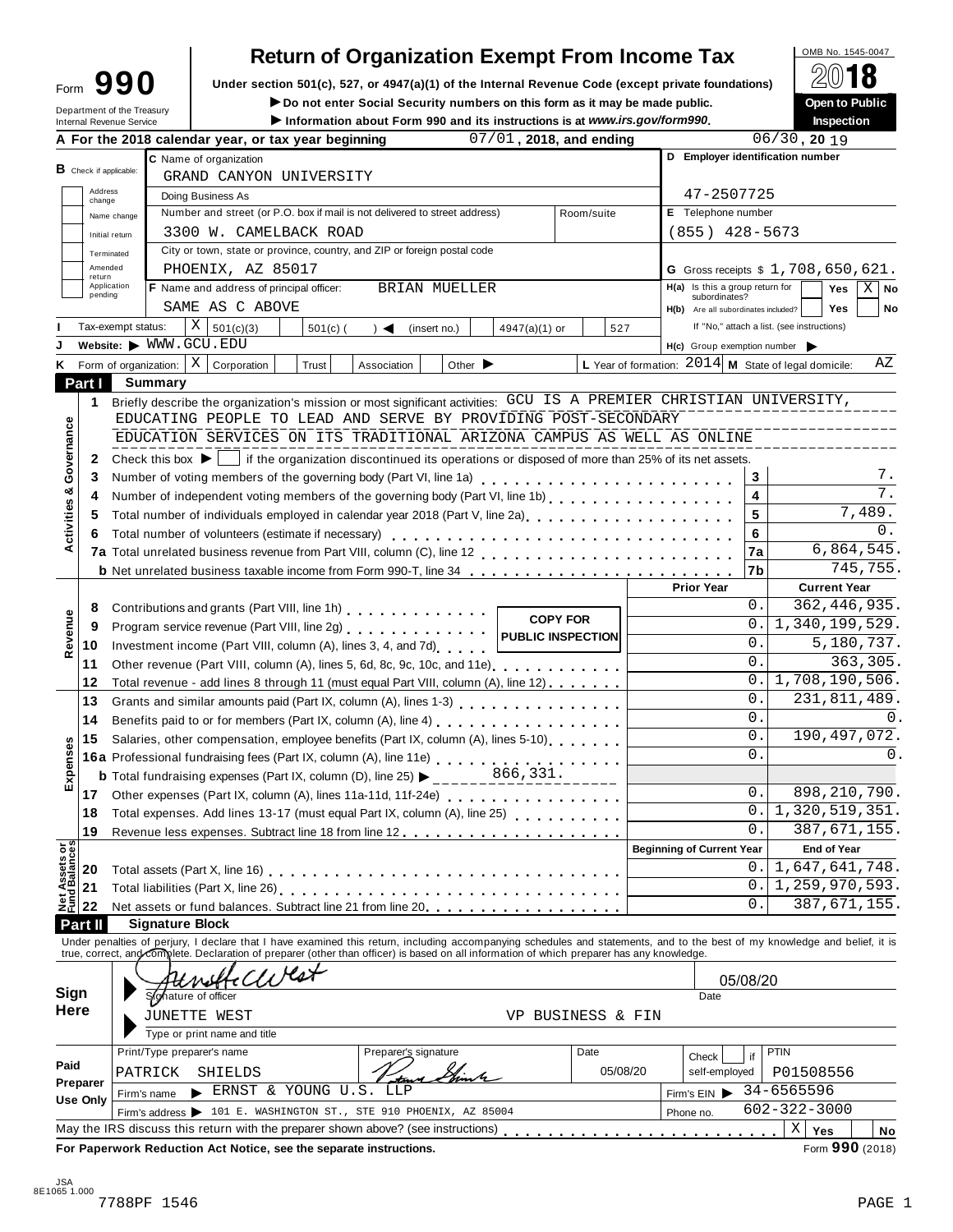Form **990**

Department of the Treasury
Internal Revenue Service

# Return of Organization Exempt From Income Tax

**Under section 501(c), 527, or 4947(a)(1) of the Internal Revenue Code (except private foundations)**

▶ **Do not enter Social Security numbers on this form as it may be made public.**

▶ **Information about Form 990 and its instructions is at www.irs.gov/form990.**

OMB No. 1545-0047

**2018**

**Open to Public Inspection**

**A For the 2018 calendar year, or tax year beginning** 07/01, 2018, and ending 06/30, 2019

**B** Check if applicable: Address change | Name change | Initial return | Terminated | Amended return | Application pending

**C** Name of organization: GRAND CANYON UNIVERSITY

Doing Business As

Number and street (or P.O. box if mail is not delivered to street address) / Room/suite: 3300 W. CAMELBACK ROAD

City or town, state or province, country, and ZIP or foreign postal code: PHOENIX, AZ 85017

**D Employer identification number:** 47-2507725

**E** Telephone number: (855) 428-5673

**G** Gross receipts $ 1,708,650,621.

**F** Name and address of principal officer: BRIAN MUELLER, SAME AS C ABOVE

**H(a)** Is this a group return for subordinates? Yes [ ] No [X]

**H(b)** Are all subordinates included? Yes [ ] No [ ]
If "No," attach a list. (see instructions)

**I** Tax-exempt status: [X] 501(c)(3) [ ] 501(c) ( ) ◀ (insert no.) [ ] 4947(a)(1) or [ ] 527

**J** Website: ▶ WWW.GCU.EDU

**H(c)** Group exemption number ▶

**K** Form of organization: [X] Corporation [ ] Trust [ ] Association [ ] Other ▶

**L** Year of formation: 2014 **M** State of legal domicile: AZ

## Part I Summary

**Activities & Governance**

1 Briefly describe the organization's mission or most significant activities: GCU IS A PREMIER CHRISTIAN UNIVERSITY, EDUCATING PEOPLE TO LEAD AND SERVE BY PROVIDING POST-SECONDARY EDUCATION SERVICES ON ITS TRADITIONAL ARIZONA CAMPUS AS WELL AS ONLINE

2 Check this box ▶ [ ] if the organization discontinued its operations or disposed of more than 25% of its net assets.

| | | Line | Value |
|---|---|---|---|
| 3 | Number of voting members of the governing body (Part VI, line 1a) | 3 | 7. |
| 4 | Number of independent voting members of the governing body (Part VI, line 1b) | 4 | 7. |
| 5 | Total number of individuals employed in calendar year 2018 (Part V, line 2a) | 5 | 7,489. |
| 6 | Total number of volunteers (estimate if necessary) | 6 | 0. |
| 7a | Total unrelated business revenue from Part VIII, column (C), line 12 | 7a | 6,864,545. |
| b | Net unrelated business taxable income from Form 990-T, line 34 | 7b | 745,755. |

**COPY FOR PUBLIC INSPECTION**

| | | Prior Year | Current Year |
|---|---|---|---|
| **Revenue** | | | |
| 8 | Contributions and grants (Part VIII, line 1h) | 0. | 362,446,935. |
| 9 | Program service revenue (Part VIII, line 2g) | 0. | 1,340,199,529. |
| 10 | Investment income (Part VIII, column (A), lines 3, 4, and 7d) | 0. | 5,180,737. |
| 11 | Other revenue (Part VIII, column (A), lines 5, 6d, 8c, 9c, 10c, and 11e) | 0. | 363,305. |
| 12 | Total revenue - add lines 8 through 11 (must equal Part VIII, column (A), line 12) | 0. | 1,708,190,506. |
| **Expenses** | | | |
| 13 | Grants and similar amounts paid (Part IX, column (A), lines 1-3) | 0. | 231,811,489. |
| 14 | Benefits paid to or for members (Part IX, column (A), line 4) | 0. | 0. |
| 15 | Salaries, other compensation, employee benefits (Part IX, column (A), lines 5-10) | 0. | 190,497,072. |
| 16a | Professional fundraising fees (Part IX, column (A), line 11e) | 0. | 0. |
| b | Total fundraising expenses (Part IX, column (D), line 25) ▶ 866,331. | | |
| 17 | Other expenses (Part IX, column (A), lines 11a-11d, 11f-24e) | 0. | 898,210,790. |
| 18 | Total expenses. Add lines 13-17 (must equal Part IX, column (A), line 25) | 0. | 1,320,519,351. |
| 19 | Revenue less expenses. Subtract line 18 from line 12 | 0. | 387,671,155. |
| **Net Assets or Fund Balances** | | **Beginning of Current Year** | **End of Year** |
| 20 | Total assets (Part X, line 16) | 0. | 1,647,641,748. |
| 21 | Total liabilities (Part X, line 26) | 0. | 1,259,970,593. |
| 22 | Net assets or fund balances. Subtract line 21 from line 20 | 0. | 387,671,155. |

## Part II Signature Block

Under penalties of perjury, I declare that I have examined this return, including accompanying schedules and statements, and to the best of my knowledge and belief, it is true, correct, and complete. Declaration of preparer (other than officer) is based on all information of which preparer has any knowledge.

**Sign Here**

Signature of officer: Junette West — Date: 05/08/20

Type or print name and title: JUNETTE WEST, VP BUSINESS & FIN

**Paid Preparer Use Only**

| Print/Type preparer's name | Preparer's signature | Date | Check if self-employed | PTIN |
|---|---|---|---|---|
| PATRICK SHIELDS | Patrick Shields | 05/08/20 | [ ] | P01508556 |

Firm's name ▶ ERNST & YOUNG U.S. LLP — Firm's EIN ▶ 34-6565596

Firm's address ▶ 101 E. WASHINGTON ST., STE 910 PHOENIX, AZ 85004 — Phone no. 602-322-3000

May the IRS discuss this return with the preparer shown above? (see instructions) [X] Yes [ ] No

**For Paperwork Reduction Act Notice, see the separate instructions.** Form **990** (2018)

JSA 8E1065 1.000
7788PF 1546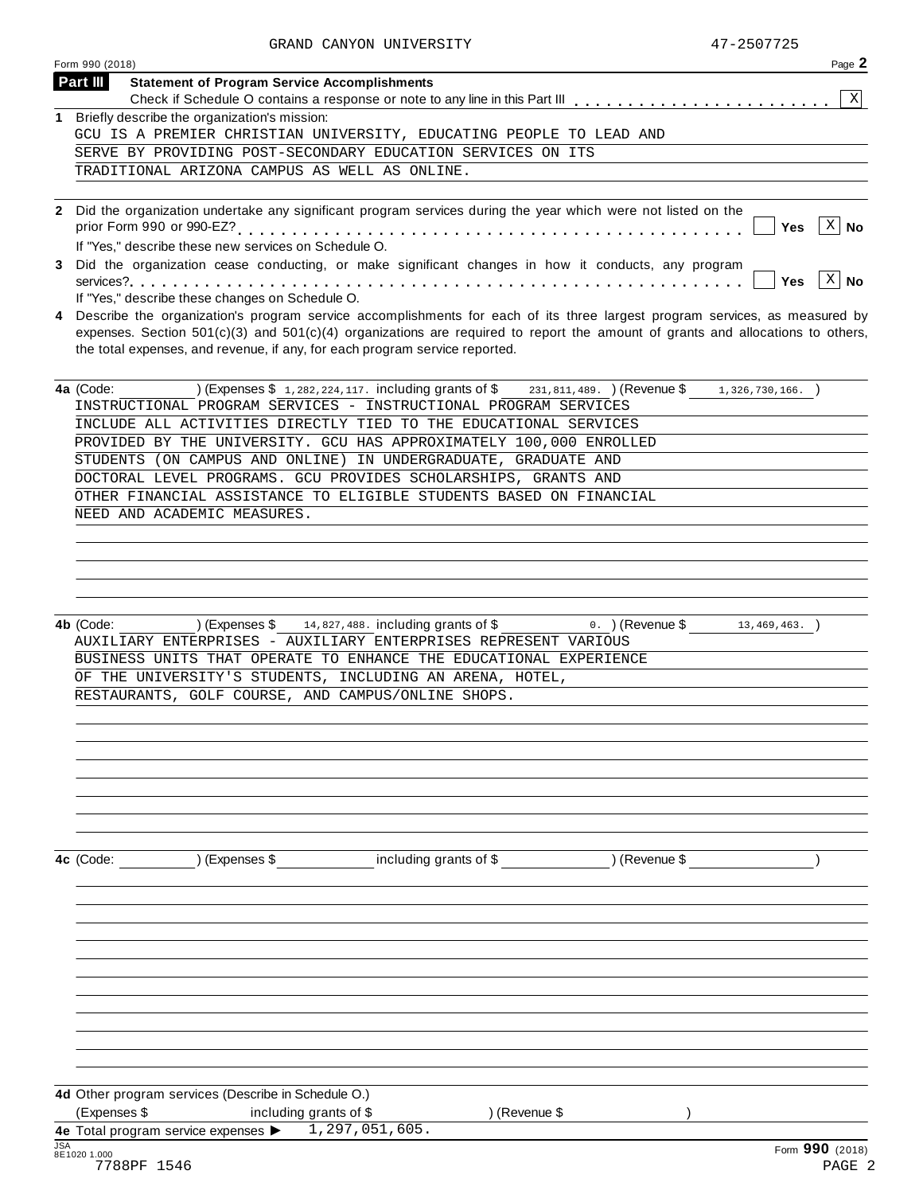GRAND CANYON UNIVERSITY 47-2507725

Form 990 (2018) Page **2**

## Part III Statement of Program Service Accomplishments

Check if Schedule O contains a response or note to any line in this Part III . . . . . . . . . . . . . . . . . . . . . . [X]

**1** Briefly describe the organization's mission:

GCU IS A PREMIER CHRISTIAN UNIVERSITY, EDUCATING PEOPLE TO LEAD AND SERVE BY PROVIDING POST-SECONDARY EDUCATION SERVICES ON ITS TRADITIONAL ARIZONA CAMPUS AS WELL AS ONLINE.

**2** Did the organization undertake any significant program services during the year which were not listed on the prior Form 990 or 990-EZ? . . . . . . . . . . . . . . . . . . . . . . . . . . . . . . . . . . . . . . . . . . [ ] Yes [X] No

If "Yes," describe these new services on Schedule O.

**3** Did the organization cease conducting, or make significant changes in how it conducts, any program services? . . . . . . . . . . . . . . . . . . . . . . . . . . . . . . . . . . . . . . . . . . . . . . . . . . . . [ ] Yes [X] No

If "Yes," describe these changes on Schedule O.

**4** Describe the organization's program service accomplishments for each of its three largest program services, as measured by expenses. Section 501(c)(3) and 501(c)(4) organizations are required to report the amount of grants and allocations to others, the total expenses, and revenue, if any, for each program service reported.

**4a** (Code: ) (Expenses $ 1,282,224,117. including grants of $ 231,811,489. ) (Revenue $ 1,326,730,166. )

INSTRUCTIONAL PROGRAM SERVICES - INSTRUCTIONAL PROGRAM SERVICES INCLUDE ALL ACTIVITIES DIRECTLY TIED TO THE EDUCATIONAL SERVICES PROVIDED BY THE UNIVERSITY. GCU HAS APPROXIMATELY 100,000 ENROLLED STUDENTS (ON CAMPUS AND ONLINE) IN UNDERGRADUATE, GRADUATE AND DOCTORAL LEVEL PROGRAMS. GCU PROVIDES SCHOLARSHIPS, GRANTS AND OTHER FINANCIAL ASSISTANCE TO ELIGIBLE STUDENTS BASED ON FINANCIAL NEED AND ACADEMIC MEASURES.

**4b** (Code: ) (Expenses $ 14,827,488. including grants of $ 0. ) (Revenue $ 13,469,463. )

AUXILIARY ENTERPRISES - AUXILIARY ENTERPRISES REPRESENT VARIOUS BUSINESS UNITS THAT OPERATE TO ENHANCE THE EDUCATIONAL EXPERIENCE OF THE UNIVERSITY'S STUDENTS, INCLUDING AN ARENA, HOTEL, RESTAURANTS, GOLF COURSE, AND CAMPUS/ONLINE SHOPS.

**4c** (Code: ) (Expenses $ including grants of $ ) (Revenue $ )

**4d** Other program services (Describe in Schedule O.)

(Expenses $ including grants of $ ) (Revenue $ )

**4e** Total program service expenses ▶ 1,297,051,605.

Form **990** (2018)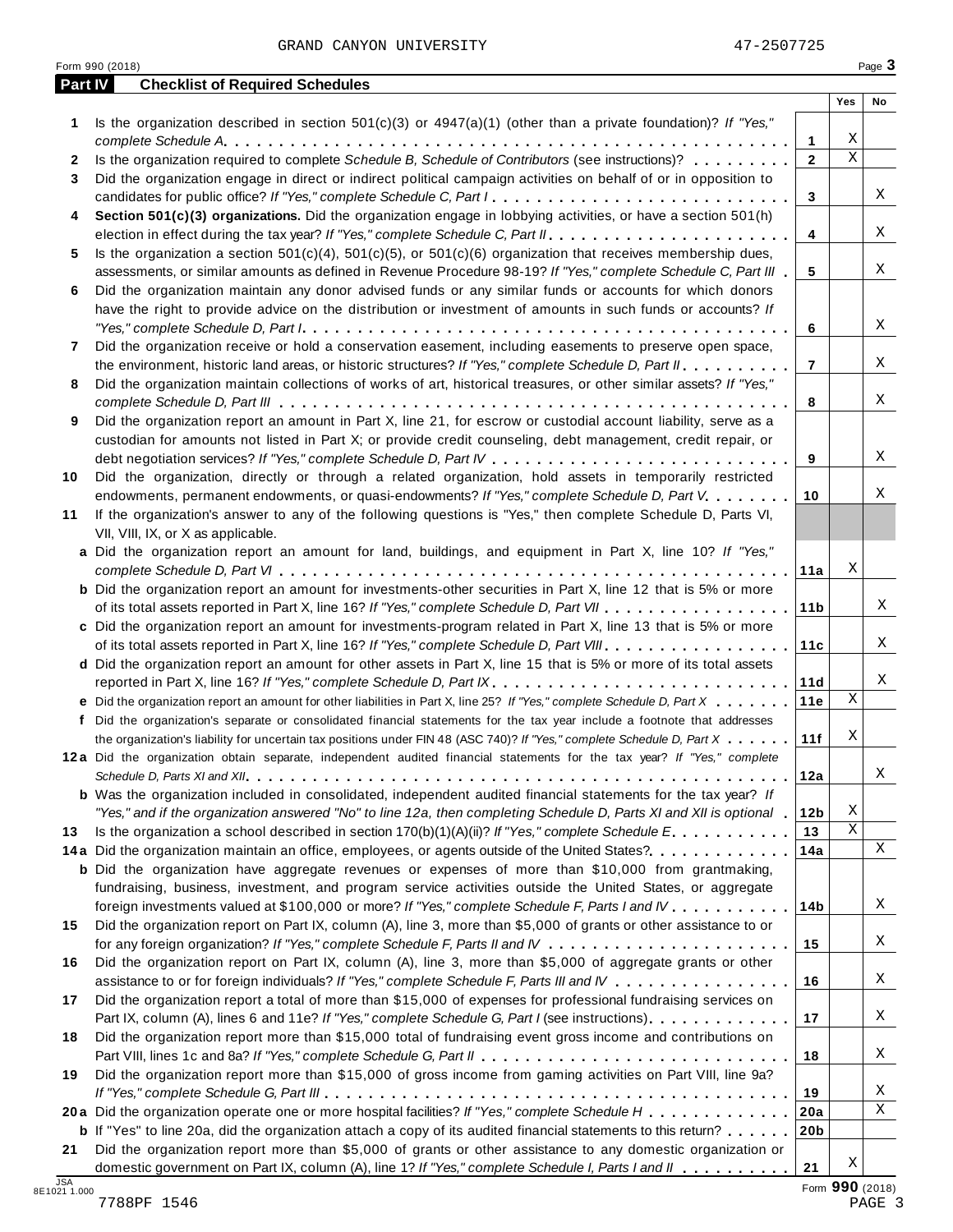GRAND CANYON UNIVERSITY 47-2507725

Form 990 (2018)

## Part IV Checklist of Required Schedules

| | | | Yes | No |
|---|---|---|---|---|
| **1** | Is the organization described in section 501(c)(3) or 4947(a)(1) (other than a private foundation)? *If "Yes," complete Schedule A* | 1 | X | |
| **2** | Is the organization required to complete *Schedule B, Schedule of Contributors* (see instructions)? | 2 | X | |
| **3** | Did the organization engage in direct or indirect political campaign activities on behalf of or in opposition to candidates for public office? *If "Yes," complete Schedule C, Part I* | 3 | | X |
| **4** | **Section 501(c)(3) organizations.** Did the organization engage in lobbying activities, or have a section 501(h) election in effect during the tax year? *If "Yes," complete Schedule C, Part II* | 4 | | X |
| **5** | Is the organization a section 501(c)(4), 501(c)(5), or 501(c)(6) organization that receives membership dues, assessments, or similar amounts as defined in Revenue Procedure 98-19? *If "Yes," complete Schedule C, Part III* | 5 | | X |
| **6** | Did the organization maintain any donor advised funds or any similar funds or accounts for which donors have the right to provide advice on the distribution or investment of amounts in such funds or accounts? *If "Yes," complete Schedule D, Part I* | 6 | | X |
| **7** | Did the organization receive or hold a conservation easement, including easements to preserve open space, the environment, historic land areas, or historic structures? *If "Yes," complete Schedule D, Part II* | 7 | | X |
| **8** | Did the organization maintain collections of works of art, historical treasures, or other similar assets? *If "Yes," complete Schedule D, Part III* | 8 | | X |
| **9** | Did the organization report an amount in Part X, line 21, for escrow or custodial account liability, serve as a custodian for amounts not listed in Part X; or provide credit counseling, debt management, credit repair, or debt negotiation services? *If "Yes," complete Schedule D, Part IV* | 9 | | X |
| **10** | Did the organization, directly or through a related organization, hold assets in temporarily restricted endowments, permanent endowments, or quasi-endowments? *If "Yes," complete Schedule D, Part V* | 10 | | X |
| **11** | If the organization's answer to any of the following questions is "Yes," then complete Schedule D, Parts VI, VII, VIII, IX, or X as applicable. | | | |
| **a** | Did the organization report an amount for land, buildings, and equipment in Part X, line 10? *If "Yes," complete Schedule D, Part VI* | 11a | X | |
| **b** | Did the organization report an amount for investments-other securities in Part X, line 12 that is 5% or more of its total assets reported in Part X, line 16? *If "Yes," complete Schedule D, Part VII* | 11b | | X |
| **c** | Did the organization report an amount for investments-program related in Part X, line 13 that is 5% or more of its total assets reported in Part X, line 16? *If "Yes," complete Schedule D, Part VIII* | 11c | | X |
| **d** | Did the organization report an amount for other assets in Part X, line 15 that is 5% or more of its total assets reported in Part X, line 16? *If "Yes," complete Schedule D, Part IX* | 11d | | X |
| **e** | Did the organization report an amount for other liabilities in Part X, line 25? *If "Yes," complete Schedule D, Part X* | 11e | X | |
| **f** | Did the organization's separate or consolidated financial statements for the tax year include a footnote that addresses the organization's liability for uncertain tax positions under FIN 48 (ASC 740)? *If "Yes," complete Schedule D, Part X* | 11f | X | |
| **12a** | Did the organization obtain separate, independent audited financial statements for the tax year? *If "Yes," complete Schedule D, Parts XI and XII* | 12a | | X |
| **b** | Was the organization included in consolidated, independent audited financial statements for the tax year? *If "Yes," and if the organization answered "No" to line 12a, then completing Schedule D, Parts XI and XII is optional* | 12b | X | |
| **13** | Is the organization a school described in section 170(b)(1)(A)(ii)? *If "Yes," complete Schedule E* | 13 | X | |
| **14a** | Did the organization maintain an office, employees, or agents outside of the United States? | 14a | | X |
| **b** | Did the organization have aggregate revenues or expenses of more than $10,000 from grantmaking, fundraising, business, investment, and program service activities outside the United States, or aggregate foreign investments valued at $100,000 or more? *If "Yes," complete Schedule F, Parts I and IV* | 14b | | X |
| **15** | Did the organization report on Part IX, column (A), line 3, more than $5,000 of grants or other assistance to or for any foreign organization? *If "Yes," complete Schedule F, Parts II and IV* | 15 | | X |
| **16** | Did the organization report on Part IX, column (A), line 3, more than $5,000 of aggregate grants or other assistance to or for foreign individuals? *If "Yes," complete Schedule F, Parts III and IV* | 16 | | X |
| **17** | Did the organization report a total of more than $15,000 of expenses for professional fundraising services on Part IX, column (A), lines 6 and 11e? *If "Yes," complete Schedule G, Part I* (see instructions) | 17 | | X |
| **18** | Did the organization report more than $15,000 total of fundraising event gross income and contributions on Part VIII, lines 1c and 8a? *If "Yes," complete Schedule G, Part II* | 18 | | X |
| **19** | Did the organization report more than $15,000 of gross income from gaming activities on Part VIII, line 9a? *If "Yes," complete Schedule G, Part III* | 19 | | X |
| **20a** | Did the organization operate one or more hospital facilities? *If "Yes," complete Schedule H* | 20a | | X |
| **b** | If "Yes" to line 20a, did the organization attach a copy of its audited financial statements to this return? | 20b | | |
| **21** | Did the organization report more than $5,000 of grants or other assistance to any domestic organization or domestic government on Part IX, column (A), line 1? *If "Yes," complete Schedule I, Parts I and II* | 21 | X | |

Form **990** (2018)

7788PF 1546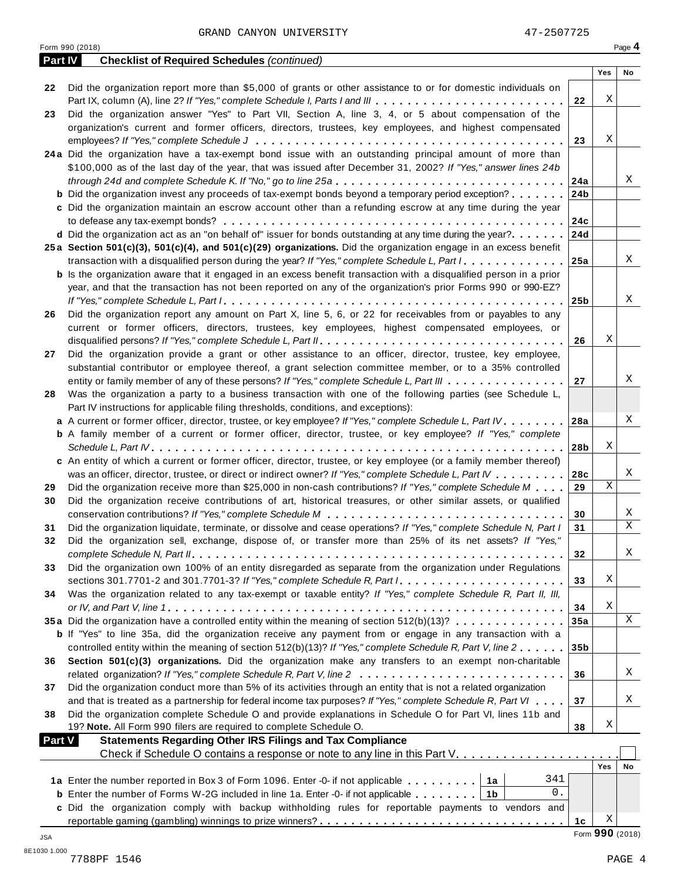GRAND CANYON UNIVERSITY 47-2507725

Form 990 (2018)

## Part IV Checklist of Required Schedules *(continued)*

| | | | Yes | No |
|---|---|---|---|---|
| 22 | Did the organization report more than $5,000 of grants or other assistance to or for domestic individuals on Part IX, column (A), line 2? *If "Yes," complete Schedule I, Parts I and III* | 22 | X | |
| 23 | Did the organization answer "Yes" to Part VII, Section A, line 3, 4, or 5 about compensation of the organization's current and former officers, directors, trustees, key employees, and highest compensated employees? *If "Yes," complete Schedule J* | 23 | X | |
| 24a | Did the organization have a tax-exempt bond issue with an outstanding principal amount of more than $100,000 as of the last day of the year, that was issued after December 31, 2002? *If "Yes," answer lines 24b through 24d and complete Schedule K. If "No," go to line 25a* | 24a | | X |
| b | Did the organization invest any proceeds of tax-exempt bonds beyond a temporary period exception? | 24b | | |
| c | Did the organization maintain an escrow account other than a refunding escrow at any time during the year to defease any tax-exempt bonds? | 24c | | |
| d | Did the organization act as an "on behalf of" issuer for bonds outstanding at any time during the year? | 24d | | |
| 25a | **Section 501(c)(3), 501(c)(4), and 501(c)(29) organizations.** Did the organization engage in an excess benefit transaction with a disqualified person during the year? *If "Yes," complete Schedule L, Part I* | 25a | | X |
| b | Is the organization aware that it engaged in an excess benefit transaction with a disqualified person in a prior year, and that the transaction has not been reported on any of the organization's prior Forms 990 or 990-EZ? *If "Yes," complete Schedule L, Part I* | 25b | | X |
| 26 | Did the organization report any amount on Part X, line 5, 6, or 22 for receivables from or payables to any current or former officers, directors, trustees, key employees, highest compensated employees, or disqualified persons? *If "Yes," complete Schedule L, Part II* | 26 | X | |
| 27 | Did the organization provide a grant or other assistance to an officer, director, trustee, key employee, substantial contributor or employee thereof, a grant selection committee member, or to a 35% controlled entity or family member of any of these persons? *If "Yes," complete Schedule L, Part III* | 27 | | X |
| 28 | Was the organization a party to a business transaction with one of the following parties (see Schedule L, Part IV instructions for applicable filing thresholds, conditions, and exceptions): | | | |
| a | A current or former officer, director, trustee, or key employee? *If "Yes," complete Schedule L, Part IV* | 28a | | X |
| b | A family member of a current or former officer, director, trustee, or key employee? *If "Yes," complete Schedule L, Part IV* | 28b | X | |
| c | An entity of which a current or former officer, director, trustee, or key employee (or a family member thereof) was an officer, director, trustee, or direct or indirect owner? *If "Yes," complete Schedule L, Part IV* | 28c | | X |
| 29 | Did the organization receive more than $25,000 in non-cash contributions? *If "Yes," complete Schedule M* | 29 | X | |
| 30 | Did the organization receive contributions of art, historical treasures, or other similar assets, or qualified conservation contributions? *If "Yes," complete Schedule M* | 30 | | X |
| 31 | Did the organization liquidate, terminate, or dissolve and cease operations? *If "Yes," complete Schedule N, Part I* | 31 | | X |
| 32 | Did the organization sell, exchange, dispose of, or transfer more than 25% of its net assets? *If "Yes," complete Schedule N, Part II* | 32 | | X |
| 33 | Did the organization own 100% of an entity disregarded as separate from the organization under Regulations sections 301.7701-2 and 301.7701-3? *If "Yes," complete Schedule R, Part I* | 33 | X | |
| 34 | Was the organization related to any tax-exempt or taxable entity? *If "Yes," complete Schedule R, Part II, III, or IV, and Part V, line 1* | 34 | X | |
| 35a | Did the organization have a controlled entity within the meaning of section 512(b)(13)? | 35a | | X |
| b | If "Yes" to line 35a, did the organization receive any payment from or engage in any transaction with a controlled entity within the meaning of section 512(b)(13)? *If "Yes," complete Schedule R, Part V, line 2* | 35b | | |
| 36 | **Section 501(c)(3) organizations.** Did the organization make any transfers to an exempt non-charitable related organization? *If "Yes," complete Schedule R, Part V, line 2* | 36 | | X |
| 37 | Did the organization conduct more than 5% of its activities through an entity that is not a related organization and that is treated as a partnership for federal income tax purposes? *If "Yes," complete Schedule R, Part VI* | 37 | | X |
| 38 | Did the organization complete Schedule O and provide explanations in Schedule O for Part VI, lines 11b and 19? **Note.** All Form 990 filers are required to complete Schedule O. | 38 | X | |

## Part V Statements Regarding Other IRS Filings and Tax Compliance

Check if Schedule O contains a response or note to any line in this Part V ☐

| | | | | | Yes | No |
|---|---|---|---|---|---|---|
| 1a | Enter the number reported in Box 3 of Form 1096. Enter -0- if not applicable | 1a | 341 | | | |
| b | Enter the number of Forms W-2G included in line 1a. Enter -0- if not applicable | 1b | 0. | | | |
| c | Did the organization comply with backup withholding rules for reportable payments to vendors and reportable gaming (gambling) winnings to prize winners? | | | 1c | X | |

Form **990** (2018)

JSA 8E1030 1.000

7788PF 1546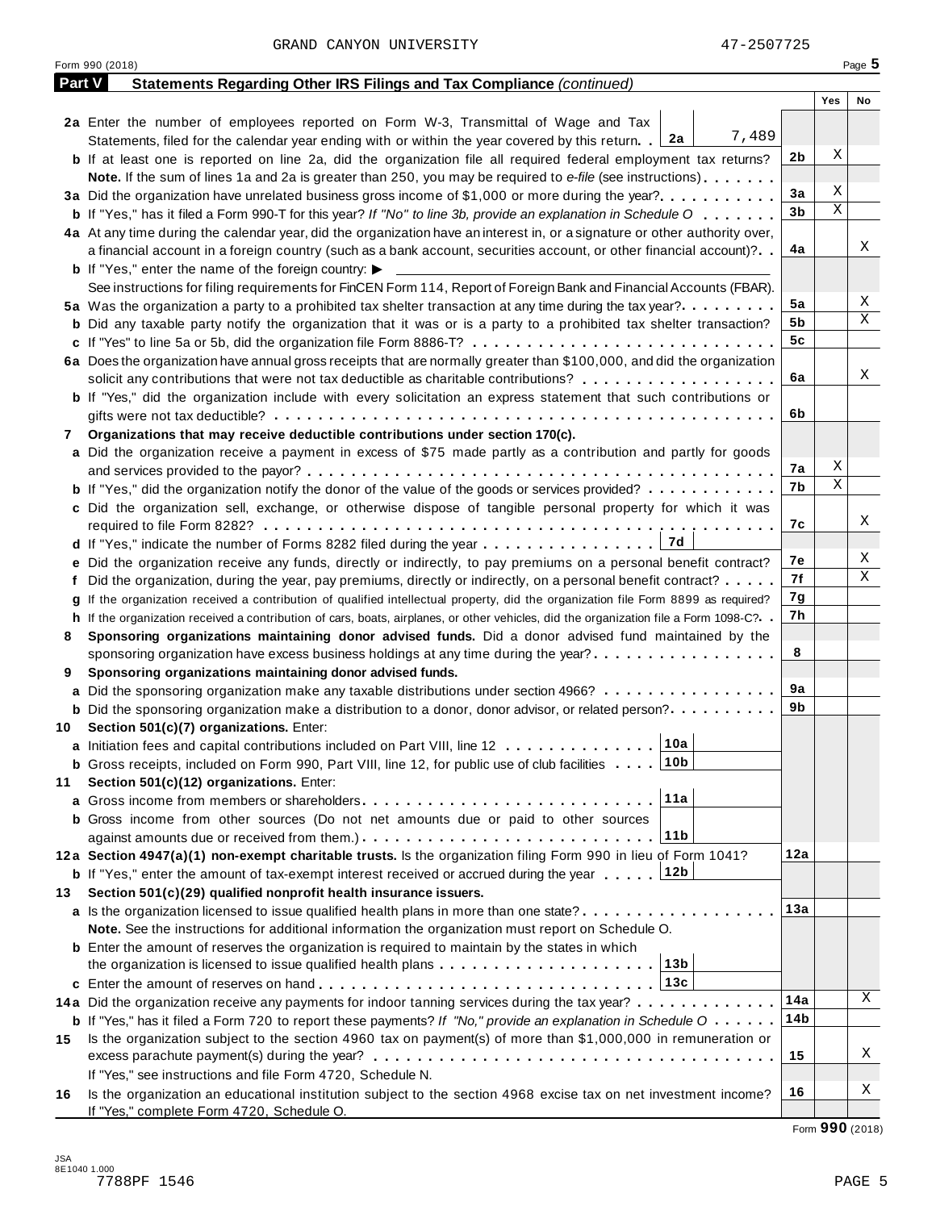GRAND CANYON UNIVERSITY 47-2507725

Form 990 (2018) Page **5**

## Part V Statements Regarding Other IRS Filings and Tax Compliance *(continued)*

| | | Line | Yes | No |
|---|---|---|---|---|
| **2a** | Enter the number of employees reported on Form W-3, Transmittal of Wage and Tax Statements, filed for the calendar year ending with or within the year covered by this return . . **2a** 7,489 | | | |
| **b** | If at least one is reported on line 2a, did the organization file all required federal employment tax returns? | **2b** | X | |
| | **Note.** If the sum of lines 1a and 2a is greater than 250, you may be required to *e-file* (see instructions) | | | |
| **3a** | Did the organization have unrelated business gross income of $1,000 or more during the year? | **3a** | X | |
| **b** | If "Yes," has it filed a Form 990-T for this year? *If "No" to line 3b, provide an explanation in Schedule O* | **3b** | X | |
| **4a** | At any time during the calendar year, did the organization have an interest in, or a signature or other authority over, a financial account in a foreign country (such as a bank account, securities account, or other financial account)? | **4a** | | X |
| **b** | If "Yes," enter the name of the foreign country: ▶ | | | |
| | See instructions for filing requirements for FinCEN Form 114, Report of Foreign Bank and Financial Accounts (FBAR). | | | |
| **5a** | Was the organization a party to a prohibited tax shelter transaction at any time during the tax year? | **5a** | | X |
| **b** | Did any taxable party notify the organization that it was or is a party to a prohibited tax shelter transaction? | **5b** | | X |
| **c** | If "Yes" to line 5a or 5b, did the organization file Form 8886-T? | **5c** | | |
| **6a** | Does the organization have annual gross receipts that are normally greater than $100,000, and did the organization solicit any contributions that were not tax deductible as charitable contributions? | **6a** | | X |
| **b** | If "Yes," did the organization include with every solicitation an express statement that such contributions or gifts were not tax deductible? | **6b** | | |
| **7** | **Organizations that may receive deductible contributions under section 170(c).** | | | |
| **a** | Did the organization receive a payment in excess of $75 made partly as a contribution and partly for goods and services provided to the payor? | **7a** | X | |
| **b** | If "Yes," did the organization notify the donor of the value of the goods or services provided? | **7b** | X | |
| **c** | Did the organization sell, exchange, or otherwise dispose of tangible personal property for which it was required to file Form 8282? | **7c** | | X |
| **d** | If "Yes," indicate the number of Forms 8282 filed during the year . . . **7d** | | | |
| **e** | Did the organization receive any funds, directly or indirectly, to pay premiums on a personal benefit contract? | **7e** | | X |
| **f** | Did the organization, during the year, pay premiums, directly or indirectly, on a personal benefit contract? | **7f** | | X |
| **g** | If the organization received a contribution of qualified intellectual property, did the organization file Form 8899 as required? | **7g** | | |
| **h** | If the organization received a contribution of cars, boats, airplanes, or other vehicles, did the organization file a Form 1098-C? | **7h** | | |
| **8** | **Sponsoring organizations maintaining donor advised funds.** Did a donor advised fund maintained by the sponsoring organization have excess business holdings at any time during the year? | **8** | | |
| **9** | **Sponsoring organizations maintaining donor advised funds.** | | | |
| **a** | Did the sponsoring organization make any taxable distributions under section 4966? | **9a** | | |
| **b** | Did the sponsoring organization make a distribution to a donor, donor advisor, or related person? | **9b** | | |
| **10** | **Section 501(c)(7) organizations.** Enter: | | | |
| **a** | Initiation fees and capital contributions included on Part VIII, line 12 . . . **10a** | | | |
| **b** | Gross receipts, included on Form 990, Part VIII, line 12, for public use of club facilities . . . **10b** | | | |
| **11** | **Section 501(c)(12) organizations.** Enter: | | | |
| **a** | Gross income from members or shareholders . . . **11a** | | | |
| **b** | Gross income from other sources (Do not net amounts due or paid to other sources against amounts due or received from them.) . . . **11b** | | | |
| **12a** | **Section 4947(a)(1) non-exempt charitable trusts.** Is the organization filing Form 990 in lieu of Form 1041? | **12a** | | |
| **b** | If "Yes," enter the amount of tax-exempt interest received or accrued during the year . . . **12b** | | | |
| **13** | **Section 501(c)(29) qualified nonprofit health insurance issuers.** | | | |
| **a** | Is the organization licensed to issue qualified health plans in more than one state? | **13a** | | |
| | **Note.** See the instructions for additional information the organization must report on Schedule O. | | | |
| **b** | Enter the amount of reserves the organization is required to maintain by the states in which the organization is licensed to issue qualified health plans . . . **13b** | | | |
| **c** | Enter the amount of reserves on hand . . . **13c** | | | |
| **14a** | Did the organization receive any payments for indoor tanning services during the tax year? | **14a** | | X |
| **b** | If "Yes," has it filed a Form 720 to report these payments? *If "No," provide an explanation in Schedule O* | **14b** | | |
| **15** | Is the organization subject to the section 4960 tax on payment(s) of more than $1,000,000 in remuneration or excess parachute payment(s) during the year? If "Yes," see instructions and file Form 4720, Schedule N. | **15** | | X |
| **16** | Is the organization an educational institution subject to the section 4968 excise tax on net investment income? If "Yes," complete Form 4720, Schedule O. | **16** | | X |

Form **990** (2018)

JSA 8E1040 1.000
7788PF 1546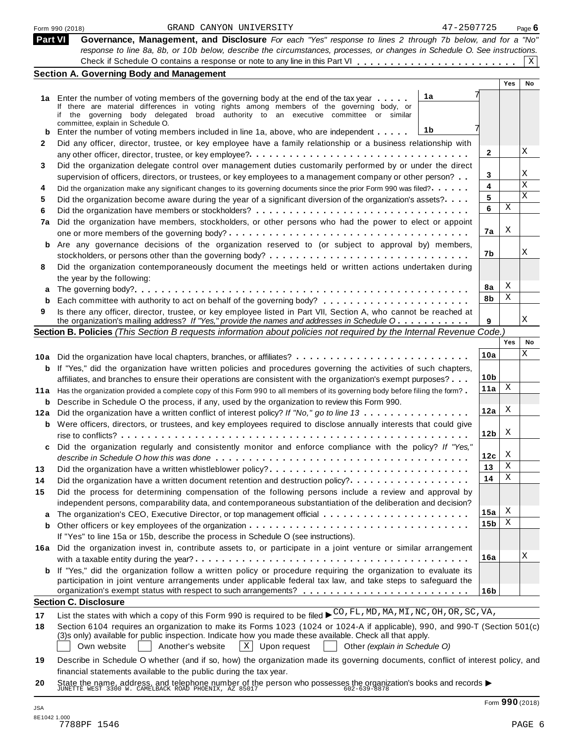Form 990 (2018) GRAND CANYON UNIVERSITY 47-2507725 Page 6

## Part VI Governance, Management, and Disclosure

*For each "Yes" response to lines 2 through 7b below, and for a "No" response to line 8a, 8b, or 10b below, describe the circumstances, processes, or changes in Schedule O. See instructions.*

Check if Schedule O contains a response or note to any line in this Part VI . . . . . . . . . . . . . . . . . . . . . . . . X

### Section A. Governing Body and Management

| | | | Yes | No |
|---|---|---|---|---|
| **1a** | Enter the number of voting members of the governing body at the end of the tax year . . . . . **1a** 7<br>If there are material differences in voting rights among members of the governing body, or if the governing body delegated broad authority to an executive committee or similar committee, explain in Schedule O. | | | |
| **b** | Enter the number of voting members included in line 1a, above, who are independent . . . . . **1b** 7 | | | |
| **2** | Did any officer, director, trustee, or key employee have a family relationship or a business relationship with any other officer, director, trustee, or key employee? | 2 | | X |
| **3** | Did the organization delegate control over management duties customarily performed by or under the direct supervision of officers, directors, or trustees, or key employees to a management company or other person? | 3 | | X |
| **4** | Did the organization make any significant changes to its governing documents since the prior Form 990 was filed? | 4 | | X |
| **5** | Did the organization become aware during the year of a significant diversion of the organization's assets? | 5 | | X |
| **6** | Did the organization have members or stockholders? | 6 | X | |
| **7a** | Did the organization have members, stockholders, or other persons who had the power to elect or appoint one or more members of the governing body? | 7a | X | |
| **b** | Are any governance decisions of the organization reserved to (or subject to approval by) members, stockholders, or persons other than the governing body? | 7b | | X |
| **8** | Did the organization contemporaneously document the meetings held or written actions undertaken during the year by the following: | | | |
| **a** | The governing body? | 8a | X | |
| **b** | Each committee with authority to act on behalf of the governing body? | 8b | X | |
| **9** | Is there any officer, director, trustee, or key employee listed in Part VII, Section A, who cannot be reached at the organization's mailing address? *If "Yes," provide the names and addresses in Schedule O* | 9 | | X |

### Section B. Policies *(This Section B requests information about policies not required by the Internal Revenue Code.)*

| | | | Yes | No |
|---|---|---|---|---|
| **10a** | Did the organization have local chapters, branches, or affiliates? | 10a | | X |
| **b** | If "Yes," did the organization have written policies and procedures governing the activities of such chapters, affiliates, and branches to ensure their operations are consistent with the organization's exempt purposes? | 10b | | |
| **11a** | Has the organization provided a complete copy of this Form 990 to all members of its governing body before filing the form? | 11a | X | |
| **b** | Describe in Schedule O the process, if any, used by the organization to review this Form 990. | | | |
| **12a** | Did the organization have a written conflict of interest policy? *If "No," go to line 13* | 12a | X | |
| **b** | Were officers, directors, or trustees, and key employees required to disclose annually interests that could give rise to conflicts? | 12b | X | |
| **c** | Did the organization regularly and consistently monitor and enforce compliance with the policy? *If "Yes," describe in Schedule O how this was done* | 12c | X | |
| **13** | Did the organization have a written whistleblower policy? | 13 | X | |
| **14** | Did the organization have a written document retention and destruction policy? | 14 | X | |
| **15** | Did the process for determining compensation of the following persons include a review and approval by independent persons, comparability data, and contemporaneous substantiation of the deliberation and decision? | | | |
| **a** | The organization's CEO, Executive Director, or top management official | 15a | X | |
| **b** | Other officers or key employees of the organization | 15b | X | |
| | If "Yes" to line 15a or 15b, describe the process in Schedule O (see instructions). | | | |
| **16a** | Did the organization invest in, contribute assets to, or participate in a joint venture or similar arrangement with a taxable entity during the year? | 16a | | X |
| **b** | If "Yes," did the organization follow a written policy or procedure requiring the organization to evaluate its participation in joint venture arrangements under applicable federal tax law, and take steps to safeguard the organization's exempt status with respect to such arrangements? | 16b | | |

### Section C. Disclosure

**17** List the states with which a copy of this Form 990 is required to be filed ▶ CO,FL,MD,MA,MI,NC,OH,OR,SC,VA,

**18** Section 6104 requires an organization to make its Forms 1023 (1024 or 1024-A if applicable), 990, and 990-T (Section 501(c)(3)s only) available for public inspection. Indicate how you made these available. Check all that apply.

☐ Own website ☐ Another's website ☒ Upon request ☐ Other *(explain in Schedule O)*

**19** Describe in Schedule O whether (and if so, how) the organization made its governing documents, conflict of interest policy, and financial statements available to the public during the tax year.

**20** State the name, address, and telephone number of the person who possesses the organization's books and records ▶
JUNETTE WEST 3300 W. CAMELBACK ROAD PHOENIX, AZ 85017 602-639-8878

Form **990** (2018)

JSA
8E1042 1.000
7788PF 1546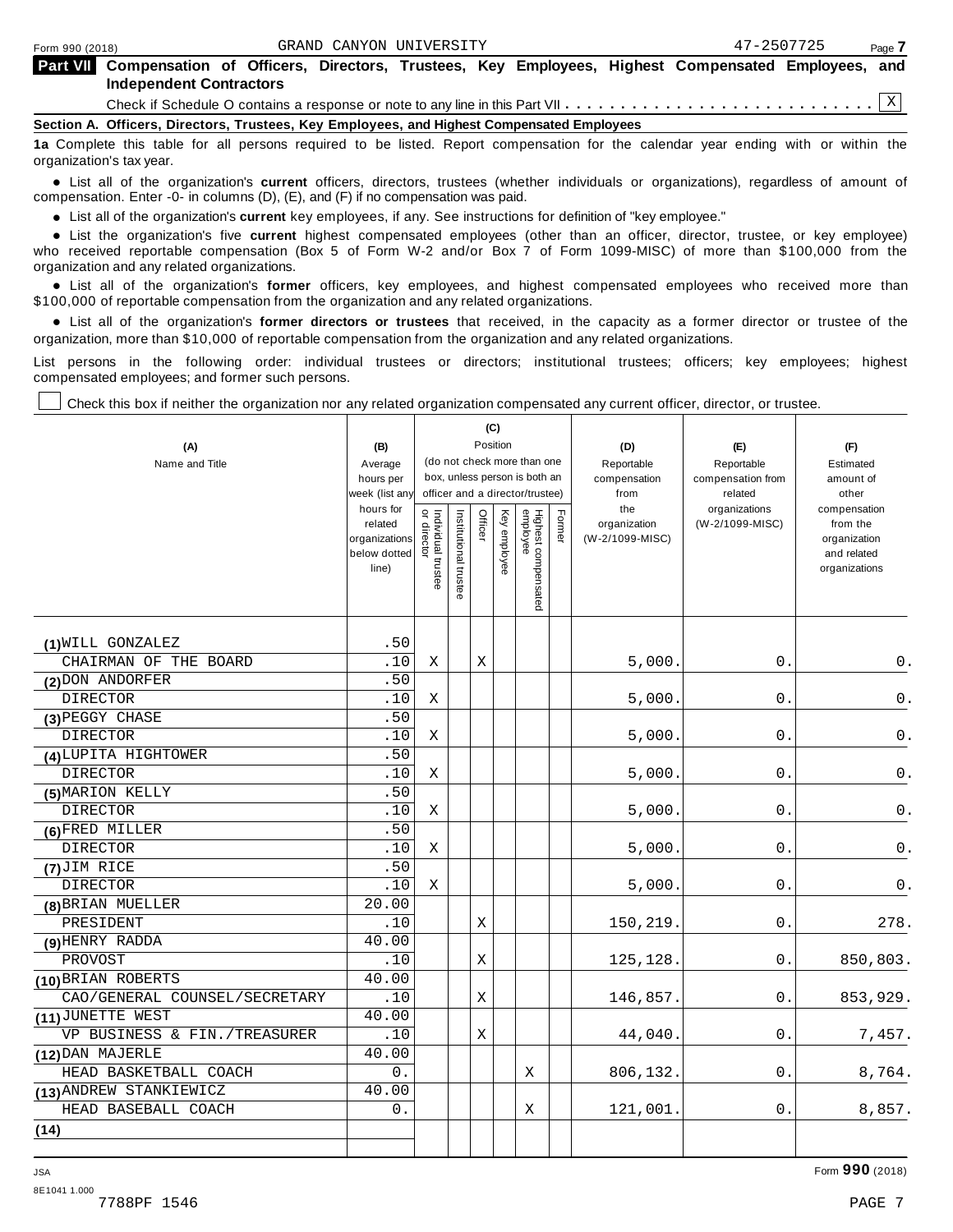Form 990 (2018) GRAND CANYON UNIVERSITY 47-2507725

## Part VII Compensation of Officers, Directors, Trustees, Key Employees, Highest Compensated Employees, and Independent Contractors

Check if Schedule O contains a response or note to any line in this Part VII . . . . . . . . . . . . . . . . . . . . . . . . . . . . [X]

### Section A. Officers, Directors, Trustees, Key Employees, and Highest Compensated Employees

**1a** Complete this table for all persons required to be listed. Report compensation for the calendar year ending with or within the organization's tax year.

- List all of the organization's **current** officers, directors, trustees (whether individuals or organizations), regardless of amount of compensation. Enter -0- in columns (D), (E), and (F) if no compensation was paid.
- List all of the organization's **current** key employees, if any. See instructions for definition of "key employee."
- List the organization's five **current** highest compensated employees (other than an officer, director, trustee, or key employee) who received reportable compensation (Box 5 of Form W-2 and/or Box 7 of Form 1099-MISC) of more than $100,000 from the organization and any related organizations.
- List all of the organization's **former** officers, key employees, and highest compensated employees who received more than $100,000 of reportable compensation from the organization and any related organizations.
- List all of the organization's **former directors or trustees** that received, in the capacity as a former director or trustee of the organization, more than $10,000 of reportable compensation from the organization and any related organizations.

List persons in the following order: individual trustees or directors; institutional trustees; officers; key employees; highest compensated employees; and former such persons.

[ ] Check this box if neither the organization nor any related organization compensated any current officer, director, or trustee.

| (A) Name and Title | (B) Average hours per week (list any hours for related organizations below dotted line) | (C) Position: Individual trustee or director | Institutional trustee | Officer | Key employee | Highest compensated employee | Former | (D) Reportable compensation from the organization (W-2/1099-MISC) | (E) Reportable compensation from related organizations (W-2/1099-MISC) | (F) Estimated amount of other compensation from the organization and related organizations |
|---|---|---|---|---|---|---|---|---|---|---|
| (1) WILL GONZALEZ<br>CHAIRMAN OF THE BOARD | .50<br>.10 | X | | X | | | | 5,000. | 0. | 0. |
| (2) DON ANDORFER<br>DIRECTOR | .50<br>.10 | X | | | | | | 5,000. | 0. | 0. |
| (3) PEGGY CHASE<br>DIRECTOR | .50<br>.10 | X | | | | | | 5,000. | 0. | 0. |
| (4) LUPITA HIGHTOWER<br>DIRECTOR | .50<br>.10 | X | | | | | | 5,000. | 0. | 0. |
| (5) MARION KELLY<br>DIRECTOR | .50<br>.10 | X | | | | | | 5,000. | 0. | 0. |
| (6) FRED MILLER<br>DIRECTOR | .50<br>.10 | X | | | | | | 5,000. | 0. | 0. |
| (7) JIM RICE<br>DIRECTOR | .50<br>.10 | X | | | | | | 5,000. | 0. | 0. |
| (8) BRIAN MUELLER<br>PRESIDENT | 20.00<br>.10 | | | X | | | | 150,219. | 0. | 278. |
| (9) HENRY RADDA<br>PROVOST | 40.00<br>.10 | | | X | | | | 125,128. | 0. | 850,803. |
| (10) BRIAN ROBERTS<br>CAO/GENERAL COUNSEL/SECRETARY | 40.00<br>.10 | | | X | | | | 146,857. | 0. | 853,929. |
| (11) JUNETTE WEST<br>VP BUSINESS & FIN./TREASURER | 40.00<br>.10 | | | X | | | | 44,040. | 0. | 7,457. |
| (12) DAN MAJERLE<br>HEAD BASKETBALL COACH | 40.00<br>0. | | | | | X | | 806,132. | 0. | 8,764. |
| (13) ANDREW STANKIEWICZ<br>HEAD BASEBALL COACH | 40.00<br>0. | | | | | X | | 121,001. | 0. | 8,857. |
| (14) | | | | | | | | | | |

Form **990** (2018)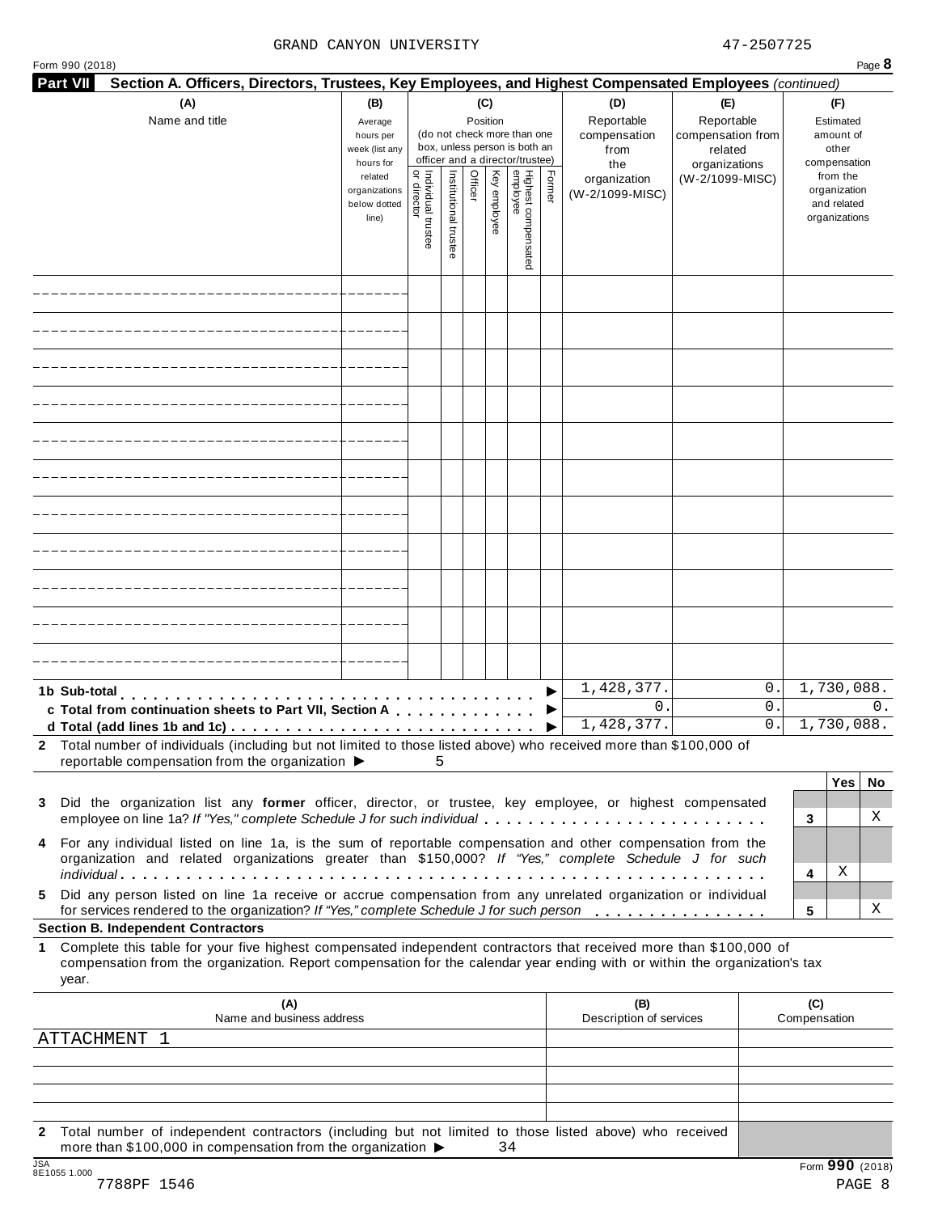GRAND CANYON UNIVERSITY 47-2507725

## Part VII Section A. Officers, Directors, Trustees, Key Employees, and Highest Compensated Employees *(continued)*

| (A) Name and title | (B) Average hours per week (list any hours for related organizations below dotted line) | (C) Position (do not check more than one box, unless person is both an officer and a director/trustee): Individual trustee or director | Institutional trustee | Officer | Key employee | Highest compensated employee | Former | (D) Reportable compensation from the organization (W-2/1099-MISC) | (E) Reportable compensation from related organizations (W-2/1099-MISC) | (F) Estimated amount of other compensation from the organization and related organizations |
|---|---|---|---|---|---|---|---|---|---|---|
| | | | | | | | | | | |
| | | | | | | | | | | |
| | | | | | | | | | | |
| | | | | | | | | | | |
| | | | | | | | | | | |
| | | | | | | | | | | |
| | | | | | | | | | | |
| | | | | | | | | | | |
| | | | | | | | | | | |
| | | | | | | | | | | |
| | | | | | | | | | | |

| | (D) | (E) | (F) |
|---|---|---|---|
| **1b Sub-total** ▶ | 1,428,377. | 0. | 1,730,088. |
| **c Total from continuation sheets to Part VII, Section A** ▶ | 0. | 0. | 0. |
| **d Total (add lines 1b and 1c)** ▶ | 1,428,377. | 0. | 1,730,088. |

**2** Total number of individuals (including but not limited to those listed above) who received more than $100,000 of reportable compensation from the organization ▶ 5

| | | Yes | No |
|---|---|---|---|
| **3** Did the organization list any **former** officer, director, or trustee, key employee, or highest compensated employee on line 1a? *If "Yes," complete Schedule J for such individual* | 3 | | X |
| **4** For any individual listed on line 1a, is the sum of reportable compensation and other compensation from the organization and related organizations greater than $150,000? *If "Yes," complete Schedule J for such individual* | 4 | X | |
| **5** Did any person listed on line 1a receive or accrue compensation from any unrelated organization or individual for services rendered to the organization? *If "Yes," complete Schedule J for such person* | 5 | | X |

### Section B. Independent Contractors

**1** Complete this table for your five highest compensated independent contractors that received more than $100,000 of compensation from the organization. Report compensation for the calendar year ending with or within the organization's tax year.

| (A) Name and business address | (B) Description of services | (C) Compensation |
|---|---|---|
| ATTACHMENT 1 | | |
| | | |
| | | |
| | | |
| | | |

**2** Total number of independent contractors (including but not limited to those listed above) who received more than $100,000 in compensation from the organization ▶ 34

Form **990** (2018)

7788PF 1546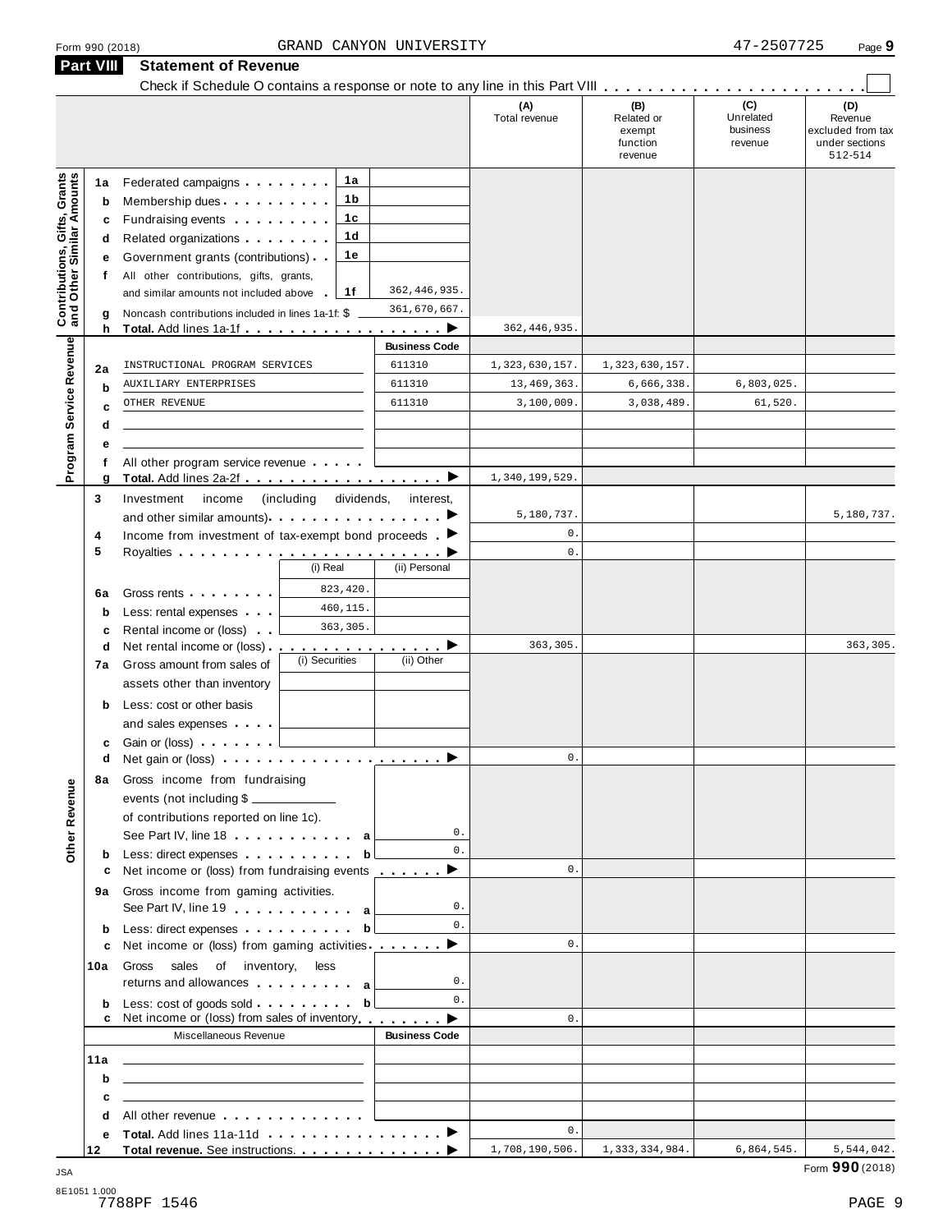Form 990 (2018) GRAND CANYON UNIVERSITY 47-2507725 Page 9

## Part VIII Statement of Revenue

Check if Schedule O contains a response or note to any line in this Part VIII

| | | | | (A) Total revenue | (B) Related or exempt function revenue | (C) Unrelated business revenue | (D) Revenue excluded from tax under sections 512-514 |
|---|---|---|---|---|---|---|---|
| **Contributions, Gifts, Grants and Other Similar Amounts** | 1a | Federated campaigns | 1a | | | | |
| | b | Membership dues | 1b | | | | |
| | c | Fundraising events | 1c | | | | |
| | d | Related organizations | 1d | | | | |
| | e | Government grants (contributions) | 1e | | | | |
| | f | All other contributions, gifts, grants, and similar amounts not included above | 1f 362,446,935. | | | | |
| | g | Noncash contributions included in lines 1a-1f: $ | 361,670,667. | | | | |
| | h | **Total.** Add lines 1a-1f | | 362,446,935. | | | |
| **Program Service Revenue** | | | **Business Code** | | | | |
| | 2a | INSTRUCTIONAL PROGRAM SERVICES | 611310 | 1,323,630,157. | 1,323,630,157. | | |
| | b | AUXILIARY ENTERPRISES | 611310 | 13,469,363. | 6,666,338. | 6,803,025. | |
| | c | OTHER REVENUE | 611310 | 3,100,009. | 3,038,489. | 61,520. | |
| | d | | | | | | |
| | e | | | | | | |
| | f | All other program service revenue | | | | | |
| | g | **Total.** Add lines 2a-2f | | 1,340,199,529. | | | |
| **Other Revenue** | 3 | Investment income (including dividends, interest, and other similar amounts) | | 5,180,737. | | | 5,180,737. |
| | 4 | Income from investment of tax-exempt bond proceeds | | 0. | | | |
| | 5 | Royalties | | 0. | | | |
| | | | (i) Real / (ii) Personal | | | | |
| | 6a | Gross rents | (i) 823,420. | | | | |
| | b | Less: rental expenses | (i) 460,115. | | | | |
| | c | Rental income or (loss) | (i) 363,305. | | | | |
| | d | Net rental income or (loss) | | 363,305. | | | 363,305. |
| | | | (i) Securities / (ii) Other | | | | |
| | 7a | Gross amount from sales of assets other than inventory | | | | | |
| | b | Less: cost or other basis and sales expenses | | | | | |
| | c | Gain or (loss) | | | | | |
| | d | Net gain or (loss) | | 0. | | | |
| | 8a | Gross income from fundraising events (not including $ of contributions reported on line 1c). See Part IV, line 18 | a 0. | | | | |
| | b | Less: direct expenses | b 0. | | | | |
| | c | Net income or (loss) from fundraising events | | 0. | | | |
| | 9a | Gross income from gaming activities. See Part IV, line 19 | a 0. | | | | |
| | b | Less: direct expenses | b 0. | | | | |
| | c | Net income or (loss) from gaming activities | | 0. | | | |
| | 10a | Gross sales of inventory, less returns and allowances | a 0. | | | | |
| | b | Less: cost of goods sold | b 0. | | | | |
| | c | Net income or (loss) from sales of inventory | | 0. | | | |
| | | Miscellaneous Revenue | **Business Code** | | | | |
| | 11a | | | | | | |
| | b | | | | | | |
| | c | | | | | | |
| | d | All other revenue | | | | | |
| | e | **Total.** Add lines 11a-11d | | 0. | | | |
| | 12 | **Total revenue.** See instructions | | 1,708,190,506. | 1,333,334,984. | 6,864,545. | 5,544,042. |

JSA Form **990** (2018)

8E1051 1.000
7788PF 1546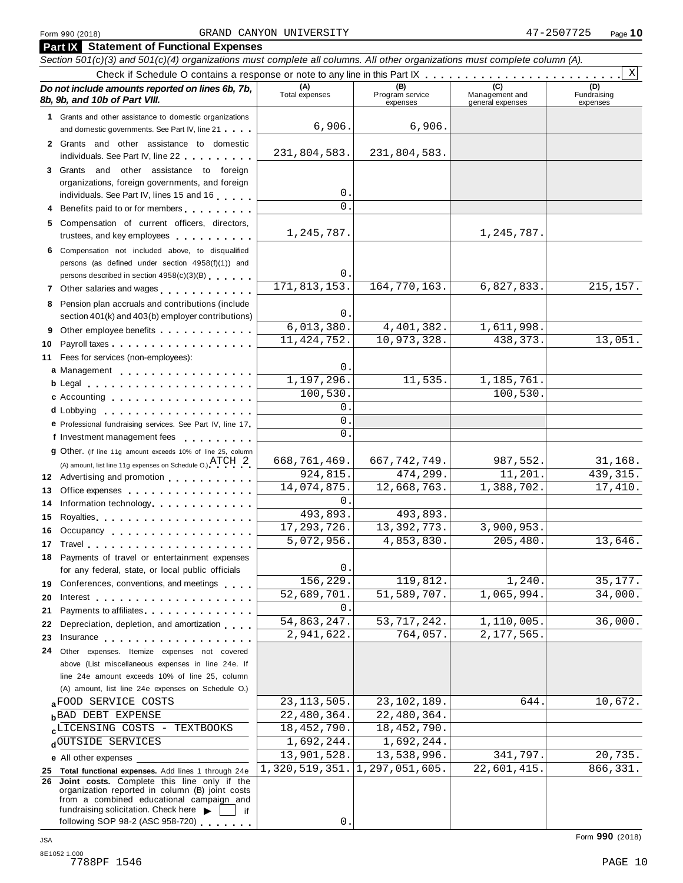Form 990 (2018) GRAND CANYON UNIVERSITY 47-2507725 Page 10

## Part IX Statement of Functional Expenses

*Section 501(c)(3) and 501(c)(4) organizations must complete all columns. All other organizations must complete column (A).*

Check if Schedule O contains a response or note to any line in this Part IX . . . . . . . . . . . . . . . . . . . . . . . . [X]

| *Do not include amounts reported on lines 6b, 7b, 8b, 9b, and 10b of Part VIII.* | (A) Total expenses | (B) Program service expenses | (C) Management and general expenses | (D) Fundraising expenses |
|---|---|---|---|---|
| 1 Grants and other assistance to domestic organizations and domestic governments. See Part IV, line 21 | 6,906. | 6,906. | | |
| 2 Grants and other assistance to domestic individuals. See Part IV, line 22 | 231,804,583. | 231,804,583. | | |
| 3 Grants and other assistance to foreign organizations, foreign governments, and foreign individuals. See Part IV, lines 15 and 16 | 0. | | | |
| 4 Benefits paid to or for members | 0. | | | |
| 5 Compensation of current officers, directors, trustees, and key employees | 1,245,787. | | 1,245,787. | |
| 6 Compensation not included above, to disqualified persons (as defined under section 4958(f)(1)) and persons described in section 4958(c)(3)(B) | 0. | | | |
| 7 Other salaries and wages | 171,813,153. | 164,770,163. | 6,827,833. | 215,157. |
| 8 Pension plan accruals and contributions (include section 401(k) and 403(b) employer contributions) | 0. | | | |
| 9 Other employee benefits | 6,013,380. | 4,401,382. | 1,611,998. | |
| 10 Payroll taxes | 11,424,752. | 10,973,328. | 438,373. | 13,051. |
| 11 Fees for services (non-employees): | | | | |
| a Management | 0. | | | |
| b Legal | 1,197,296. | 11,535. | 1,185,761. | |
| c Accounting | 100,530. | | 100,530. | |
| d Lobbying | 0. | | | |
| e Professional fundraising services. See Part IV, line 17 | 0. | | | |
| f Investment management fees | 0. | | | |
| g Other. (If line 11g amount exceeds 10% of line 25, column (A) amount, list line 11g expenses on Schedule O.) ATCH 2 | 668,761,469. | 667,742,749. | 987,552. | 31,168. |
| 12 Advertising and promotion | 924,815. | 474,299. | 11,201. | 439,315. |
| 13 Office expenses | 14,074,875. | 12,668,763. | 1,388,702. | 17,410. |
| 14 Information technology | 0. | | | |
| 15 Royalties | 493,893. | 493,893. | | |
| 16 Occupancy | 17,293,726. | 13,392,773. | 3,900,953. | |
| 17 Travel | 5,072,956. | 4,853,830. | 205,480. | 13,646. |
| 18 Payments of travel or entertainment expenses for any federal, state, or local public officials | 0. | | | |
| 19 Conferences, conventions, and meetings | 156,229. | 119,812. | 1,240. | 35,177. |
| 20 Interest | 52,689,701. | 51,589,707. | 1,065,994. | 34,000. |
| 21 Payments to affiliates | 0. | | | |
| 22 Depreciation, depletion, and amortization | 54,863,247. | 53,717,242. | 1,110,005. | 36,000. |
| 23 Insurance | 2,941,622. | 764,057. | 2,177,565. | |
| 24 Other expenses. Itemize expenses not covered above (List miscellaneous expenses in line 24e. If line 24e amount exceeds 10% of line 25, column (A) amount, list line 24e expenses on Schedule O.) | | | | |
| a FOOD SERVICE COSTS | 23,113,505. | 23,102,189. | 644. | 10,672. |
| b BAD DEBT EXPENSE | 22,480,364. | 22,480,364. | | |
| c LICENSING COSTS - TEXTBOOKS | 18,452,790. | 18,452,790. | | |
| d OUTSIDE SERVICES | 1,692,244. | 1,692,244. | | |
| e All other expenses | 13,901,528. | 13,538,996. | 341,797. | 20,735. |
| 25 **Total functional expenses.** Add lines 1 through 24e | 1,320,519,351. | 1,297,051,605. | 22,601,415. | 866,331. |
| 26 **Joint costs.** Complete this line only if the organization reported in column (B) joint costs from a combined educational campaign and fundraising solicitation. Check here [ ] if following SOP 98-2 (ASC 958-720) | 0. | | | |

Form 990 (2018)

JSA
8E1052 1.000
7788PF 1546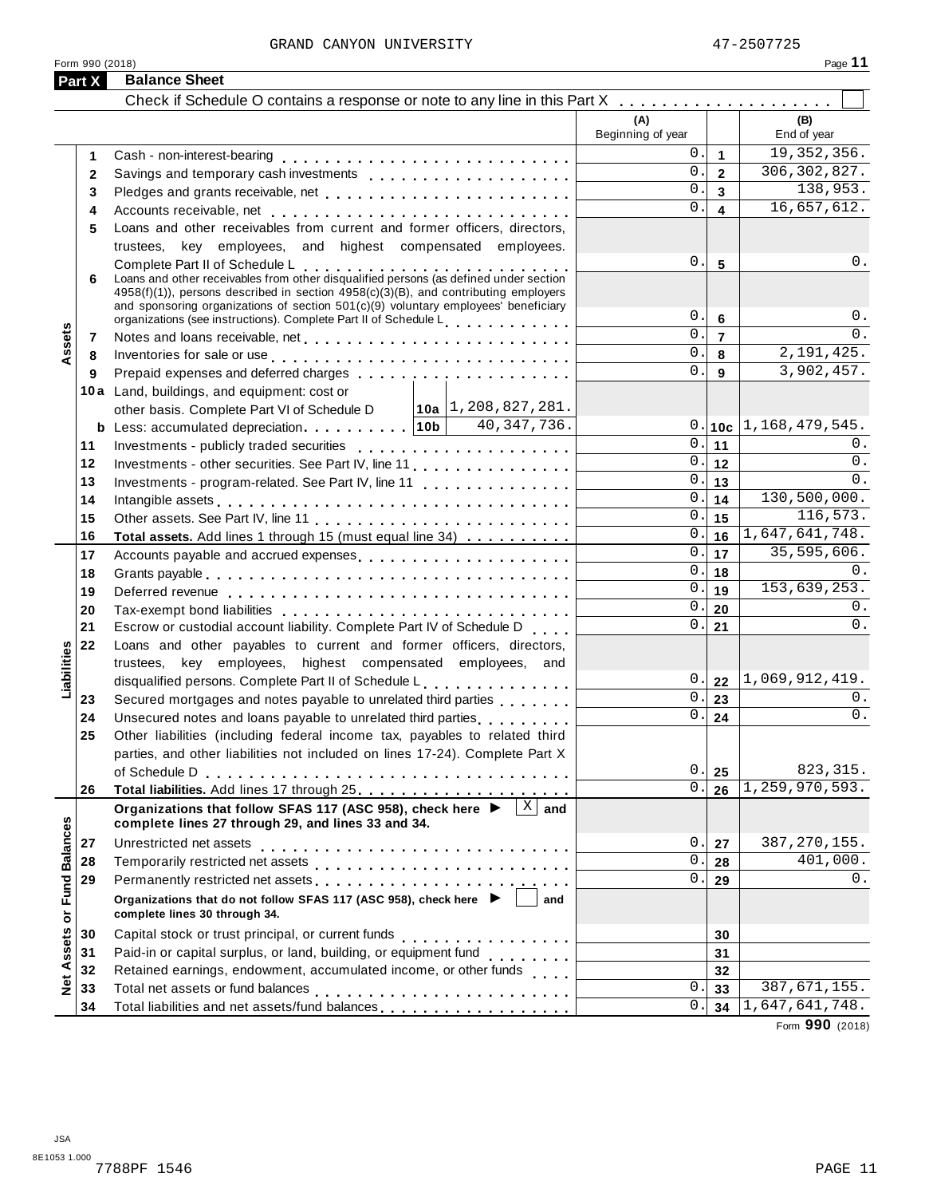GRAND CANYON UNIVERSITY 47-2507725

Form 990 (2018)

## Part X Balance Sheet

Check if Schedule O contains a response or note to any line in this Part X . . . . . . . . . . . . . . . . . . . ☐

| | | | (A) Beginning of year | | (B) End of year |
|---|---|---|---|---|---|
| **Assets** | 1 | Cash - non-interest-bearing | 0. | 1 | 19,352,356. |
| | 2 | Savings and temporary cash investments | 0. | 2 | 306,302,827. |
| | 3 | Pledges and grants receivable, net | 0. | 3 | 138,953. |
| | 4 | Accounts receivable, net | 0. | 4 | 16,657,612. |
| | 5 | Loans and other receivables from current and former officers, directors, trustees, key employees, and highest compensated employees. Complete Part II of Schedule L | 0. | 5 | 0. |
| | 6 | Loans and other receivables from other disqualified persons (as defined under section 4958(f)(1)), persons described in section 4958(c)(3)(B), and contributing employers and sponsoring organizations of section 501(c)(9) voluntary employees' beneficiary organizations (see instructions). Complete Part II of Schedule L | 0. | 6 | 0. |
| | 7 | Notes and loans receivable, net | 0. | 7 | 0. |
| | 8 | Inventories for sale or use | 0. | 8 | 2,191,425. |
| | 9 | Prepaid expenses and deferred charges | 0. | 9 | 3,902,457. |
| | 10a | Land, buildings, and equipment: cost or other basis. Complete Part VI of Schedule D — 10a: 1,208,827,281. | | | |
| | b | Less: accumulated depreciation — 10b: 40,347,736. | 0. | 10c | 1,168,479,545. |
| | 11 | Investments - publicly traded securities | 0. | 11 | 0. |
| | 12 | Investments - other securities. See Part IV, line 11 | 0. | 12 | 0. |
| | 13 | Investments - program-related. See Part IV, line 11 | 0. | 13 | 0. |
| | 14 | Intangible assets | 0. | 14 | 130,500,000. |
| | 15 | Other assets. See Part IV, line 11 | 0. | 15 | 116,573. |
| | 16 | **Total assets.** Add lines 1 through 15 (must equal line 34) | 0. | 16 | 1,647,641,748. |
| **Liabilities** | 17 | Accounts payable and accrued expenses | 0. | 17 | 35,595,606. |
| | 18 | Grants payable | 0. | 18 | 0. |
| | 19 | Deferred revenue | 0. | 19 | 153,639,253. |
| | 20 | Tax-exempt bond liabilities | 0. | 20 | 0. |
| | 21 | Escrow or custodial account liability. Complete Part IV of Schedule D | 0. | 21 | 0. |
| | 22 | Loans and other payables to current and former officers, directors, trustees, key employees, highest compensated employees, and disqualified persons. Complete Part II of Schedule L | 0. | 22 | 1,069,912,419. |
| | 23 | Secured mortgages and notes payable to unrelated third parties | 0. | 23 | 0. |
| | 24 | Unsecured notes and loans payable to unrelated third parties | 0. | 24 | 0. |
| | 25 | Other liabilities (including federal income tax, payables to related third parties, and other liabilities not included on lines 17-24). Complete Part X of Schedule D | 0. | 25 | 823,315. |
| | 26 | **Total liabilities.** Add lines 17 through 25 | 0. | 26 | 1,259,970,593. |
| **Net Assets or Fund Balances** | | **Organizations that follow SFAS 117 (ASC 958), check here ▶ ☒ and complete lines 27 through 29, and lines 33 and 34.** | | | |
| | 27 | Unrestricted net assets | 0. | 27 | 387,270,155. |
| | 28 | Temporarily restricted net assets | 0. | 28 | 401,000. |
| | 29 | Permanently restricted net assets | 0. | 29 | 0. |
| | | **Organizations that do not follow SFAS 117 (ASC 958), check here ▶ ☐ and complete lines 30 through 34.** | | | |
| | 30 | Capital stock or trust principal, or current funds | | 30 | |
| | 31 | Paid-in or capital surplus, or land, building, or equipment fund | | 31 | |
| | 32 | Retained earnings, endowment, accumulated income, or other funds | | 32 | |
| | 33 | Total net assets or fund balances | 0. | 33 | 387,671,155. |
| | 34 | Total liabilities and net assets/fund balances | 0. | 34 | 1,647,641,748. |

Form **990** (2018)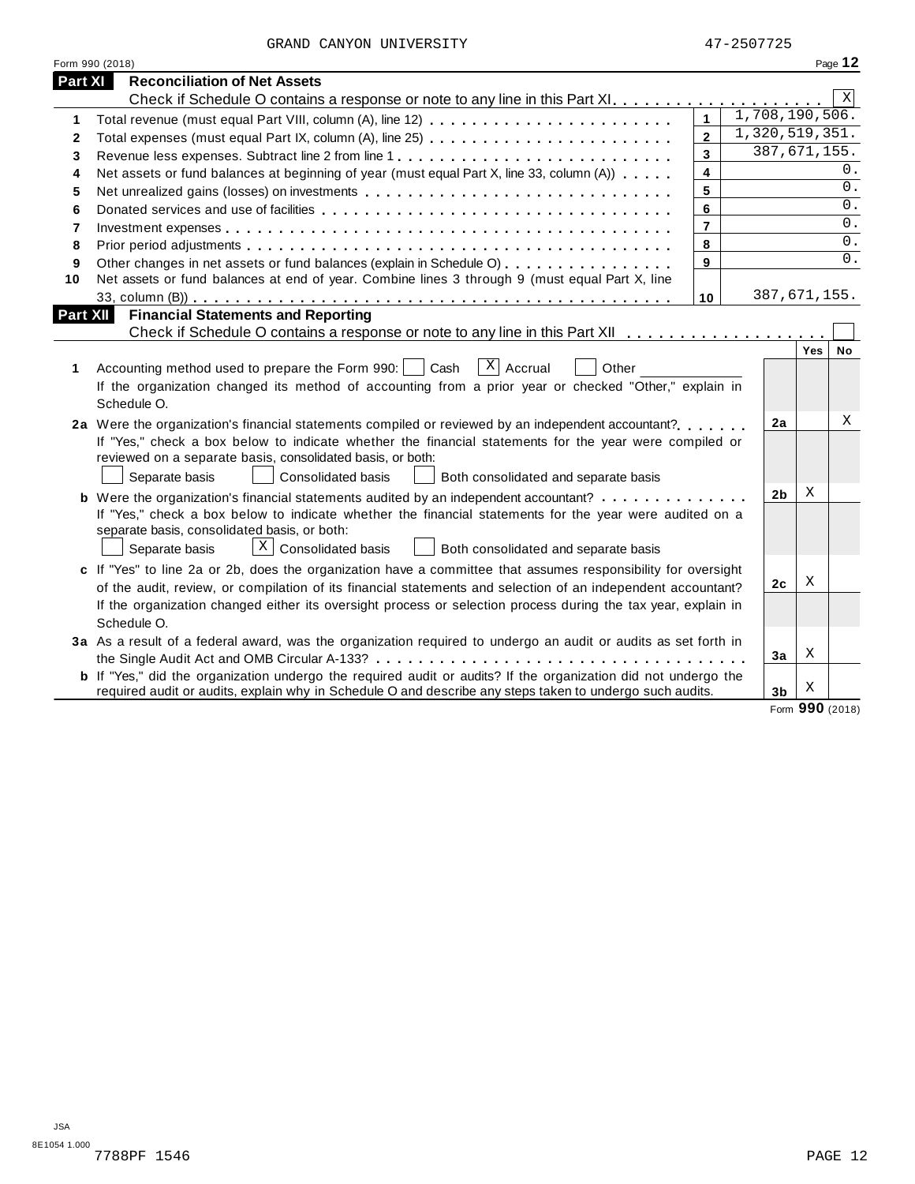GRAND CANYON UNIVERSITY 47-2507725

Form 990 (2018)

## Part XI Reconciliation of Net Assets

Check if Schedule O contains a response or note to any line in this Part XI . . . . . . . . . . . . . . . . . . . . [X]

| | | | |
|---|---|---|---|
| 1 | Total revenue (must equal Part VIII, column (A), line 12) | 1 | 1,708,190,506. |
| 2 | Total expenses (must equal Part IX, column (A), line 25) | 2 | 1,320,519,351. |
| 3 | Revenue less expenses. Subtract line 2 from line 1 | 3 | 387,671,155. |
| 4 | Net assets or fund balances at beginning of year (must equal Part X, line 33, column (A)) | 4 | 0. |
| 5 | Net unrealized gains (losses) on investments | 5 | 0. |
| 6 | Donated services and use of facilities | 6 | 0. |
| 7 | Investment expenses | 7 | 0. |
| 8 | Prior period adjustments | 8 | 0. |
| 9 | Other changes in net assets or fund balances (explain in Schedule O) | 9 | 0. |
| 10 | Net assets or fund balances at end of year. Combine lines 3 through 9 (must equal Part X, line 33, column (B)) | 10 | 387,671,155. |

## Part XII Financial Statements and Reporting

Check if Schedule O contains a response or note to any line in this Part XII . . . . . . . . . . . . . . . . . . . [ ]

| | | | Yes | No |
|---|---|---|---|---|
| 1 | Accounting method used to prepare the Form 990: [ ] Cash [X] Accrual [ ] Other ____ <br> If the organization changed its method of accounting from a prior year or checked "Other," explain in Schedule O. | | | |
| 2a | Were the organization's financial statements compiled or reviewed by an independent accountant? <br> If "Yes," check a box below to indicate whether the financial statements for the year were compiled or reviewed on a separate basis, consolidated basis, or both: <br> [ ] Separate basis [ ] Consolidated basis [ ] Both consolidated and separate basis | 2a | | X |
| b | Were the organization's financial statements audited by an independent accountant? <br> If "Yes," check a box below to indicate whether the financial statements for the year were audited on a separate basis, consolidated basis, or both: <br> [ ] Separate basis [X] Consolidated basis [ ] Both consolidated and separate basis | 2b | X | |
| c | If "Yes" to line 2a or 2b, does the organization have a committee that assumes responsibility for oversight of the audit, review, or compilation of its financial statements and selection of an independent accountant? <br> If the organization changed either its oversight process or selection process during the tax year, explain in Schedule O. | 2c | X | |
| 3a | As a result of a federal award, was the organization required to undergo an audit or audits as set forth in the Single Audit Act and OMB Circular A-133? | 3a | X | |
| b | If "Yes," did the organization undergo the required audit or audits? If the organization did not undergo the required audit or audits, explain why in Schedule O and describe any steps taken to undergo such audits. | 3b | X | |

Form **990** (2018)

JSA
8E1054 1.000
7788PF 1546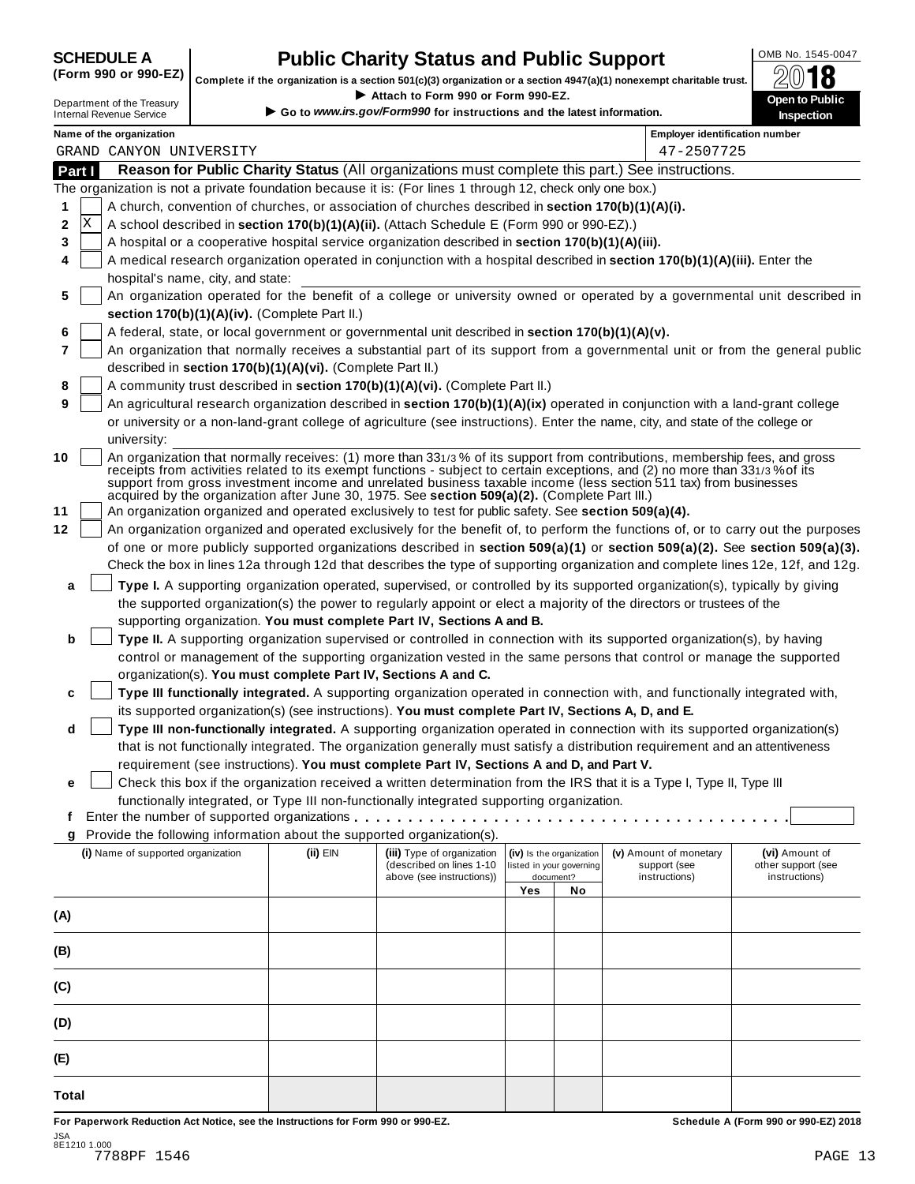**SCHEDULE A (Form 990 or 990-EZ)**

Department of the Treasury
Internal Revenue Service

# Public Charity Status and Public Support

**Complete if the organization is a section 501(c)(3) organization or a section 4947(a)(1) nonexempt charitable trust.**

▶ **Attach to Form 990 or Form 990-EZ.**

▶ **Go to *www.irs.gov/Form990* for instructions and the latest information.**

OMB No. 1545-0047

**2018**

**Open to Public Inspection**

| Name of the organization | Employer identification number |
|---|---|
| GRAND CANYON UNIVERSITY | 47-2507725 |

## Part I Reason for Public Charity Status (All organizations must complete this part.) See instructions.

The organization is not a private foundation because it is: (For lines 1 through 12, check only one box.)

1. [ ] A church, convention of churches, or association of churches described in **section 170(b)(1)(A)(i).**
2. [X] A school described in **section 170(b)(1)(A)(ii).** (Attach Schedule E (Form 990 or 990-EZ).)
3. [ ] A hospital or a cooperative hospital service organization described in **section 170(b)(1)(A)(iii).**
4. [ ] A medical research organization operated in conjunction with a hospital described in **section 170(b)(1)(A)(iii).** Enter the hospital's name, city, and state:
5. [ ] An organization operated for the benefit of a college or university owned or operated by a governmental unit described in **section 170(b)(1)(A)(iv).** (Complete Part II.)
6. [ ] A federal, state, or local government or governmental unit described in **section 170(b)(1)(A)(v).**
7. [ ] An organization that normally receives a substantial part of its support from a governmental unit or from the general public described in **section 170(b)(1)(A)(vi).** (Complete Part II.)
8. [ ] A community trust described in **section 170(b)(1)(A)(vi).** (Complete Part II.)
9. [ ] An agricultural research organization described in **section 170(b)(1)(A)(ix)** operated in conjunction with a land-grant college or university or a non-land-grant college of agriculture (see instructions). Enter the name, city, and state of the college or university:
10. [ ] An organization that normally receives: (1) more than 33 1/3 % of its support from contributions, membership fees, and gross receipts from activities related to its exempt functions - subject to certain exceptions, and (2) no more than 33 1/3 % of its support from gross investment income and unrelated business taxable income (less section 511 tax) from businesses acquired by the organization after June 30, 1975. See **section 509(a)(2).** (Complete Part III.)
11. [ ] An organization organized and operated exclusively to test for public safety. See **section 509(a)(4).**
12. [ ] An organization organized and operated exclusively for the benefit of, to perform the functions of, or to carry out the purposes of one or more publicly supported organizations described in **section 509(a)(1)** or **section 509(a)(2).** See **section 509(a)(3).** Check the box in lines 12a through 12d that describes the type of supporting organization and complete lines 12e, 12f, and 12g.
    - **a** [ ] **Type I.** A supporting organization operated, supervised, or controlled by its supported organization(s), typically by giving the supported organization(s) the power to regularly appoint or elect a majority of the directors or trustees of the supporting organization. **You must complete Part IV, Sections A and B.**
    - **b** [ ] **Type II.** A supporting organization supervised or controlled in connection with its supported organization(s), by having control or management of the supporting organization vested in the same persons that control or manage the supported organization(s). **You must complete Part IV, Sections A and C.**
    - **c** [ ] **Type III functionally integrated.** A supporting organization operated in connection with, and functionally integrated with, its supported organization(s) (see instructions). **You must complete Part IV, Sections A, D, and E.**
    - **d** [ ] **Type III non-functionally integrated.** A supporting organization operated in connection with its supported organization(s) that is not functionally integrated. The organization generally must satisfy a distribution requirement and an attentiveness requirement (see instructions). **You must complete Part IV, Sections A and D, and Part V.**
    - **e** [ ] Check this box if the organization received a written determination from the IRS that it is a Type I, Type II, Type III functionally integrated, or Type III non-functionally integrated supporting organization.
    - **f** Enter the number of supported organizations . . . . . . . . . .
    - **g** Provide the following information about the supported organization(s).

| (i) Name of supported organization | (ii) EIN | (iii) Type of organization (described on lines 1-10 above (see instructions)) | (iv) Is the organization listed in your governing document? Yes | No | (v) Amount of monetary support (see instructions) | (vi) Amount of other support (see instructions) |
|---|---|---|---|---|---|---|
| (A) | | | | | | |
| (B) | | | | | | |
| (C) | | | | | | |
| (D) | | | | | | |
| (E) | | | | | | |
| Total | | | | | | |

**For Paperwork Reduction Act Notice, see the Instructions for Form 990 or 990-EZ.** **Schedule A (Form 990 or 990-EZ) 2018**

JSA
8E1210 1.000
7788PF 1546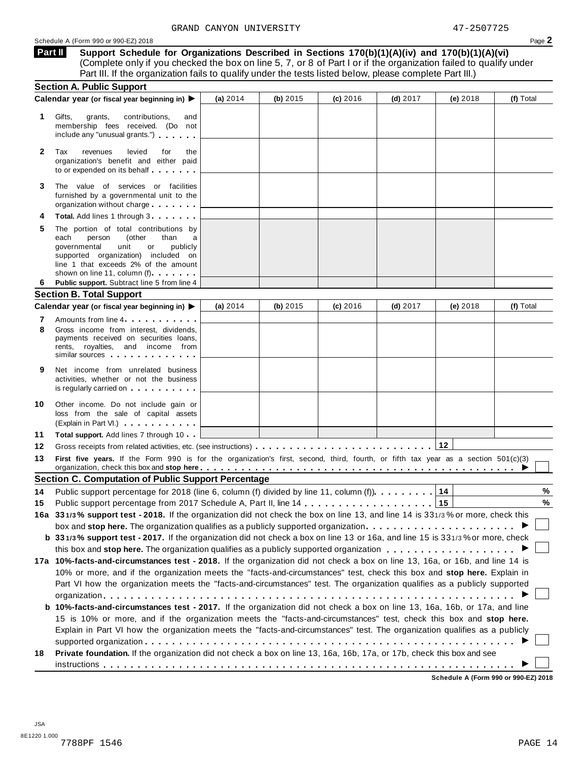GRAND CANYON UNIVERSITY 47-2507725

Schedule A (Form 990 or 990-EZ) 2018

## Part II Support Schedule for Organizations Described in Sections 170(b)(1)(A)(iv) and 170(b)(1)(A)(vi)

(Complete only if you checked the box on line 5, 7, or 8 of Part I or if the organization failed to qualify under Part III. If the organization fails to qualify under the tests listed below, please complete Part III.)

### Section A. Public Support

| Calendar year (or fiscal year beginning in) ▶ | (a) 2014 | (b) 2015 | (c) 2016 | (d) 2017 | (e) 2018 | (f) Total |
|---|---|---|---|---|---|---|
| **1** Gifts, grants, contributions, and membership fees received. (Do not include any "unusual grants.") | | | | | | |
| **2** Tax revenues levied for the organization's benefit and either paid to or expended on its behalf | | | | | | |
| **3** The value of services or facilities furnished by a governmental unit to the organization without charge | | | | | | |
| **4** **Total.** Add lines 1 through 3 | | | | | | |
| **5** The portion of total contributions by each person (other than a governmental unit or publicly supported organization) included on line 1 that exceeds 2% of the amount shown on line 11, column (f) | | | | | | |
| **6** **Public support.** Subtract line 5 from line 4 | | | | | | |

### Section B. Total Support

| Calendar year (or fiscal year beginning in) ▶ | (a) 2014 | (b) 2015 | (c) 2016 | (d) 2017 | (e) 2018 | (f) Total |
|---|---|---|---|---|---|---|
| **7** Amounts from line 4 | | | | | | |
| **8** Gross income from interest, dividends, payments received on securities loans, rents, royalties, and income from similar sources | | | | | | |
| **9** Net income from unrelated business activities, whether or not the business is regularly carried on | | | | | | |
| **10** Other income. Do not include gain or loss from the sale of capital assets (Explain in Part VI.) | | | | | | |
| **11** **Total support.** Add lines 7 through 10 | | | | | | |

**12** Gross receipts from related activities, etc. (see instructions) . . . **12**

**13** **First five years.** If the Form 990 is for the organization's first, second, third, fourth, or fifth tax year as a section 501(c)(3) organization, check this box and **stop here** ▶ ☐

### Section C. Computation of Public Support Percentage

**14** Public support percentage for 2018 (line 6, column (f) divided by line 11, column (f)) . . . **14** %

**15** Public support percentage from 2017 Schedule A, Part II, line 14 . . . **15** %

**16a** **33 1/3% support test - 2018.** If the organization did not check the box on line 13, and line 14 is 33 1/3% or more, check this box and **stop here.** The organization qualifies as a publicly supported organization ▶ ☐

**b** **33 1/3% support test - 2017.** If the organization did not check a box on line 13 or 16a, and line 15 is 33 1/3% or more, check this box and **stop here.** The organization qualifies as a publicly supported organization ▶ ☐

**17a** **10%-facts-and-circumstances test - 2018.** If the organization did not check a box on line 13, 16a, or 16b, and line 14 is 10% or more, and if the organization meets the "facts-and-circumstances" test, check this box and **stop here.** Explain in Part VI how the organization meets the "facts-and-circumstances" test. The organization qualifies as a publicly supported organization ▶ ☐

**b** **10%-facts-and-circumstances test - 2017.** If the organization did not check a box on line 13, 16a, 16b, or 17a, and line 15 is 10% or more, and if the organization meets the "facts-and-circumstances" test, check this box and **stop here.** Explain in Part VI how the organization meets the "facts-and-circumstances" test. The organization qualifies as a publicly supported organization ▶ ☐

**18** **Private foundation.** If the organization did not check a box on line 13, 16a, 16b, 17a, or 17b, check this box and see instructions ▶ ☐

**Schedule A (Form 990 or 990-EZ) 2018**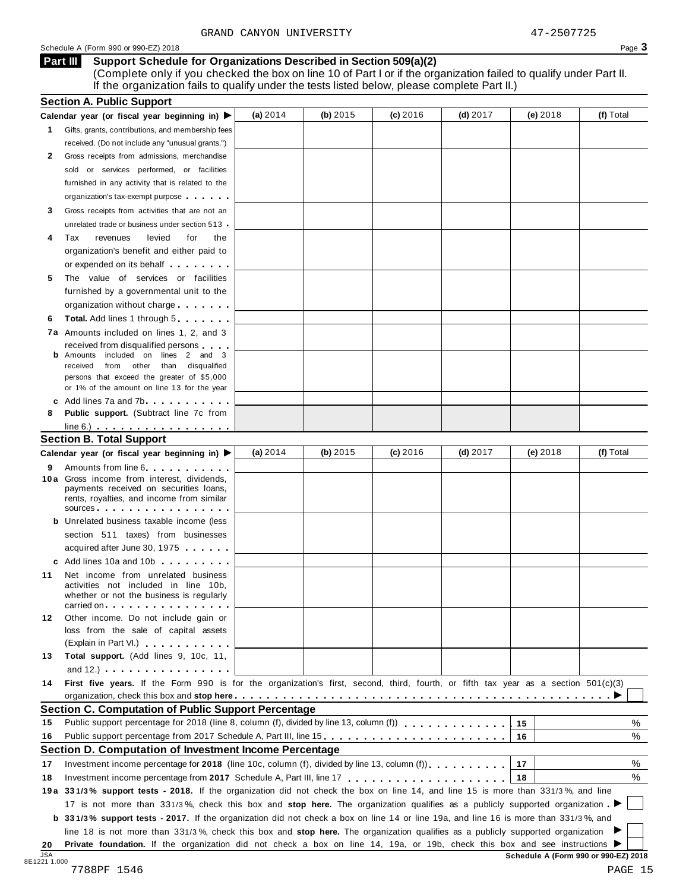GRAND CANYON UNIVERSITY 47-2507725

Schedule A (Form 990 or 990-EZ) 2018

**Part III Support Schedule for Organizations Described in Section 509(a)(2)**

(Complete only if you checked the box on line 10 of Part I or if the organization failed to qualify under Part II. If the organization fails to qualify under the tests listed below, please complete Part II.)

### Section A. Public Support

| Calendar year (or fiscal year beginning in) ▶ | (a) 2014 | (b) 2015 | (c) 2016 | (d) 2017 | (e) 2018 | (f) Total |
|---|---|---|---|---|---|---|
| **1** Gifts, grants, contributions, and membership fees received. (Do not include any "unusual grants.") | | | | | | |
| **2** Gross receipts from admissions, merchandise sold or services performed, or facilities furnished in any activity that is related to the organization's tax-exempt purpose | | | | | | |
| **3** Gross receipts from activities that are not an unrelated trade or business under section 513 | | | | | | |
| **4** Tax revenues levied for the organization's benefit and either paid to or expended on its behalf | | | | | | |
| **5** The value of services or facilities furnished by a governmental unit to the organization without charge | | | | | | |
| **6** **Total.** Add lines 1 through 5 | | | | | | |
| **7a** Amounts included on lines 1, 2, and 3 received from disqualified persons | | | | | | |
| **b** Amounts included on lines 2 and 3 received from other than disqualified persons that exceed the greater of $5,000 or 1% of the amount on line 13 for the year | | | | | | |
| **c** Add lines 7a and 7b | | | | | | |
| **8** **Public support.** (Subtract line 7c from line 6.) | | | | | | |

### Section B. Total Support

| Calendar year (or fiscal year beginning in) ▶ | (a) 2014 | (b) 2015 | (c) 2016 | (d) 2017 | (e) 2018 | (f) Total |
|---|---|---|---|---|---|---|
| **9** Amounts from line 6 | | | | | | |
| **10a** Gross income from interest, dividends, payments received on securities loans, rents, royalties, and income from similar sources | | | | | | |
| **b** Unrelated business taxable income (less section 511 taxes) from businesses acquired after June 30, 1975 | | | | | | |
| **c** Add lines 10a and 10b | | | | | | |
| **11** Net income from unrelated business activities not included in line 10b, whether or not the business is regularly carried on | | | | | | |
| **12** Other income. Do not include gain or loss from the sale of capital assets (Explain in Part VI.) | | | | | | |
| **13** **Total support.** (Add lines 9, 10c, 11, and 12.) | | | | | | |

**14** **First five years.** If the Form 990 is for the organization's first, second, third, fourth, or fifth tax year as a section 501(c)(3) organization, check this box and **stop here** ▶ ☐

### Section C. Computation of Public Support Percentage

| | | | |
|---|---|---|---|
| **15** | Public support percentage for 2018 (line 8, column (f), divided by line 13, column (f)) | 15 | % |
| **16** | Public support percentage from 2017 Schedule A, Part III, line 15 | 16 | % |

### Section D. Computation of Investment Income Percentage

| | | | |
|---|---|---|---|
| **17** | Investment income percentage for **2018** (line 10c, column (f), divided by line 13, column (f)) | 17 | % |
| **18** | Investment income percentage from **2017** Schedule A, Part III, line 17 | 18 | % |

**19a** **33 1/3% support tests - 2018.** If the organization did not check the box on line 14, and line 15 is more than 33 1/3%, and line 17 is not more than 33 1/3%, check this box and **stop here.** The organization qualifies as a publicly supported organization ▶ ☐

**b** **33 1/3% support tests - 2017.** If the organization did not check a box on line 14 or line 19a, and line 16 is more than 33 1/3%, and line 18 is not more than 33 1/3%, check this box and **stop here.** The organization qualifies as a publicly supported organization ▶ ☐

**20** **Private foundation.** If the organization did not check a box on line 14, 19a, or 19b, check this box and see instructions ▶ ☐

Schedule A (Form 990 or 990-EZ) 2018

JSA 8E1221 1.000

7788PF 1546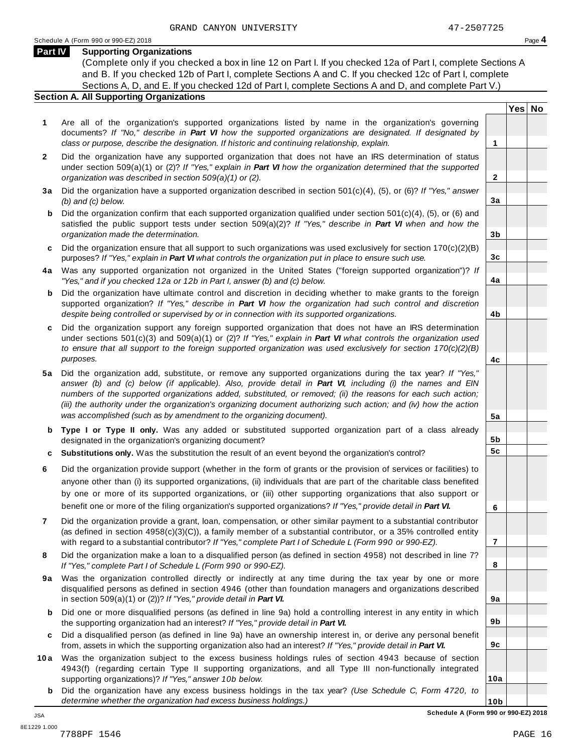GRAND CANYON UNIVERSITY 47-2507725

Schedule A (Form 990 or 990-EZ) 2018

## Part IV Supporting Organizations

(Complete only if you checked a box in line 12 on Part I. If you checked 12a of Part I, complete Sections A and B. If you checked 12b of Part I, complete Sections A and C. If you checked 12c of Part I, complete Sections A, D, and E. If you checked 12d of Part I, complete Sections A and D, and complete Part V.)

### Section A. All Supporting Organizations

| | | Line | Yes | No |
|---|---|---|---|---|
| **1** | Are all of the organization's supported organizations listed by name in the organization's governing documents? *If "No," describe in **Part VI** how the supported organizations are designated. If designated by class or purpose, describe the designation. If historic and continuing relationship, explain.* | 1 | | |
| **2** | Did the organization have any supported organization that does not have an IRS determination of status under section 509(a)(1) or (2)? *If "Yes," explain in **Part VI** how the organization determined that the supported organization was described in section 509(a)(1) or (2).* | 2 | | |
| **3a** | Did the organization have a supported organization described in section 501(c)(4), (5), or (6)? *If "Yes," answer (b) and (c) below.* | 3a | | |
| **b** | Did the organization confirm that each supported organization qualified under section 501(c)(4), (5), or (6) and satisfied the public support tests under section 509(a)(2)? *If "Yes," describe in **Part VI** when and how the organization made the determination.* | 3b | | |
| **c** | Did the organization ensure that all support to such organizations was used exclusively for section 170(c)(2)(B) purposes? *If "Yes," explain in **Part VI** what controls the organization put in place to ensure such use.* | 3c | | |
| **4a** | Was any supported organization not organized in the United States ("foreign supported organization")? *If "Yes," and if you checked 12a or 12b in Part I, answer (b) and (c) below.* | 4a | | |
| **b** | Did the organization have ultimate control and discretion in deciding whether to make grants to the foreign supported organization? *If "Yes," describe in **Part VI** how the organization had such control and discretion despite being controlled or supervised by or in connection with its supported organizations.* | 4b | | |
| **c** | Did the organization support any foreign supported organization that does not have an IRS determination under sections 501(c)(3) and 509(a)(1) or (2)? *If "Yes," explain in **Part VI** what controls the organization used to ensure that all support to the foreign supported organization was used exclusively for section 170(c)(2)(B) purposes.* | 4c | | |
| **5a** | Did the organization add, substitute, or remove any supported organizations during the tax year? *If "Yes," answer (b) and (c) below (if applicable). Also, provide detail in **Part VI**, including (i) the names and EIN numbers of the supported organizations added, substituted, or removed; (ii) the reasons for each such action; (iii) the authority under the organization's organizing document authorizing such action; and (iv) how the action was accomplished (such as by amendment to the organizing document).* | 5a | | |
| **b** | **Type I or Type II only.** Was any added or substituted supported organization part of a class already designated in the organization's organizing document? | 5b | | |
| **c** | **Substitutions only.** Was the substitution the result of an event beyond the organization's control? | 5c | | |
| **6** | Did the organization provide support (whether in the form of grants or the provision of services or facilities) to anyone other than (i) its supported organizations, (ii) individuals that are part of the charitable class benefited by one or more of its supported organizations, or (iii) other supporting organizations that also support or benefit one or more of the filing organization's supported organizations? *If "Yes," provide detail in **Part VI.*** | 6 | | |
| **7** | Did the organization provide a grant, loan, compensation, or other similar payment to a substantial contributor (as defined in section 4958(c)(3)(C)), a family member of a substantial contributor, or a 35% controlled entity with regard to a substantial contributor? *If "Yes," complete Part I of Schedule L (Form 990 or 990-EZ).* | 7 | | |
| **8** | Did the organization make a loan to a disqualified person (as defined in section 4958) not described in line 7? *If "Yes," complete Part I of Schedule L (Form 990 or 990-EZ).* | 8 | | |
| **9a** | Was the organization controlled directly or indirectly at any time during the tax year by one or more disqualified persons as defined in section 4946 (other than foundation managers and organizations described in section 509(a)(1) or (2))? *If "Yes," provide detail in **Part VI.*** | 9a | | |
| **b** | Did one or more disqualified persons (as defined in line 9a) hold a controlling interest in any entity in which the supporting organization had an interest? *If "Yes," provide detail in **Part VI.*** | 9b | | |
| **c** | Did a disqualified person (as defined in line 9a) have an ownership interest in, or derive any personal benefit from, assets in which the supporting organization also had an interest? *If "Yes," provide detail in **Part VI.*** | 9c | | |
| **10a** | Was the organization subject to the excess business holdings rules of section 4943 because of section 4943(f) (regarding certain Type II supporting organizations, and all Type III non-functionally integrated supporting organizations)? *If "Yes," answer 10b below.* | 10a | | |
| **b** | Did the organization have any excess business holdings in the tax year? *(Use Schedule C, Form 4720, to determine whether the organization had excess business holdings.)* | 10b | | |

**Schedule A (Form 990 or 990-EZ) 2018**

JSA
8E1229 1.000
7788PF 1546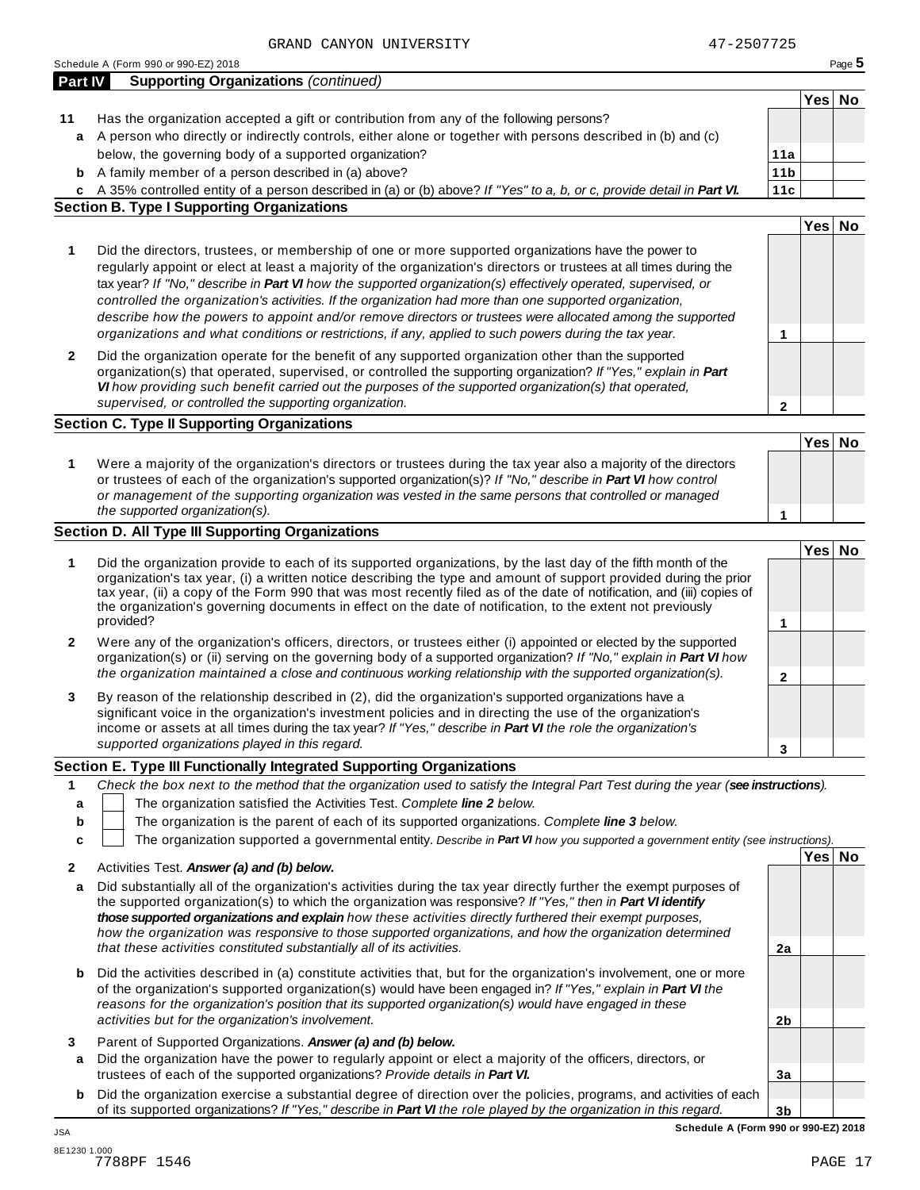GRAND CANYON UNIVERSITY 47-2507725

Schedule A (Form 990 or 990-EZ) 2018

## Part IV Supporting Organizations *(continued)*

| | | | Yes | No |
|---|---|---|---|---|
| **11** | Has the organization accepted a gift or contribution from any of the following persons? | | | |
| **a** | A person who directly or indirectly controls, either alone or together with persons described in (b) and (c) below, the governing body of a supported organization? | **11a** | | |
| **b** | A family member of a person described in (a) above? | **11b** | | |
| **c** | A 35% controlled entity of a person described in (a) or (b) above? *If "Yes" to a, b, or c, provide detail in* ***Part VI.*** | **11c** | | |

### Section B. Type I Supporting Organizations

| | | | Yes | No |
|---|---|---|---|---|
| **1** | Did the directors, trustees, or membership of one or more supported organizations have the power to regularly appoint or elect at least a majority of the organization's directors or trustees at all times during the tax year? *If "No," describe in* ***Part VI*** *how the supported organization(s) effectively operated, supervised, or controlled the organization's activities. If the organization had more than one supported organization, describe how the powers to appoint and/or remove directors or trustees were allocated among the supported organizations and what conditions or restrictions, if any, applied to such powers during the tax year.* | **1** | | |
| **2** | Did the organization operate for the benefit of any supported organization other than the supported organization(s) that operated, supervised, or controlled the supporting organization? *If "Yes," explain in* ***Part VI*** *how providing such benefit carried out the purposes of the supported organization(s) that operated, supervised, or controlled the supporting organization.* | **2** | | |

### Section C. Type II Supporting Organizations

| | | | Yes | No |
|---|---|---|---|---|
| **1** | Were a majority of the organization's directors or trustees during the tax year also a majority of the directors or trustees of each of the organization's supported organization(s)? *If "No," describe in* ***Part VI*** *how control or management of the supporting organization was vested in the same persons that controlled or managed the supported organization(s).* | **1** | | |

### Section D. All Type III Supporting Organizations

| | | | Yes | No |
|---|---|---|---|---|
| **1** | Did the organization provide to each of its supported organizations, by the last day of the fifth month of the organization's tax year, (i) a written notice describing the type and amount of support provided during the prior tax year, (ii) a copy of the Form 990 that was most recently filed as of the date of notification, and (iii) copies of the organization's governing documents in effect on the date of notification, to the extent not previously provided? | **1** | | |
| **2** | Were any of the organization's officers, directors, or trustees either (i) appointed or elected by the supported organization(s) or (ii) serving on the governing body of a supported organization? *If "No," explain in* ***Part VI*** *how the organization maintained a close and continuous working relationship with the supported organization(s).* | **2** | | |
| **3** | By reason of the relationship described in (2), did the organization's supported organizations have a significant voice in the organization's investment policies and in directing the use of the organization's income or assets at all times during the tax year? *If "Yes," describe in* ***Part VI*** *the role the organization's supported organizations played in this regard.* | **3** | | |

### Section E. Type III Functionally Integrated Supporting Organizations

**1** *Check the box next to the method that the organization used to satisfy the Integral Part Test during the year (**see instructions**).*

- **a** ☐ The organization satisfied the Activities Test. *Complete* ***line 2*** *below.*
- **b** ☐ The organization is the parent of each of its supported organizations. *Complete* ***line 3*** *below.*
- **c** ☐ The organization supported a governmental entity. *Describe in* ***Part VI*** *how you supported a government entity (see instructions).*

| | | | Yes | No |
|---|---|---|---|---|
| **2** | Activities Test. ***Answer (a) and (b) below.*** | | | |
| **a** | Did substantially all of the organization's activities during the tax year directly further the exempt purposes of the supported organization(s) to which the organization was responsive? *If "Yes," then in* ***Part VI identify those supported organizations and explain*** *how these activities directly furthered their exempt purposes, how the organization was responsive to those supported organizations, and how the organization determined that these activities constituted substantially all of its activities.* | **2a** | | |
| **b** | Did the activities described in (a) constitute activities that, but for the organization's involvement, one or more of the organization's supported organization(s) would have been engaged in? *If "Yes," explain in* ***Part VI*** *the reasons for the organization's position that its supported organization(s) would have engaged in these activities but for the organization's involvement.* | **2b** | | |
| **3** | Parent of Supported Organizations. ***Answer (a) and (b) below.*** | | | |
| **a** | Did the organization have the power to regularly appoint or elect a majority of the officers, directors, or trustees of each of the supported organizations? *Provide details in* ***Part VI.*** | **3a** | | |
| **b** | Did the organization exercise a substantial degree of direction over the policies, programs, and activities of each of its supported organizations? *If "Yes," describe in* ***Part VI*** *the role played by the organization in this regard.* | **3b** | | |

**Schedule A (Form 990 or 990-EZ) 2018**

JSA
8E1230 1.000
7788PF 1546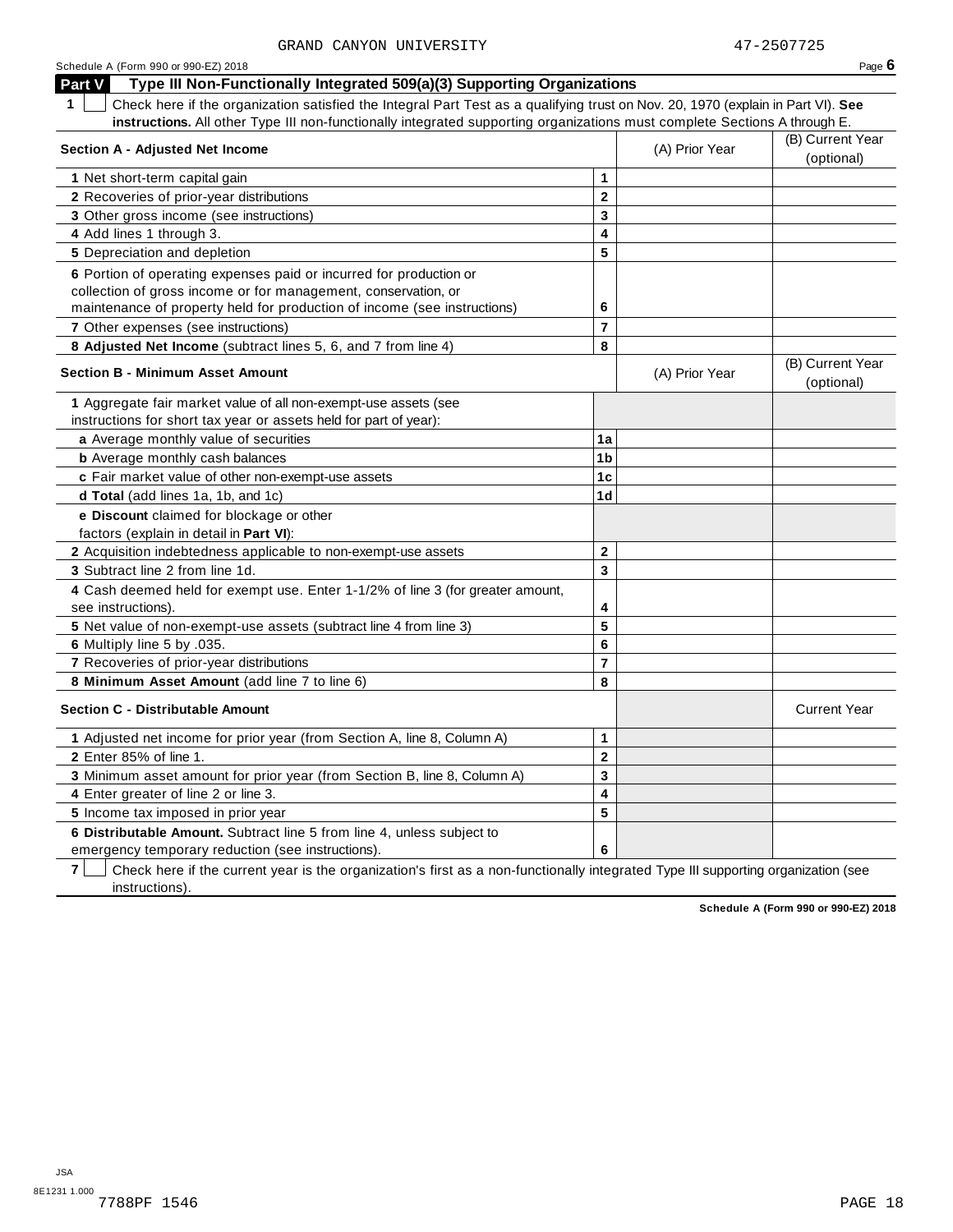GRAND CANYON UNIVERSITY 47-2507725

Schedule A (Form 990 or 990-EZ) 2018 Page 6

## Part V Type III Non-Functionally Integrated 509(a)(3) Supporting Organizations

**1** ☐ Check here if the organization satisfied the Integral Part Test as a qualifying trust on Nov. 20, 1970 (explain in Part VI). **See instructions.** All other Type III non-functionally integrated supporting organizations must complete Sections A through E.

| Section A - Adjusted Net Income | | (A) Prior Year | (B) Current Year (optional) |
|---|---|---|---|
| **1** Net short-term capital gain | 1 | | |
| **2** Recoveries of prior-year distributions | 2 | | |
| **3** Other gross income (see instructions) | 3 | | |
| **4** Add lines 1 through 3. | 4 | | |
| **5** Depreciation and depletion | 5 | | |
| **6** Portion of operating expenses paid or incurred for production or collection of gross income or for management, conservation, or maintenance of property held for production of income (see instructions) | 6 | | |
| **7** Other expenses (see instructions) | 7 | | |
| **8 Adjusted Net Income** (subtract lines 5, 6, and 7 from line 4) | 8 | | |

| Section B - Minimum Asset Amount | | (A) Prior Year | (B) Current Year (optional) |
|---|---|---|---|
| **1** Aggregate fair market value of all non-exempt-use assets (see instructions for short tax year or assets held for part of year): | | | |
| **a** Average monthly value of securities | 1a | | |
| **b** Average monthly cash balances | 1b | | |
| **c** Fair market value of other non-exempt-use assets | 1c | | |
| **d Total** (add lines 1a, 1b, and 1c) | 1d | | |
| **e Discount** claimed for blockage or other factors (explain in detail in **Part VI**): | | | |
| **2** Acquisition indebtedness applicable to non-exempt-use assets | 2 | | |
| **3** Subtract line 2 from line 1d. | 3 | | |
| **4** Cash deemed held for exempt use. Enter 1-1/2% of line 3 (for greater amount, see instructions). | 4 | | |
| **5** Net value of non-exempt-use assets (subtract line 4 from line 3) | 5 | | |
| **6** Multiply line 5 by .035. | 6 | | |
| **7** Recoveries of prior-year distributions | 7 | | |
| **8 Minimum Asset Amount** (add line 7 to line 6) | 8 | | |

| Section C - Distributable Amount | | | Current Year |
|---|---|---|---|
| **1** Adjusted net income for prior year (from Section A, line 8, Column A) | 1 | | |
| **2** Enter 85% of line 1. | 2 | | |
| **3** Minimum asset amount for prior year (from Section B, line 8, Column A) | 3 | | |
| **4** Enter greater of line 2 or line 3. | 4 | | |
| **5** Income tax imposed in prior year | 5 | | |
| **6 Distributable Amount.** Subtract line 5 from line 4, unless subject to emergency temporary reduction (see instructions). | 6 | | |

**7** ☐ Check here if the current year is the organization's first as a non-functionally integrated Type III supporting organization (see instructions).

**Schedule A (Form 990 or 990-EZ) 2018**

JSA
8E1231 1.000
7788PF 1546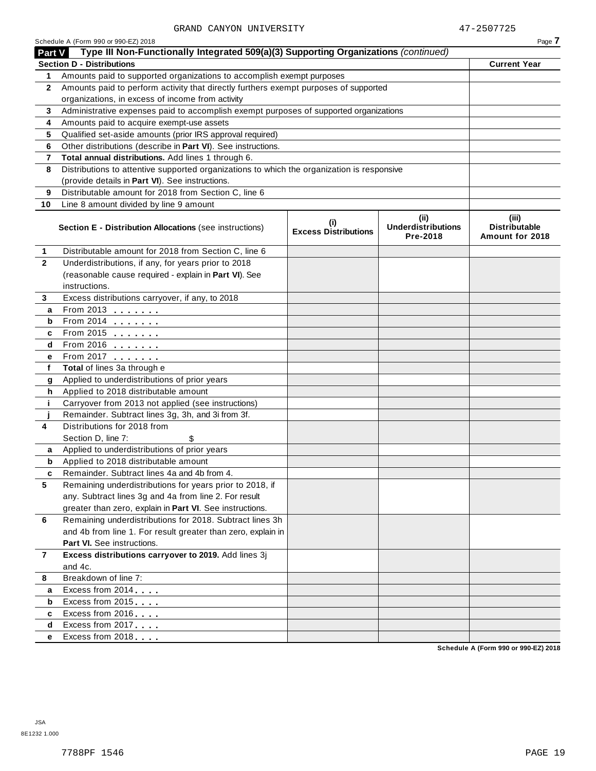GRAND CANYON UNIVERSITY 47-2507725

Schedule A (Form 990 or 990-EZ) 2018

## Part V Type III Non-Functionally Integrated 509(a)(3) Supporting Organizations *(continued)*

| **Section D - Distributions** | | **Current Year** |
|---|---|---|
| **1** | Amounts paid to supported organizations to accomplish exempt purposes | |
| **2** | Amounts paid to perform activity that directly furthers exempt purposes of supported organizations, in excess of income from activity | |
| **3** | Administrative expenses paid to accomplish exempt purposes of supported organizations | |
| **4** | Amounts paid to acquire exempt-use assets | |
| **5** | Qualified set-aside amounts (prior IRS approval required) | |
| **6** | Other distributions (describe in **Part VI**). See instructions. | |
| **7** | **Total annual distributions.** Add lines 1 through 6. | |
| **8** | Distributions to attentive supported organizations to which the organization is responsive (provide details in **Part VI**). See instructions. | |
| **9** | Distributable amount for 2018 from Section C, line 6 | |
| **10** | Line 8 amount divided by line 9 amount | |

| | **Section E - Distribution Allocations** (see instructions) | **(i) Excess Distributions** | **(ii) Underdistributions Pre-2018** | **(iii) Distributable Amount for 2018** |
|---|---|---|---|---|
| **1** | Distributable amount for 2018 from Section C, line 6 | | | |
| **2** | Underdistributions, if any, for years prior to 2018 (reasonable cause required - explain in **Part VI**). See instructions. | | | |
| **3** | Excess distributions carryover, if any, to 2018 | | | |
| **a** | From 2013 | | | |
| **b** | From 2014 | | | |
| **c** | From 2015 | | | |
| **d** | From 2016 | | | |
| **e** | From 2017 | | | |
| **f** | **Total** of lines 3a through e | | | |
| **g** | Applied to underdistributions of prior years | | | |
| **h** | Applied to 2018 distributable amount | | | |
| **i** | Carryover from 2013 not applied (see instructions) | | | |
| **j** | Remainder. Subtract lines 3g, 3h, and 3i from 3f. | | | |
| **4** | Distributions for 2018 from Section D, line 7: $ | | | |
| **a** | Applied to underdistributions of prior years | | | |
| **b** | Applied to 2018 distributable amount | | | |
| **c** | Remainder. Subtract lines 4a and 4b from 4. | | | |
| **5** | Remaining underdistributions for years prior to 2018, if any. Subtract lines 3g and 4a from line 2. For result greater than zero, explain in **Part VI**. See instructions. | | | |
| **6** | Remaining underdistributions for 2018. Subtract lines 3h and 4b from line 1. For result greater than zero, explain in **Part VI.** See instructions. | | | |
| **7** | **Excess distributions carryover to 2019.** Add lines 3j and 4c. | | | |
| **8** | Breakdown of line 7: | | | |
| **a** | Excess from 2014 | | | |
| **b** | Excess from 2015 | | | |
| **c** | Excess from 2016 | | | |
| **d** | Excess from 2017 | | | |
| **e** | Excess from 2018 | | | |

**Schedule A (Form 990 or 990-EZ) 2018**

JSA
8E1232 1.000

7788PF 1546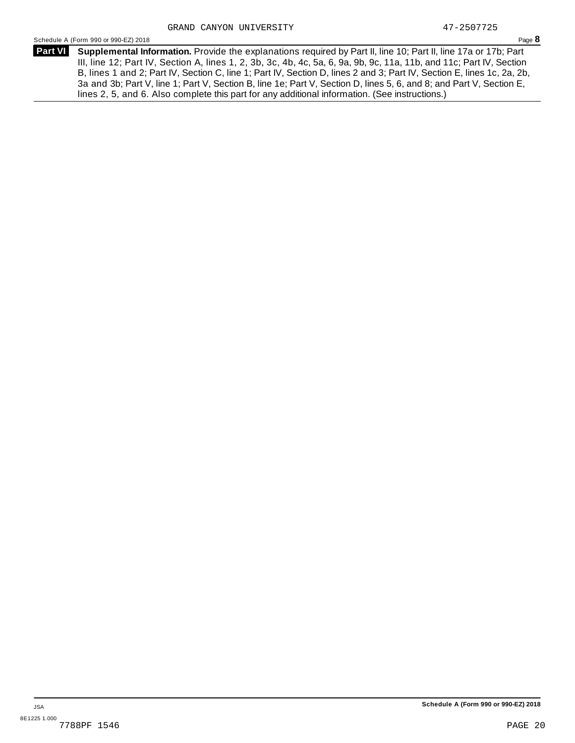**Part VI** **Supplemental Information.** Provide the explanations required by Part II, line 10; Part II, line 17a or 17b; Part III, line 12; Part IV, Section A, lines 1, 2, 3b, 3c, 4b, 4c, 5a, 6, 9a, 9b, 9c, 11a, 11b, and 11c; Part IV, Section B, lines 1 and 2; Part IV, Section C, line 1; Part IV, Section D, lines 2 and 3; Part IV, Section E, lines 1c, 2a, 2b, 3a and 3b; Part V, line 1; Part V, Section B, line 1e; Part V, Section D, lines 5, 6, and 8; and Part V, Section E, lines 2, 5, and 6. Also complete this part for any additional information. (See instructions.)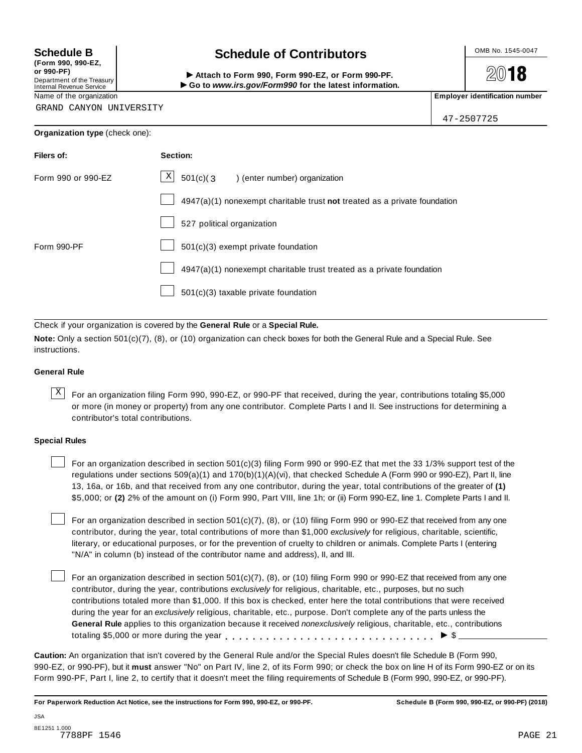**Schedule B** (Form 990, 990-EZ, or 990-PF)
Department of the Treasury
Internal Revenue Service

# Schedule of Contributors

▶ **Attach to Form 990, Form 990-EZ, or Form 990-PF.**
▶ **Go to *www.irs.gov/Form990* for the latest information.**

OMB No. 1545-0047

**2018**

| Name of the organization | Employer identification number |
|---|---|
| GRAND CANYON UNIVERSITY | 47-2507725 |

**Organization type** (check one):

| Filers of: | Section: |
|---|---|
| Form 990 or 990-EZ | [X] 501(c)( 3 ) (enter number) organization |
| | [ ] 4947(a)(1) nonexempt charitable trust **not** treated as a private foundation |
| | [ ] 527 political organization |
| Form 990-PF | [ ] 501(c)(3) exempt private foundation |
| | [ ] 4947(a)(1) nonexempt charitable trust treated as a private foundation |
| | [ ] 501(c)(3) taxable private foundation |

Check if your organization is covered by the **General Rule** or a **Special Rule.**

**Note:** Only a section 501(c)(7), (8), or (10) organization can check boxes for both the General Rule and a Special Rule. See instructions.

**General Rule**

[X] For an organization filing Form 990, 990-EZ, or 990-PF that received, during the year, contributions totaling $5,000 or more (in money or property) from any one contributor. Complete Parts I and II. See instructions for determining a contributor's total contributions.

**Special Rules**

[ ] For an organization described in section 501(c)(3) filing Form 990 or 990-EZ that met the 33 1/3% support test of the regulations under sections 509(a)(1) and 170(b)(1)(A)(vi), that checked Schedule A (Form 990 or 990-EZ), Part II, line 13, 16a, or 16b, and that received from any one contributor, during the year, total contributions of the greater of **(1)** $5,000; or **(2)** 2% of the amount on (i) Form 990, Part VIII, line 1h; or (ii) Form 990-EZ, line 1. Complete Parts I and II.

[ ] For an organization described in section 501(c)(7), (8), or (10) filing Form 990 or 990-EZ that received from any one contributor, during the year, total contributions of more than $1,000 *exclusively* for religious, charitable, scientific, literary, or educational purposes, or for the prevention of cruelty to children or animals. Complete Parts I (entering "N/A" in column (b) instead of the contributor name and address), II, and III.

[ ] For an organization described in section 501(c)(7), (8), or (10) filing Form 990 or 990-EZ that received from any one contributor, during the year, contributions *exclusively* for religious, charitable, etc., purposes, but no such contributions totaled more than $1,000. If this box is checked, enter here the total contributions that were received during the year for an *exclusively* religious, charitable, etc., purpose. Don't complete any of the parts unless the **General Rule** applies to this organization because it received *nonexclusively* religious, charitable, etc., contributions totaling $5,000 or more during the year . . . . . . . . . . . . . . . . . . . . . . . . . . . . . . ▶ $ ____________

**Caution:** An organization that isn't covered by the General Rule and/or the Special Rules doesn't file Schedule B (Form 990, 990-EZ, or 990-PF), but it **must** answer "No" on Part IV, line 2, of its Form 990; or check the box on line H of its Form 990-EZ or on its Form 990-PF, Part I, line 2, to certify that it doesn't meet the filing requirements of Schedule B (Form 990, 990-EZ, or 990-PF).

**For Paperwork Reduction Act Notice, see the instructions for Form 990, 990-EZ, or 990-PF.** **Schedule B (Form 990, 990-EZ, or 990-PF) (2018)**

JSA
8E1251 1.000
7788PF 1546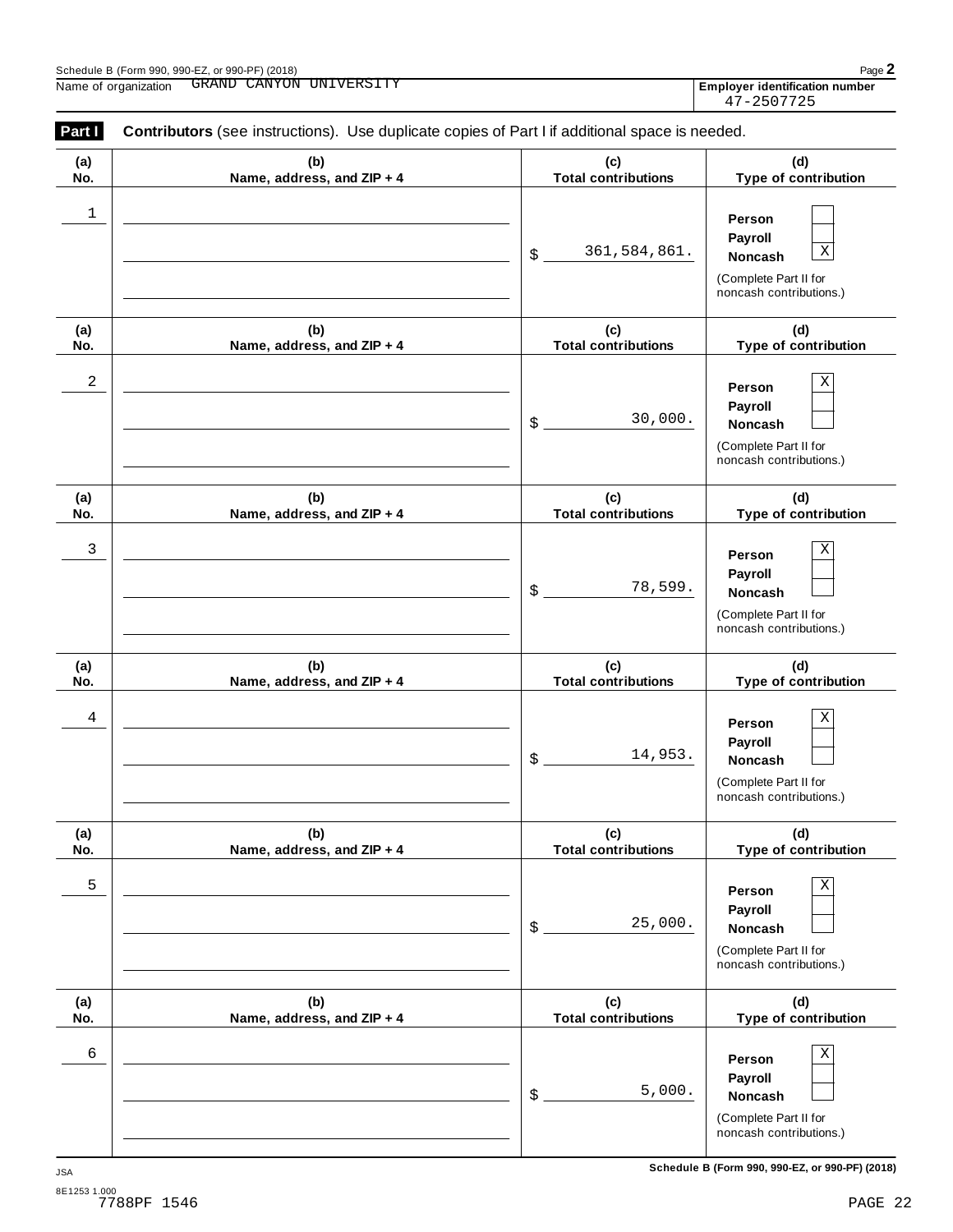Schedule B (Form 990, 990-EZ, or 990-PF) (2018)

Name of organization GRAND CANYON UNIVERSITY

Employer identification number 47-2507725

**Part I** **Contributors** (see instructions). Use duplicate copies of Part I if additional space is needed.

| (a) No. | (b) Name, address, and ZIP + 4 | (c) Total contributions | (d) Type of contribution |
|---|---|---|---|
| 1 | | $ 361,584,861. | Person ☐ Payroll ☐ Noncash ☒ (Complete Part II for noncash contributions.) |
| 2 | | $ 30,000. | Person ☒ Payroll ☐ Noncash ☐ (Complete Part II for noncash contributions.) |
| 3 | | $ 78,599. | Person ☒ Payroll ☐ Noncash ☐ (Complete Part II for noncash contributions.) |
| 4 | | $ 14,953. | Person ☒ Payroll ☐ Noncash ☐ (Complete Part II for noncash contributions.) |
| 5 | | $ 25,000. | Person ☒ Payroll ☐ Noncash ☐ (Complete Part II for noncash contributions.) |
| 6 | | $ 5,000. | Person ☒ Payroll ☐ Noncash ☐ (Complete Part II for noncash contributions.) |

JSA
8E1253 1.000
7788PF 1546

Schedule B (Form 990, 990-EZ, or 990-PF) (2018)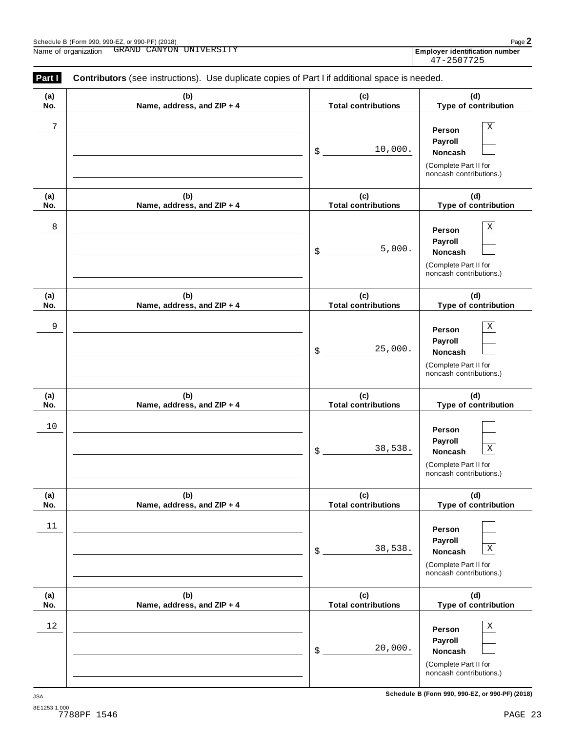Schedule B (Form 990, 990-EZ, or 990-PF) (2018)

Name of organization: GRAND CANYON UNIVERSITY

Employer identification number: 47-2507725

**Part I** **Contributors** (see instructions). Use duplicate copies of Part I if additional space is needed.

| (a) No. | (b) Name, address, and ZIP + 4 | (c) Total contributions | (d) Type of contribution |
|---|---|---|---|
| 7 | | $ 10,000. | Person [X] Payroll [ ] Noncash [ ] (Complete Part II for noncash contributions.) |
| 8 | | $ 5,000. | Person [X] Payroll [ ] Noncash [ ] (Complete Part II for noncash contributions.) |
| 9 | | $ 25,000. | Person [X] Payroll [ ] Noncash [ ] (Complete Part II for noncash contributions.) |
| 10 | | $ 38,538. | Person [ ] Payroll [ ] Noncash [X] (Complete Part II for noncash contributions.) |
| 11 | | $ 38,538. | Person [ ] Payroll [ ] Noncash [X] (Complete Part II for noncash contributions.) |
| 12 | | $ 20,000. | Person [X] Payroll [ ] Noncash [ ] (Complete Part II for noncash contributions.) |

JSA
8E1253 1.000
7788PF 1546

Schedule B (Form 990, 990-EZ, or 990-PF) (2018)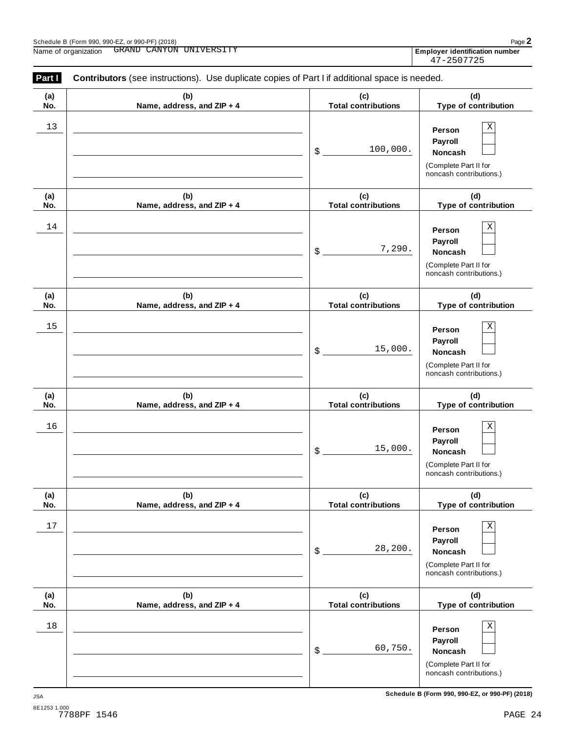Schedule B (Form 990, 990-EZ, or 990-PF) (2018)

Name of organization GRAND CANYON UNIVERSITY

**Employer identification number** 47-2507725

**Part I** **Contributors** (see instructions). Use duplicate copies of Part I if additional space is needed.

| (a) No. | (b) Name, address, and ZIP + 4 | (c) Total contributions | (d) Type of contribution |
|---|---|---|---|
| 13 | | $ 100,000. | Person [X] Payroll [ ] Noncash [ ] (Complete Part II for noncash contributions.) |
| 14 | | $ 7,290. | Person [X] Payroll [ ] Noncash [ ] (Complete Part II for noncash contributions.) |
| 15 | | $ 15,000. | Person [X] Payroll [ ] Noncash [ ] (Complete Part II for noncash contributions.) |
| 16 | | $ 15,000. | Person [X] Payroll [ ] Noncash [ ] (Complete Part II for noncash contributions.) |
| 17 | | $ 28,200. | Person [X] Payroll [ ] Noncash [ ] (Complete Part II for noncash contributions.) |
| 18 | | $ 60,750. | Person [X] Payroll [ ] Noncash [ ] (Complete Part II for noncash contributions.) |

Schedule B (Form 990, 990-EZ, or 990-PF) (2018)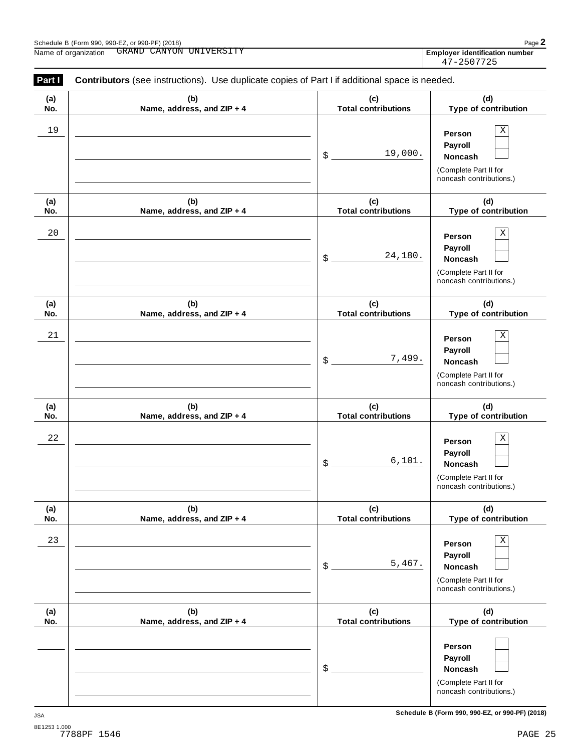Schedule B (Form 990, 990-EZ, or 990-PF) (2018)

Name of organization GRAND CANYON UNIVERSITY

**Employer identification number** 47-2507725

**Part I** **Contributors** (see instructions). Use duplicate copies of Part I if additional space is needed.

| (a) No. | (b) Name, address, and ZIP + 4 | (c) Total contributions | (d) Type of contribution |
|---|---|---|---|
| 19 | | $ 19,000. | Person X<br>Payroll<br>Noncash<br>(Complete Part II for noncash contributions.) |
| 20 | | $ 24,180. | Person X<br>Payroll<br>Noncash<br>(Complete Part II for noncash contributions.) |
| 21 | | $ 7,499. | Person X<br>Payroll<br>Noncash<br>(Complete Part II for noncash contributions.) |
| 22 | | $ 6,101. | Person X<br>Payroll<br>Noncash<br>(Complete Part II for noncash contributions.) |
| 23 | | $ 5,467. | Person X<br>Payroll<br>Noncash<br>(Complete Part II for noncash contributions.) |
| | | $ | Person<br>Payroll<br>Noncash<br>(Complete Part II for noncash contributions.) |

**Schedule B (Form 990, 990-EZ, or 990-PF) (2018)**

JSA
8E1253 1.000
7788PF 1546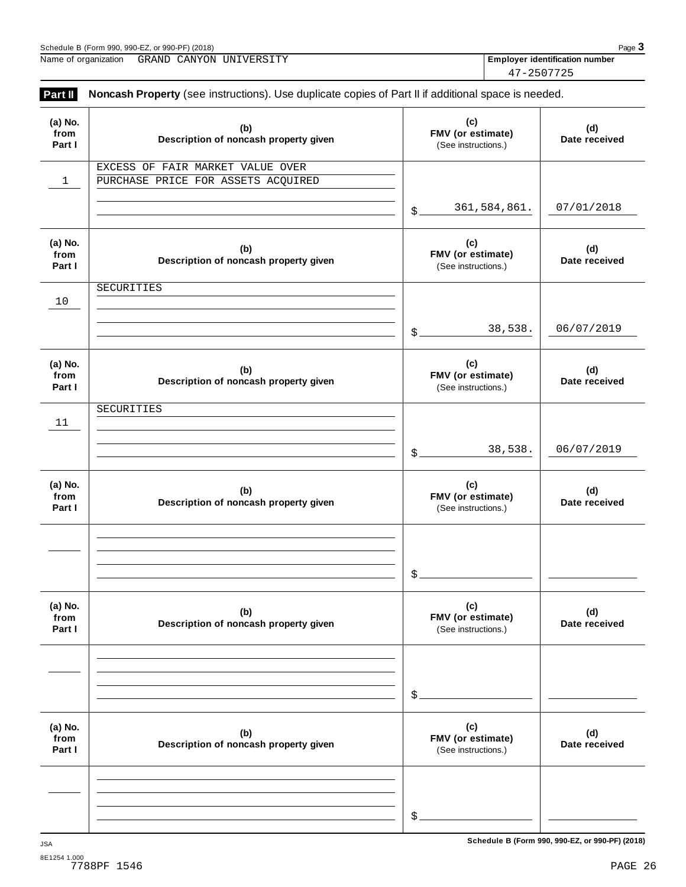Name of organization GRAND CANYON UNIVERSITY

**Employer identification number** 47-2507725

**Part II** **Noncash Property** (see instructions). Use duplicate copies of Part II if additional space is needed.

| (a) No. from Part I | (b) Description of noncash property given | (c) FMV (or estimate) (See instructions.) | (d) Date received |
|---|---|---|---|
| 1 | EXCESS OF FAIR MARKET VALUE OVER PURCHASE PRICE FOR ASSETS ACQUIRED | $ 361,584,861. | 07/01/2018 |
| 10 | SECURITIES | $ 38,538. | 06/07/2019 |
| 11 | SECURITIES | $ 38,538. | 06/07/2019 |
| | | $ | |
| | | $ | |
| | | $ | |

JSA

8E1254 1.000

7788PF 1546

Schedule B (Form 990, 990-EZ, or 990-PF) (2018)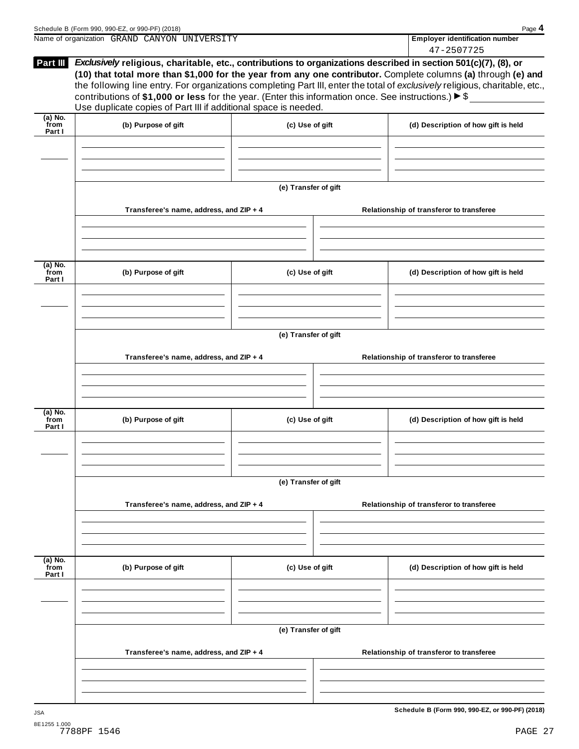Name of organization GRAND CANYON UNIVERSITY

**Employer identification number**

47-2507725

**Part III** ***Exclusively*** **religious, charitable, etc., contributions to organizations described in section 501(c)(7), (8), or (10) that total more than $1,000 for the year from any one contributor.** Complete columns **(a)** through **(e) and** the following line entry. For organizations completing Part III, enter the total of *exclusively* religious, charitable, etc., contributions of **$1,000 or less** for the year. (Enter this information once. See instructions.) ▶ $ \_\_\_\_\_\_\_\_\_\_

Use duplicate copies of Part III if additional space is needed.

| (a) No. from Part I | (b) Purpose of gift | (c) Use of gift | (d) Description of how gift is held |
|---|---|---|---|
| | | | |

**(e) Transfer of gift**

| Transferee's name, address, and ZIP + 4 | Relationship of transferor to transferee |
|---|---|
| | |

| (a) No. from Part I | (b) Purpose of gift | (c) Use of gift | (d) Description of how gift is held |
|---|---|---|---|
| | | | |

**(e) Transfer of gift**

| Transferee's name, address, and ZIP + 4 | Relationship of transferor to transferee |
|---|---|
| | |

| (a) No. from Part I | (b) Purpose of gift | (c) Use of gift | (d) Description of how gift is held |
|---|---|---|---|
| | | | |

**(e) Transfer of gift**

| Transferee's name, address, and ZIP + 4 | Relationship of transferor to transferee |
|---|---|
| | |

| (a) No. from Part I | (b) Purpose of gift | (c) Use of gift | (d) Description of how gift is held |
|---|---|---|---|
| | | | |

**(e) Transfer of gift**

| Transferee's name, address, and ZIP + 4 | Relationship of transferor to transferee |
|---|---|
| | |

JSA

8E1255 1.000

7788PF 1546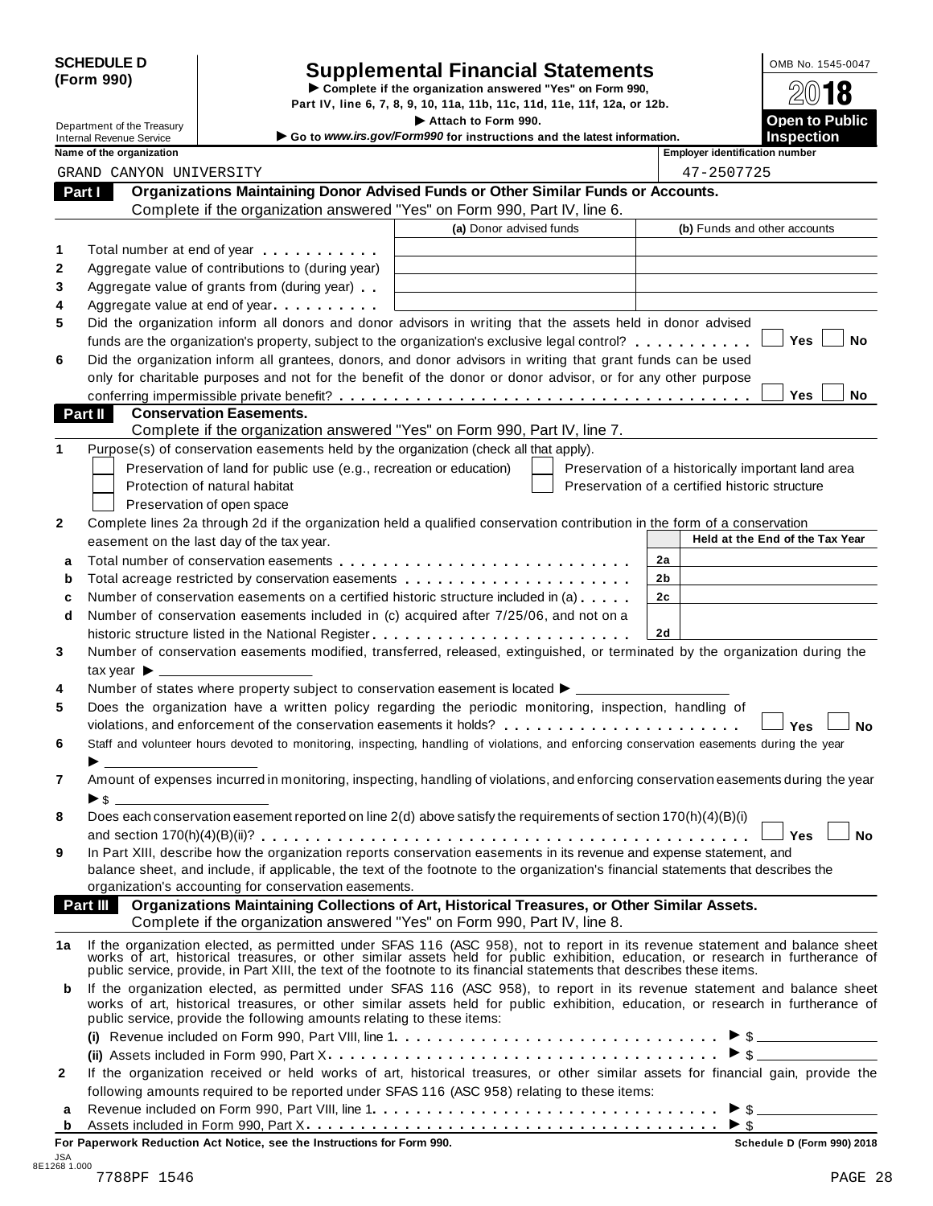**SCHEDULE D (Form 990)**

Department of the Treasury
Internal Revenue Service

# Supplemental Financial Statements

▶ Complete if the organization answered "Yes" on Form 990, Part IV, line 6, 7, 8, 9, 10, 11a, 11b, 11c, 11d, 11e, 11f, 12a, or 12b.
▶ Attach to Form 990.
▶ Go to *www.irs.gov/Form990* for instructions and the latest information.

OMB No. 1545-0047

**2018**

**Open to Public Inspection**

| Name of the organization | Employer identification number |
|---|---|
| GRAND CANYON UNIVERSITY | 47-2507725 |

## Part I — Organizations Maintaining Donor Advised Funds or Other Similar Funds or Accounts.

Complete if the organization answered "Yes" on Form 990, Part IV, line 6.

| | | (a) Donor advised funds | (b) Funds and other accounts |
|---|---|---|---|
| 1 | Total number at end of year | | |
| 2 | Aggregate value of contributions to (during year) | | |
| 3 | Aggregate value of grants from (during year) | | |
| 4 | Aggregate value at end of year | | |

5 Did the organization inform all donors and donor advisors in writing that the assets held in donor advised funds are the organization's property, subject to the organization's exclusive legal control? ☐ Yes ☐ No

6 Did the organization inform all grantees, donors, and donor advisors in writing that grant funds can be used only for charitable purposes and not for the benefit of the donor or donor advisor, or for any other purpose conferring impermissible private benefit? ☐ Yes ☐ No

## Part II — Conservation Easements.

Complete if the organization answered "Yes" on Form 990, Part IV, line 7.

1 Purpose(s) of conservation easements held by the organization (check all that apply).

- ☐ Preservation of land for public use (e.g., recreation or education)
- ☐ Protection of natural habitat
- ☐ Preservation of open space
- ☐ Preservation of a historically important land area
- ☐ Preservation of a certified historic structure

2 Complete lines 2a through 2d if the organization held a qualified conservation contribution in the form of a conservation easement on the last day of the tax year.

| | | | Held at the End of the Tax Year |
|---|---|---|---|
| a | Total number of conservation easements | 2a | |
| b | Total acreage restricted by conservation easements | 2b | |
| c | Number of conservation easements on a certified historic structure included in (a) | 2c | |
| d | Number of conservation easements included in (c) acquired after 7/25/06, and not on a historic structure listed in the National Register | 2d | |

3 Number of conservation easements modified, transferred, released, extinguished, or terminated by the organization during the tax year ▶ ______

4 Number of states where property subject to conservation easement is located ▶ ______

5 Does the organization have a written policy regarding the periodic monitoring, inspection, handling of violations, and enforcement of the conservation easements it holds? ☐ Yes ☐ No

6 Staff and volunteer hours devoted to monitoring, inspecting, handling of violations, and enforcing conservation easements during the year ▶ ______

7 Amount of expenses incurred in monitoring, inspecting, handling of violations, and enforcing conservation easements during the year ▶ $ ______

8 Does each conservation easement reported on line 2(d) above satisfy the requirements of section 170(h)(4)(B)(i) and section 170(h)(4)(B)(ii)? ☐ Yes ☐ No

9 In Part XIII, describe how the organization reports conservation easements in its revenue and expense statement, and balance sheet, and include, if applicable, the text of the footnote to the organization's financial statements that describes the organization's accounting for conservation easements.

## Part III — Organizations Maintaining Collections of Art, Historical Treasures, or Other Similar Assets.

Complete if the organization answered "Yes" on Form 990, Part IV, line 8.

1a If the organization elected, as permitted under SFAS 116 (ASC 958), not to report in its revenue statement and balance sheet works of art, historical treasures, or other similar assets held for public exhibition, education, or research in furtherance of public service, provide, in Part XIII, the text of the footnote to its financial statements that describes these items.

b If the organization elected, as permitted under SFAS 116 (ASC 958), to report in its revenue statement and balance sheet works of art, historical treasures, or other similar assets held for public exhibition, education, or research in furtherance of public service, provide the following amounts relating to these items:

(i) Revenue included on Form 990, Part VIII, line 1 ▶ $ ______

(ii) Assets included in Form 990, Part X ▶ $ ______

2 If the organization received or held works of art, historical treasures, or other similar assets for financial gain, provide the following amounts required to be reported under SFAS 116 (ASC 958) relating to these items:

a Revenue included on Form 990, Part VIII, line 1 ▶ $ ______

b Assets included in Form 990, Part X ▶ $ ______

**For Paperwork Reduction Act Notice, see the Instructions for Form 990.** **Schedule D (Form 990) 2018**

JSA 8E1268 1.000
7788PF 1546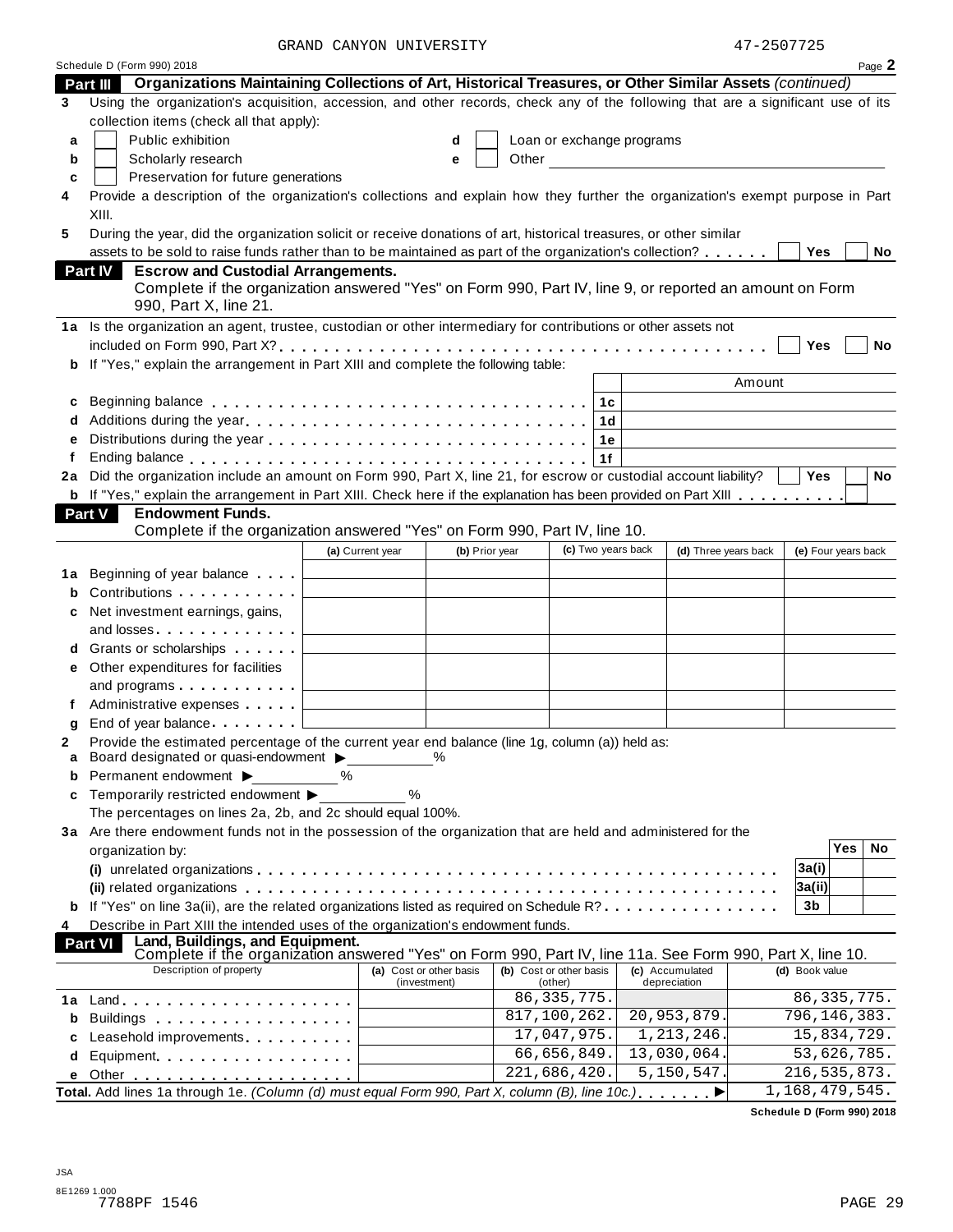GRAND CANYON UNIVERSITY 47-2507725

Schedule D (Form 990) 2018 Page **2**

## Part III Organizations Maintaining Collections of Art, Historical Treasures, or Other Similar Assets *(continued)*

**3** Using the organization's acquisition, accession, and other records, check any of the following that are a significant use of its collection items (check all that apply):

- **a** ☐ Public exhibition
- **b** ☐ Scholarly research
- **c** ☐ Preservation for future generations
- **d** ☐ Loan or exchange programs
- **e** ☐ Other

**4** Provide a description of the organization's collections and explain how they further the organization's exempt purpose in Part XIII.

**5** During the year, did the organization solicit or receive donations of art, historical treasures, or other similar assets to be sold to raise funds rather than to be maintained as part of the organization's collection? ☐ Yes ☐ No

## Part IV Escrow and Custodial Arrangements.

Complete if the organization answered "Yes" on Form 990, Part IV, line 9, or reported an amount on Form 990, Part X, line 21.

**1a** Is the organization an agent, trustee, custodian or other intermediary for contributions or other assets not included on Form 990, Part X? ☐ Yes ☐ No

**b** If "Yes," explain the arrangement in Part XIII and complete the following table:

| | | | Amount |
|---|---|---|---|
| **c** | Beginning balance | 1c | |
| **d** | Additions during the year | 1d | |
| **e** | Distributions during the year | 1e | |
| **f** | Ending balance | 1f | |

**2a** Did the organization include an amount on Form 990, Part X, line 21, for escrow or custodial account liability? ☐ Yes ☐ No

**b** If "Yes," explain the arrangement in Part XIII. Check here if the explanation has been provided on Part XIII ☐

## Part V Endowment Funds.

Complete if the organization answered "Yes" on Form 990, Part IV, line 10.

| | | (a) Current year | (b) Prior year | (c) Two years back | (d) Three years back | (e) Four years back |
|---|---|---|---|---|---|---|
| **1a** | Beginning of year balance | | | | | |
| **b** | Contributions | | | | | |
| **c** | Net investment earnings, gains, and losses | | | | | |
| **d** | Grants or scholarships | | | | | |
| **e** | Other expenditures for facilities and programs | | | | | |
| **f** | Administrative expenses | | | | | |
| **g** | End of year balance | | | | | |

**2** Provide the estimated percentage of the current year end balance (line 1g, column (a)) held as:

- **a** Board designated or quasi-endowment ▶ ____ %
- **b** Permanent endowment ▶ ____ %
- **c** Temporarily restricted endowment ▶ ____ %

The percentages on lines 2a, 2b, and 2c should equal 100%.

**3a** Are there endowment funds not in the possession of the organization that are held and administered for the organization by:

| | | | Yes | No |
|---|---|---|---|---|
| | **(i)** unrelated organizations | 3a(i) | | |
| | **(ii)** related organizations | 3a(ii) | | |
| **b** | If "Yes" on line 3a(ii), are the related organizations listed as required on Schedule R? | 3b | | |

**4** Describe in Part XIII the intended uses of the organization's endowment funds.

## Part VI Land, Buildings, and Equipment.

Complete if the organization answered "Yes" on Form 990, Part IV, line 11a. See Form 990, Part X, line 10.

| | Description of property | (a) Cost or other basis (investment) | (b) Cost or other basis (other) | (c) Accumulated depreciation | (d) Book value |
|---|---|---|---|---|---|
| **1a** | Land | | 86,335,775. | | 86,335,775. |
| **b** | Buildings | | 817,100,262. | 20,953,879. | 796,146,383. |
| **c** | Leasehold improvements | | 17,047,975. | 1,213,246. | 15,834,729. |
| **d** | Equipment | | 66,656,849. | 13,030,064. | 53,626,785. |
| **e** | Other | | 221,686,420. | 5,150,547. | 216,535,873. |

**Total.** Add lines 1a through 1e. *(Column (d) must equal Form 990, Part X, column (B), line 10c.)* ▶ 1,168,479,545.

**Schedule D (Form 990) 2018**

JSA
8E1269 1.000
7788PF 1546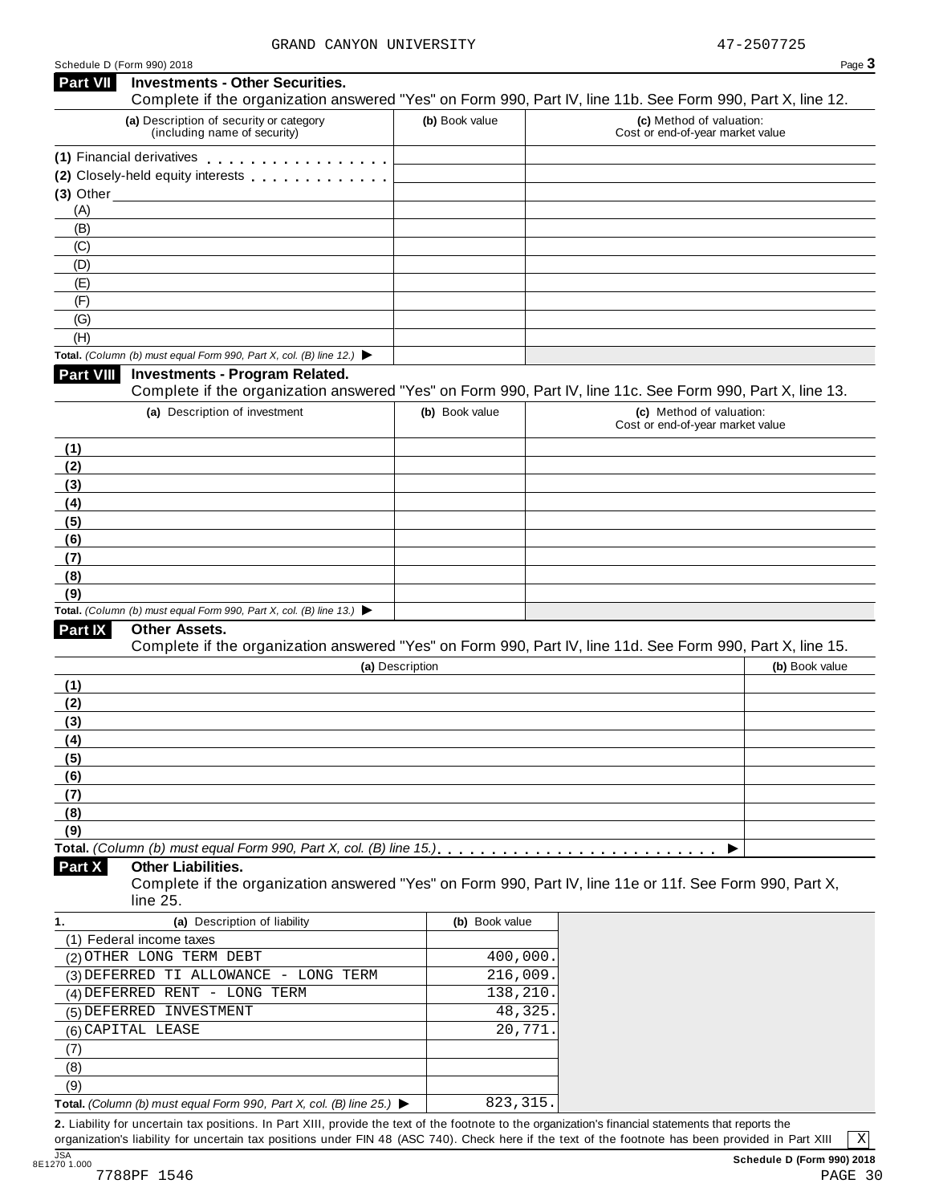GRAND CANYON UNIVERSITY 47-2507725

Schedule D (Form 990) 2018

## Part VII Investments - Other Securities.

Complete if the organization answered "Yes" on Form 990, Part IV, line 11b. See Form 990, Part X, line 12.

| (a) Description of security or category (including name of security) | (b) Book value | (c) Method of valuation: Cost or end-of-year market value |
|---|---|---|
| (1) Financial derivatives | | |
| (2) Closely-held equity interests | | |
| (3) Other | | |
| (A) | | |
| (B) | | |
| (C) | | |
| (D) | | |
| (E) | | |
| (F) | | |
| (G) | | |
| (H) | | |
| **Total.** *(Column (b) must equal Form 990, Part X, col. (B) line 12.)* ▶ | | |

## Part VIII Investments - Program Related.

Complete if the organization answered "Yes" on Form 990, Part IV, line 11c. See Form 990, Part X, line 13.

| (a) Description of investment | (b) Book value | (c) Method of valuation: Cost or end-of-year market value |
|---|---|---|
| (1) | | |
| (2) | | |
| (3) | | |
| (4) | | |
| (5) | | |
| (6) | | |
| (7) | | |
| (8) | | |
| (9) | | |
| **Total.** *(Column (b) must equal Form 990, Part X, col. (B) line 13.)* ▶ | | |

## Part IX Other Assets.

Complete if the organization answered "Yes" on Form 990, Part IV, line 11d. See Form 990, Part X, line 15.

| (a) Description | (b) Book value |
|---|---|
| (1) | |
| (2) | |
| (3) | |
| (4) | |
| (5) | |
| (6) | |
| (7) | |
| (8) | |
| (9) | |
| **Total.** *(Column (b) must equal Form 990, Part X, col. (B) line 15.)* ▶ | |

## Part X Other Liabilities.

Complete if the organization answered "Yes" on Form 990, Part IV, line 11e or 11f. See Form 990, Part X, line 25.

| 1. (a) Description of liability | (b) Book value |
|---|---|
| (1) Federal income taxes | |
| (2) OTHER LONG TERM DEBT | 400,000. |
| (3) DEFERRED TI ALLOWANCE - LONG TERM | 216,009. |
| (4) DEFERRED RENT - LONG TERM | 138,210. |
| (5) DEFERRED INVESTMENT | 48,325. |
| (6) CAPITAL LEASE | 20,771. |
| (7) | |
| (8) | |
| (9) | |
| **Total.** *(Column (b) must equal Form 990, Part X, col. (B) line 25.)* ▶ | 823,315. |

**2.** Liability for uncertain tax positions. In Part XIII, provide the text of the footnote to the organization's financial statements that reports the organization's liability for uncertain tax positions under FIN 48 (ASC 740). Check here if the text of the footnote has been provided in Part XIII [X]

**Schedule D (Form 990) 2018**

JSA 8E1270 1.000

7788PF 1546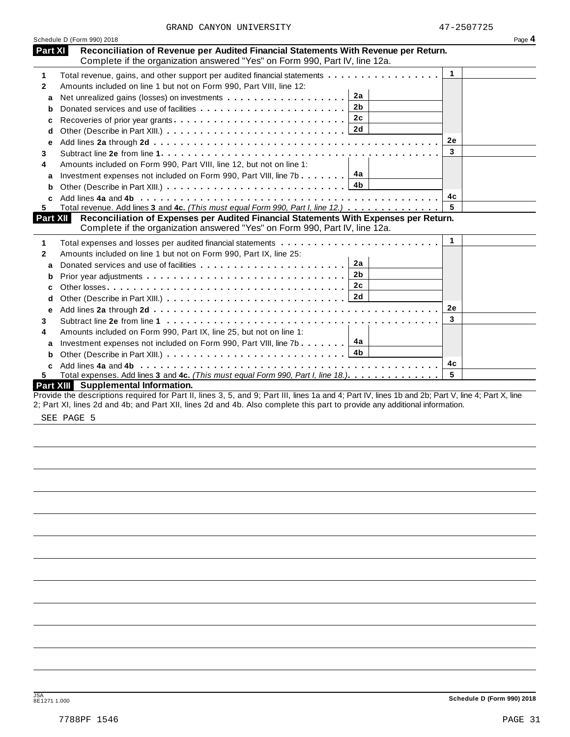GRAND CANYON UNIVERSITY 47-2507725

Schedule D (Form 990) 2018

## Part XI Reconciliation of Revenue per Audited Financial Statements With Revenue per Return.

Complete if the organization answered "Yes" on Form 990, Part IV, line 12a.

| | | | | | |
|---|---|---|---|---|---|
| 1 | Total revenue, gains, and other support per audited financial statements | | | 1 | |
| 2 | Amounts included on line 1 but not on Form 990, Part VIII, line 12: | | | | |
| a | Net unrealized gains (losses) on investments | 2a | | | |
| b | Donated services and use of facilities | 2b | | | |
| c | Recoveries of prior year grants | 2c | | | |
| d | Other (Describe in Part XIII.) | 2d | | | |
| e | Add lines **2a** through **2d** | | | 2e | |
| 3 | Subtract line **2e** from line **1** | | | 3 | |
| 4 | Amounts included on Form 990, Part VIII, line 12, but not on line 1: | | | | |
| a | Investment expenses not included on Form 990, Part VIII, line 7b | 4a | | | |
| b | Other (Describe in Part XIII.) | 4b | | | |
| c | Add lines **4a** and **4b** | | | 4c | |
| 5 | Total revenue. Add lines **3** and **4c.** *(This must equal Form 990, Part I, line 12.)* | | | 5 | |

## Part XII Reconciliation of Expenses per Audited Financial Statements With Expenses per Return.

Complete if the organization answered "Yes" on Form 990, Part IV, line 12a.

| | | | | | |
|---|---|---|---|---|---|
| 1 | Total expenses and losses per audited financial statements | | | 1 | |
| 2 | Amounts included on line 1 but not on Form 990, Part IX, line 25: | | | | |
| a | Donated services and use of facilities | 2a | | | |
| b | Prior year adjustments | 2b | | | |
| c | Other losses | 2c | | | |
| d | Other (Describe in Part XIII.) | 2d | | | |
| e | Add lines **2a** through **2d** | | | 2e | |
| 3 | Subtract line **2e** from line **1** | | | 3 | |
| 4 | Amounts included on Form 990, Part IX, line 25, but not on line 1: | | | | |
| a | Investment expenses not included on Form 990, Part VIII, line 7b | 4a | | | |
| b | Other (Describe in Part XIII.) | 4b | | | |
| c | Add lines **4a** and **4b** | | | 4c | |
| 5 | Total expenses. Add lines **3** and **4c.** *(This must equal Form 990, Part I, line 18.)* | | | 5 | |

## Part XIII Supplemental Information.

Provide the descriptions required for Part II, lines 3, 5, and 9; Part III, lines 1a and 4; Part IV, lines 1b and 2b; Part V, line 4; Part X, line 2; Part XI, lines 2d and 4b; and Part XII, lines 2d and 4b. Also complete this part to provide any additional information.

SEE PAGE 5

JSA 8E1271 1.000

Schedule D (Form 990) 2018

7788PF 1546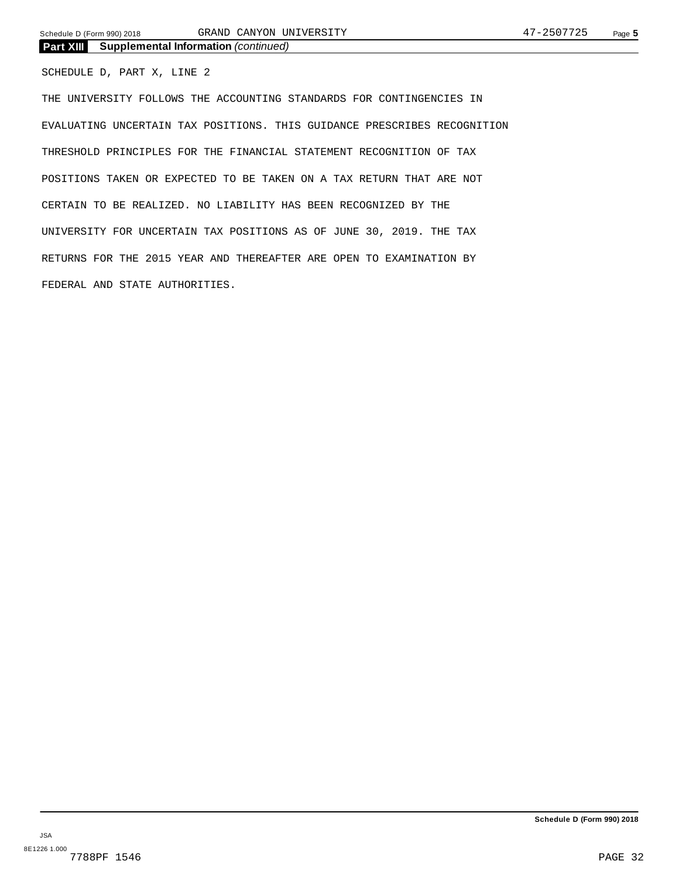## Part XIII Supplemental Information *(continued)*

SCHEDULE D, PART X, LINE 2

THE UNIVERSITY FOLLOWS THE ACCOUNTING STANDARDS FOR CONTINGENCIES IN EVALUATING UNCERTAIN TAX POSITIONS. THIS GUIDANCE PRESCRIBES RECOGNITION THRESHOLD PRINCIPLES FOR THE FINANCIAL STATEMENT RECOGNITION OF TAX POSITIONS TAKEN OR EXPECTED TO BE TAKEN ON A TAX RETURN THAT ARE NOT CERTAIN TO BE REALIZED. NO LIABILITY HAS BEEN RECOGNIZED BY THE UNIVERSITY FOR UNCERTAIN TAX POSITIONS AS OF JUNE 30, 2019. THE TAX RETURNS FOR THE 2015 YEAR AND THEREAFTER ARE OPEN TO EXAMINATION BY FEDERAL AND STATE AUTHORITIES.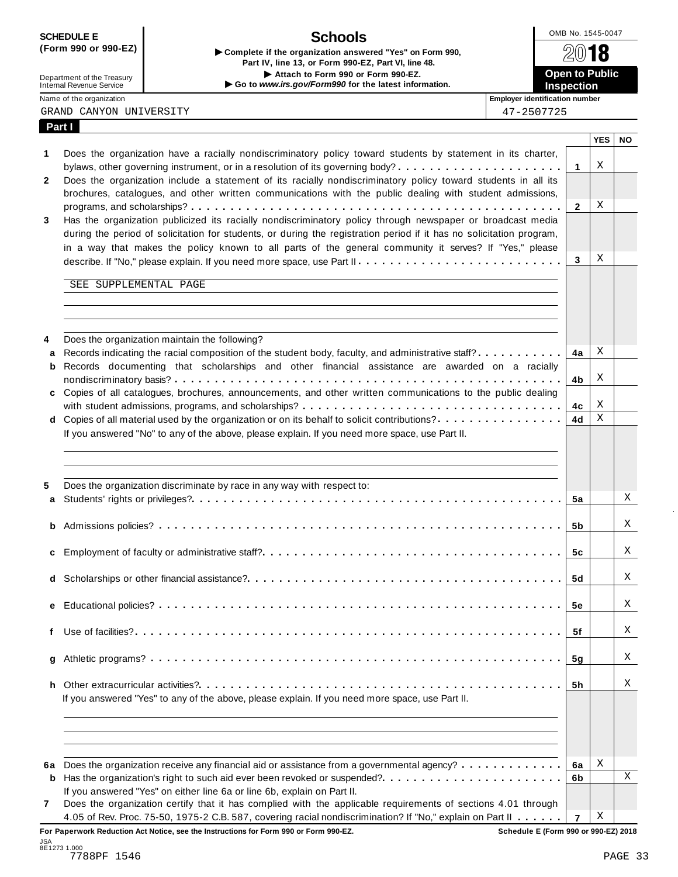**SCHEDULE E (Form 990 or 990-EZ)**

Department of the Treasury
Internal Revenue Service

# Schools

▶ Complete if the organization answered "Yes" on Form 990, Part IV, line 13, or Form 990-EZ, Part VI, line 48.
▶ Attach to Form 990 or Form 990-EZ.
▶ Go to *www.irs.gov/Form990* for the latest information.

OMB No. 1545-0047

**2018**

**Open to Public Inspection**

Name of the organization: GRAND CANYON UNIVERSITY

Employer identification number: 47-2507725

**Part I**

| | | | YES | NO |
|---|---|---|---|---|
| 1 | Does the organization have a racially nondiscriminatory policy toward students by statement in its charter, bylaws, other governing instrument, or in a resolution of its governing body? | 1 | X | |
| 2 | Does the organization include a statement of its racially nondiscriminatory policy toward students in all its brochures, catalogues, and other written communications with the public dealing with student admissions, programs, and scholarships? | 2 | X | |
| 3 | Has the organization publicized its racially nondiscriminatory policy through newspaper or broadcast media during the period of solicitation for students, or during the registration period if it has no solicitation program, in a way that makes the policy known to all parts of the general community it serves? If "Yes," please describe. If "No," please explain. If you need more space, use Part II | 3 | X | |

SEE SUPPLEMENTAL PAGE

| | | | YES | NO |
|---|---|---|---|---|
| 4 | Does the organization maintain the following? | | | |
| a | Records indicating the racial composition of the student body, faculty, and administrative staff? | 4a | X | |
| b | Records documenting that scholarships and other financial assistance are awarded on a racially nondiscriminatory basis? | 4b | X | |
| c | Copies of all catalogues, brochures, announcements, and other written communications to the public dealing with student admissions, programs, and scholarships? | 4c | X | |
| d | Copies of all material used by the organization or on its behalf to solicit contributions? | 4d | X | |

If you answered "No" to any of the above, please explain. If you need more space, use Part II.

| | | | YES | NO |
|---|---|---|---|---|
| 5 | Does the organization discriminate by race in any way with respect to: | | | |
| a | Students' rights or privileges? | 5a | | X |
| b | Admissions policies? | 5b | | X |
| c | Employment of faculty or administrative staff? | 5c | | X |
| d | Scholarships or other financial assistance? | 5d | | X |
| e | Educational policies? | 5e | | X |
| f | Use of facilities? | 5f | | X |
| g | Athletic programs? | 5g | | X |
| h | Other extracurricular activities? | 5h | | X |

If you answered "Yes" to any of the above, please explain. If you need more space, use Part II.

| | | | YES | NO |
|---|---|---|---|---|
| 6a | Does the organization receive any financial aid or assistance from a governmental agency? | 6a | X | |
| b | Has the organization's right to such aid ever been revoked or suspended? | 6b | | X |
| | If you answered "Yes" on either line 6a or line 6b, explain on Part II. | | | |
| 7 | Does the organization certify that it has complied with the applicable requirements of sections 4.01 through 4.05 of Rev. Proc. 75-50, 1975-2 C.B. 587, covering racial nondiscrimination? If "No," explain on Part II | 7 | X | |

**For Paperwork Reduction Act Notice, see the Instructions for Form 990 or Form 990-EZ.**

**Schedule E (Form 990 or 990-EZ) 2018**

JSA 8E1273 1.000
7788PF 1546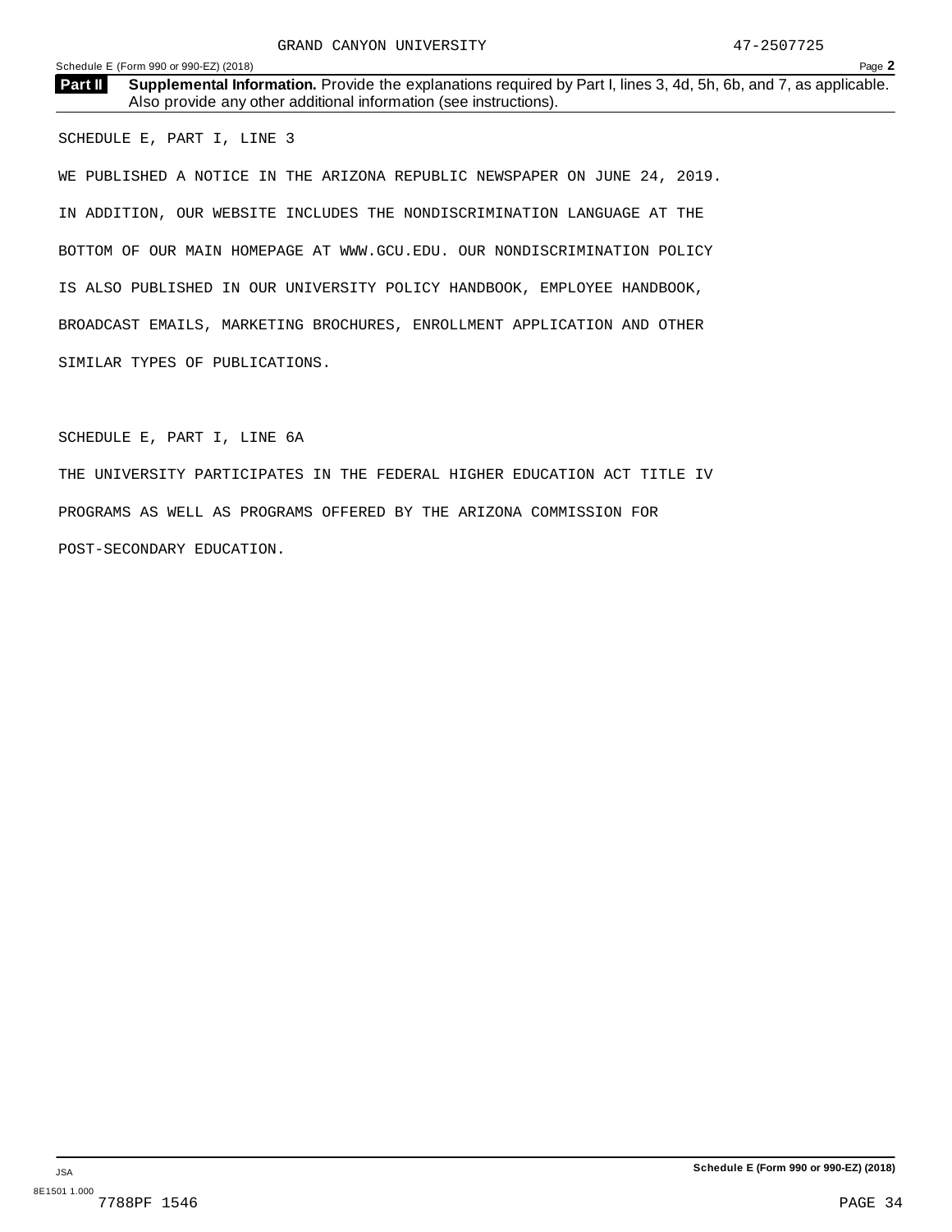GRAND CANYON UNIVERSITY 47-2507725

**Part II** **Supplemental Information.** Provide the explanations required by Part I, lines 3, 4d, 5h, 6b, and 7, as applicable. Also provide any other additional information (see instructions).

SCHEDULE E, PART I, LINE 3

WE PUBLISHED A NOTICE IN THE ARIZONA REPUBLIC NEWSPAPER ON JUNE 24, 2019. IN ADDITION, OUR WEBSITE INCLUDES THE NONDISCRIMINATION LANGUAGE AT THE BOTTOM OF OUR MAIN HOMEPAGE AT WWW.GCU.EDU. OUR NONDISCRIMINATION POLICY IS ALSO PUBLISHED IN OUR UNIVERSITY POLICY HANDBOOK, EMPLOYEE HANDBOOK, BROADCAST EMAILS, MARKETING BROCHURES, ENROLLMENT APPLICATION AND OTHER SIMILAR TYPES OF PUBLICATIONS.

SCHEDULE E, PART I, LINE 6A

THE UNIVERSITY PARTICIPATES IN THE FEDERAL HIGHER EDUCATION ACT TITLE IV PROGRAMS AS WELL AS PROGRAMS OFFERED BY THE ARIZONA COMMISSION FOR POST-SECONDARY EDUCATION.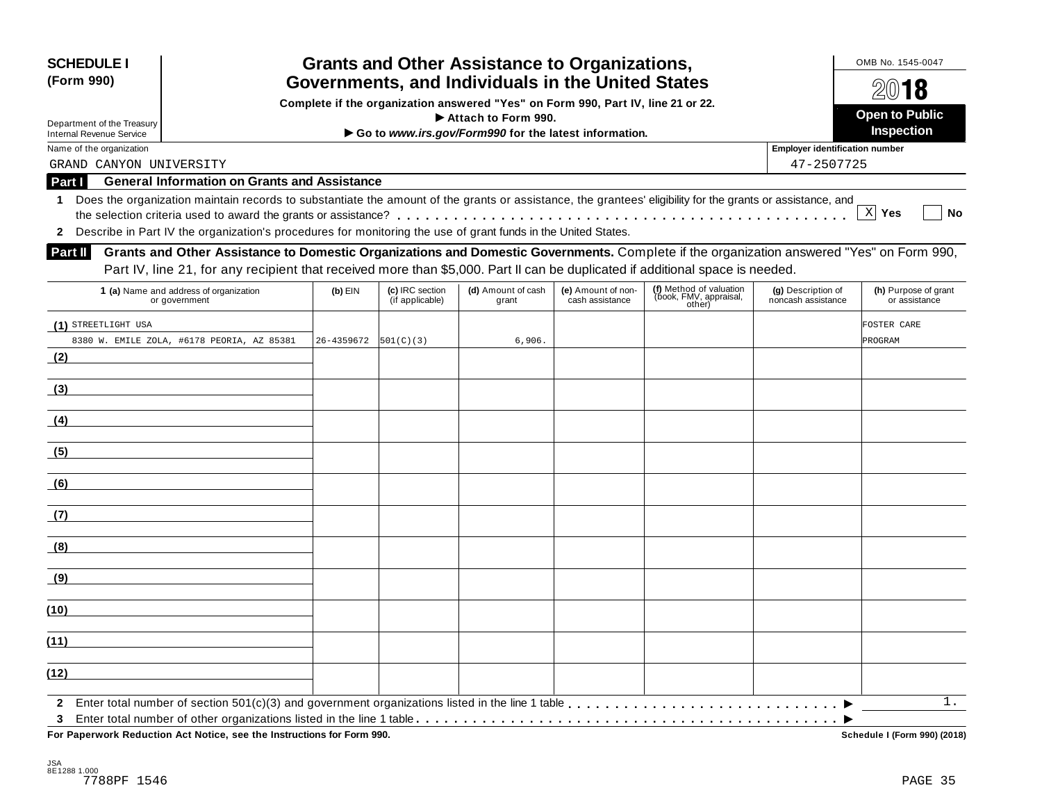**SCHEDULE I (Form 990)**

Department of the Treasury
Internal Revenue Service

# Grants and Other Assistance to Organizations, Governments, and Individuals in the United States

**Complete if the organization answered "Yes" on Form 990, Part IV, line 21 or 22.**
**► Attach to Form 990.**
**► Go to *www.irs.gov/Form990* for the latest information.**

OMB No. 1545-0047

**2018**

**Open to Public Inspection**

Name of the organization: GRAND CANYON UNIVERSITY

Employer identification number: 47-2507725

## Part I General Information on Grants and Assistance

**1** Does the organization maintain records to substantiate the amount of the grants or assistance, the grantees' eligibility for the grants or assistance, and the selection criteria used to award the grants or assistance? . . . . . [X] **Yes** [ ] **No**

**2** Describe in Part IV the organization's procedures for monitoring the use of grant funds in the United States.

## Part II Grants and Other Assistance to Domestic Organizations and Domestic Governments.

Complete if the organization answered "Yes" on Form 990, Part IV, line 21, for any recipient that received more than $5,000. Part II can be duplicated if additional space is needed.

| 1 (a) Name and address of organization or government | (b) EIN | (c) IRC section (if applicable) | (d) Amount of cash grant | (e) Amount of non-cash assistance | (f) Method of valuation (book, FMV, appraisal, other) | (g) Description of noncash assistance | (h) Purpose of grant or assistance |
|---|---|---|---|---|---|---|---|
| (1) STREETLIGHT USA 8380 W. EMILE ZOLA, #6178 PEORIA, AZ 85381 | 26-4359672 | 501(C)(3) | 6,906. | | | | FOSTER CARE PROGRAM |
| (2) | | | | | | | |
| (3) | | | | | | | |
| (4) | | | | | | | |
| (5) | | | | | | | |
| (6) | | | | | | | |
| (7) | | | | | | | |
| (8) | | | | | | | |
| (9) | | | | | | | |
| (10) | | | | | | | |
| (11) | | | | | | | |
| (12) | | | | | | | |

**2** Enter total number of section 501(c)(3) and government organizations listed in the line 1 table . . . . . ► 1.

**3** Enter total number of other organizations listed in the line 1 table . . . . . ►

**For Paperwork Reduction Act Notice, see the Instructions for Form 990.** **Schedule I (Form 990) (2018)**

JSA 8E1288 1.000
7788PF 1546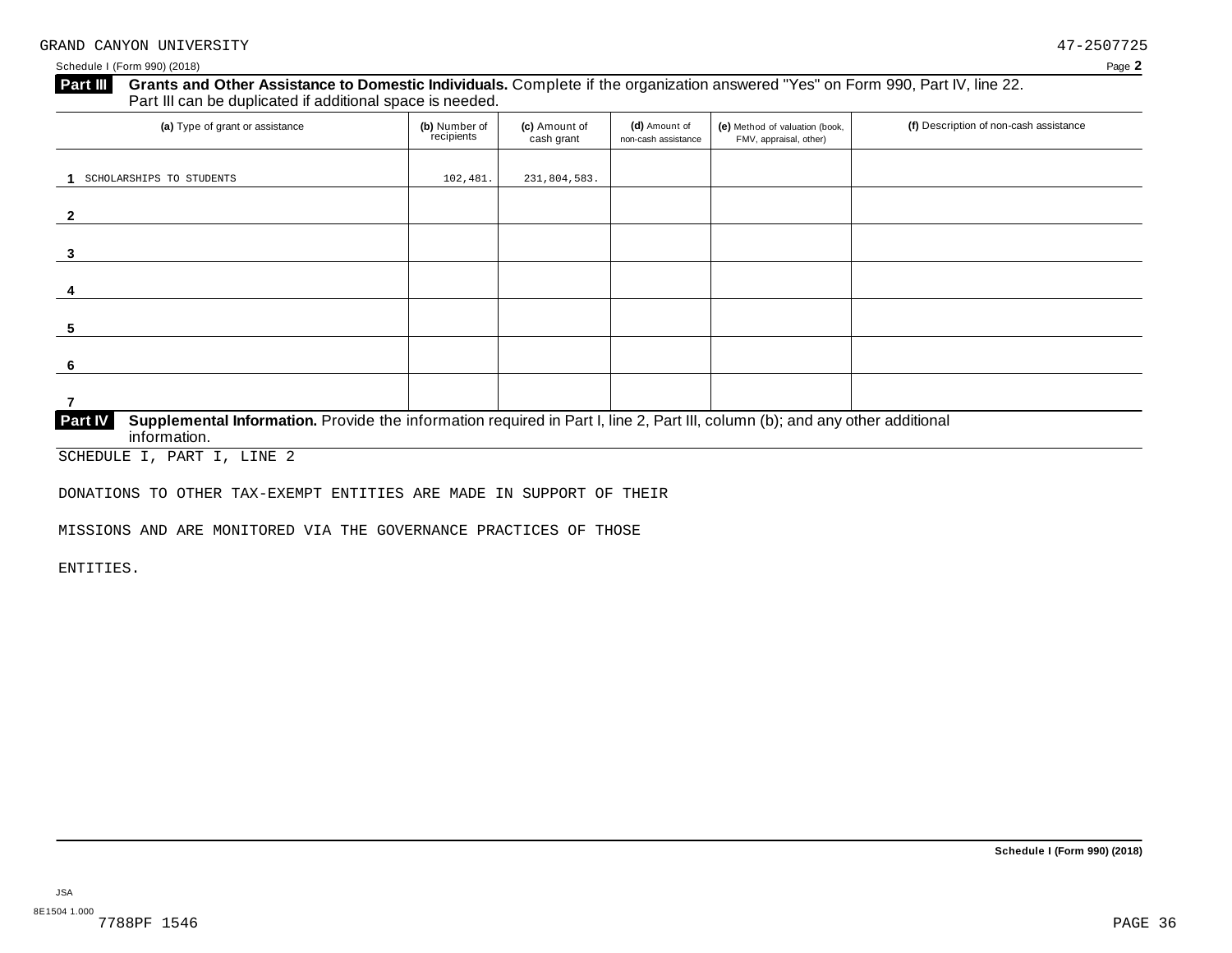GRAND CANYON UNIVERSITY 47-2507725

Schedule I (Form 990) (2018)

**Part III** **Grants and Other Assistance to Domestic Individuals.** Complete if the organization answered "Yes" on Form 990, Part IV, line 22. Part III can be duplicated if additional space is needed.

| (a) Type of grant or assistance | (b) Number of recipients | (c) Amount of cash grant | (d) Amount of non-cash assistance | (e) Method of valuation (book, FMV, appraisal, other) | (f) Description of non-cash assistance |
|---|---|---|---|---|---|
| 1 SCHOLARSHIPS TO STUDENTS | 102,481. | 231,804,583. | | | |
| 2 | | | | | |
| 3 | | | | | |
| 4 | | | | | |
| 5 | | | | | |
| 6 | | | | | |
| 7 | | | | | |

**Part IV** **Supplemental Information.** Provide the information required in Part I, line 2, Part III, column (b); and any other additional information.

SCHEDULE I, PART I, LINE 2

DONATIONS TO OTHER TAX-EXEMPT ENTITIES ARE MADE IN SUPPORT OF THEIR MISSIONS AND ARE MONITORED VIA THE GOVERNANCE PRACTICES OF THOSE ENTITIES.

**Schedule I (Form 990) (2018)**

JSA
8E1504 1.000
7788PF 1546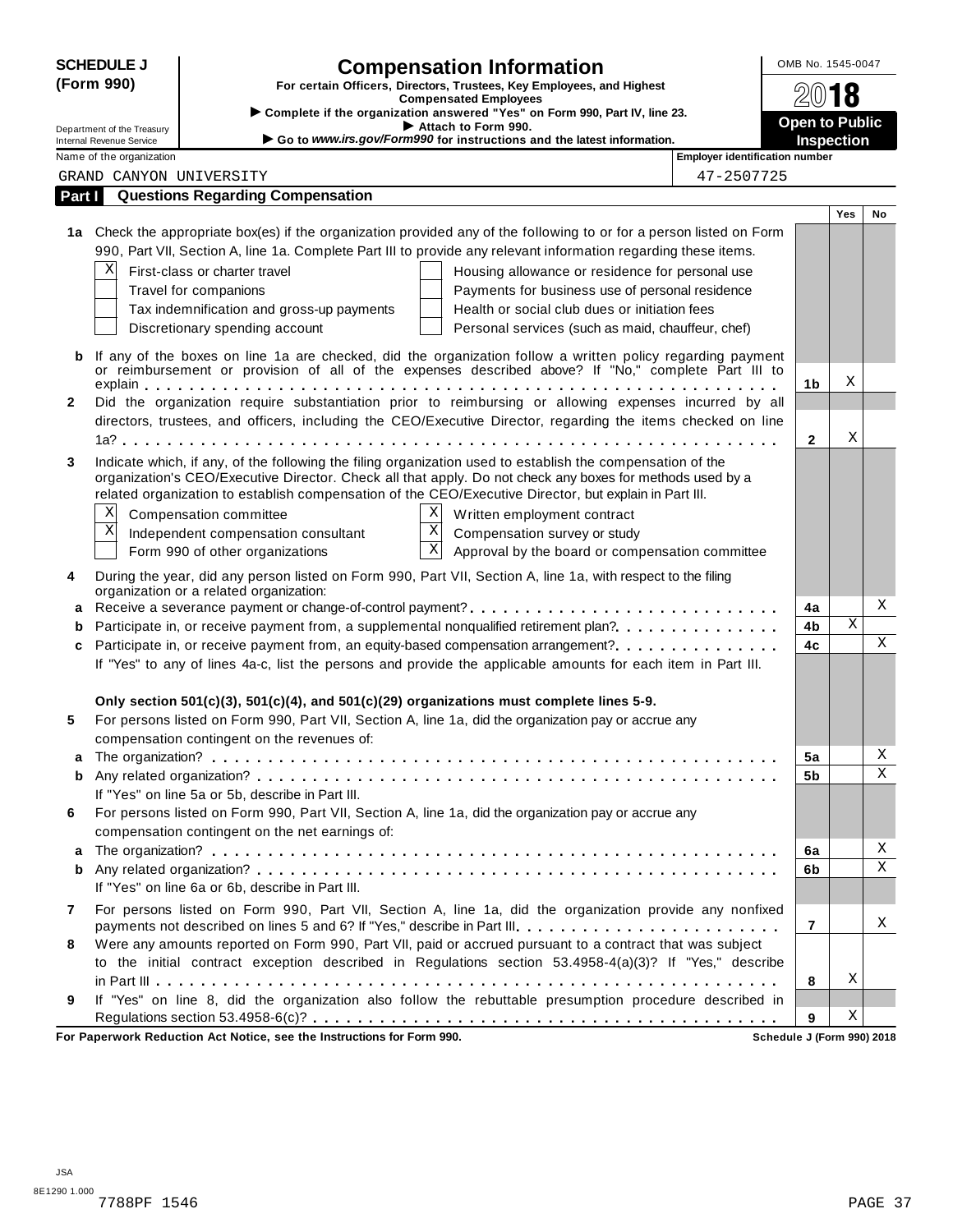**SCHEDULE J (Form 990)**

# Compensation Information

**For certain Officers, Directors, Trustees, Key Employees, and Highest Compensated Employees**

▶ Complete if the organization answered "Yes" on Form 990, Part IV, line 23.
▶ Attach to Form 990.
▶ Go to *www.irs.gov/Form990* for instructions and the latest information.

Department of the Treasury
Internal Revenue Service

OMB No. 1545-0047

**2018**

**Open to Public Inspection**

Name of the organization: GRAND CANYON UNIVERSITY

Employer identification number: 47-2507725

## Part I Questions Regarding Compensation

| | | | Yes | No |
|---|---|---|---|---|
| **1a** | Check the appropriate box(es) if the organization provided any of the following to or for a person listed on Form 990, Part VII, Section A, line 1a. Complete Part III to provide any relevant information regarding these items.<br>[X] First-class or charter travel<br>[ ] Travel for companions<br>[ ] Tax indemnification and gross-up payments<br>[ ] Discretionary spending account<br>[ ] Housing allowance or residence for personal use<br>[ ] Payments for business use of personal residence<br>[ ] Health or social club dues or initiation fees<br>[ ] Personal services (such as maid, chauffeur, chef) | | | |
| **b** | If any of the boxes on line 1a are checked, did the organization follow a written policy regarding payment or reimbursement or provision of all of the expenses described above? If "No," complete Part III to explain | 1b | X | |
| **2** | Did the organization require substantiation prior to reimbursing or allowing expenses incurred by all directors, trustees, and officers, including the CEO/Executive Director, regarding the items checked on line 1a? | 2 | X | |
| **3** | Indicate which, if any, of the following the filing organization used to establish the compensation of the organization's CEO/Executive Director. Check all that apply. Do not check any boxes for methods used by a related organization to establish compensation of the CEO/Executive Director, but explain in Part III.<br>[X] Compensation committee<br>[X] Independent compensation consultant<br>[ ] Form 990 of other organizations<br>[X] Written employment contract<br>[X] Compensation survey or study<br>[X] Approval by the board or compensation committee | | | |
| **4** | During the year, did any person listed on Form 990, Part VII, Section A, line 1a, with respect to the filing organization or a related organization: | | | |
| **a** | Receive a severance payment or change-of-control payment? | 4a | | X |
| **b** | Participate in, or receive payment from, a supplemental nonqualified retirement plan? | 4b | X | |
| **c** | Participate in, or receive payment from, an equity-based compensation arrangement? | 4c | | X |
| | If "Yes" to any of lines 4a-c, list the persons and provide the applicable amounts for each item in Part III. | | | |
| | **Only section 501(c)(3), 501(c)(4), and 501(c)(29) organizations must complete lines 5-9.** | | | |
| **5** | For persons listed on Form 990, Part VII, Section A, line 1a, did the organization pay or accrue any compensation contingent on the revenues of: | | | |
| **a** | The organization? | 5a | | X |
| **b** | Any related organization? | 5b | | X |
| | If "Yes" on line 5a or 5b, describe in Part III. | | | |
| **6** | For persons listed on Form 990, Part VII, Section A, line 1a, did the organization pay or accrue any compensation contingent on the net earnings of: | | | |
| **a** | The organization? | 6a | | X |
| **b** | Any related organization? | 6b | | X |
| | If "Yes" on line 6a or 6b, describe in Part III. | | | |
| **7** | For persons listed on Form 990, Part VII, Section A, line 1a, did the organization provide any nonfixed payments not described on lines 5 and 6? If "Yes," describe in Part III | 7 | | X |
| **8** | Were any amounts reported on Form 990, Part VII, paid or accrued pursuant to a contract that was subject to the initial contract exception described in Regulations section 53.4958-4(a)(3)? If "Yes," describe in Part III | 8 | X | |
| **9** | If "Yes" on line 8, did the organization also follow the rebuttable presumption procedure described in Regulations section 53.4958-6(c)? | 9 | X | |

**For Paperwork Reduction Act Notice, see the Instructions for Form 990.** **Schedule J (Form 990) 2018**

JSA
8E1290 1.000
7788PF 1546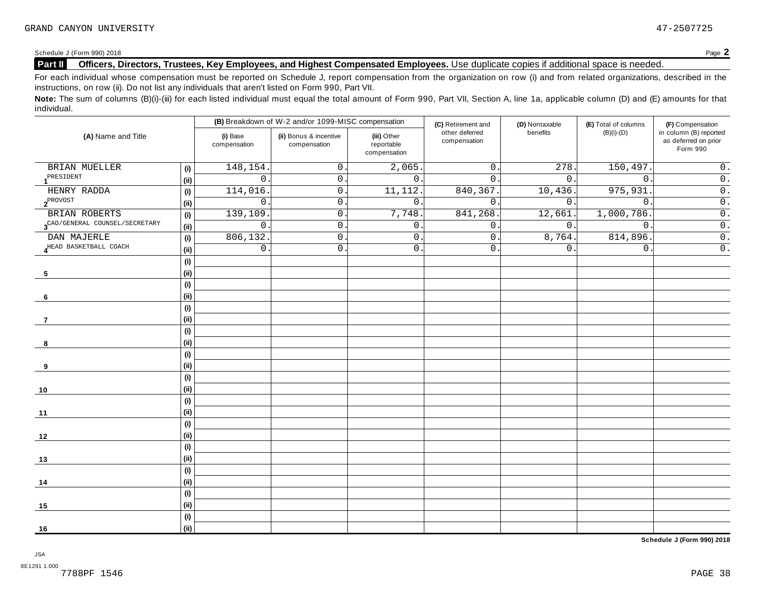GRAND CANYON UNIVERSITY 47-2507725

Schedule J (Form 990) 2018 Page **2**

## Part II Officers, Directors, Trustees, Key Employees, and Highest Compensated Employees. Use duplicate copies if additional space is needed.

For each individual whose compensation must be reported on Schedule J, report compensation from the organization on row (i) and from related organizations, described in the instructions, on row (ii). Do not list any individuals that aren't listed on Form 990, Part VII.

**Note:** The sum of columns (B)(i)-(iii) for each listed individual must equal the total amount of Form 990, Part VII, Section A, line 1a, applicable column (D) and (E) amounts for that individual.

| (A) Name and Title | | (B) Breakdown of W-2 and/or 1099-MISC compensation | | | (C) Retirement and other deferred compensation | (D) Nontaxable benefits | (E) Total of columns (B)(i)-(D) | (F) Compensation in column (B) reported as deferred on prior Form 990 |
|---|---|---|---|---|---|---|---|---|
| | | (i) Base compensation | (ii) Bonus & incentive compensation | (iii) Other reportable compensation | | | | |
| 1 BRIAN MUELLER | (i) | 148,154. | 0. | 2,065. | 0. | 278. | 150,497. | 0. |
| PRESIDENT | (ii) | 0. | 0. | 0. | 0. | 0. | 0. | 0. |
| 2 HENRY RADDA | (i) | 114,016. | 0. | 11,112. | 840,367. | 10,436. | 975,931. | 0. |
| PROVOST | (ii) | 0. | 0. | 0. | 0. | 0. | 0. | 0. |
| 3 BRIAN ROBERTS | (i) | 139,109. | 0. | 7,748. | 841,268. | 12,661. | 1,000,786. | 0. |
| CAO/GENERAL COUNSEL/SECRETARY | (ii) | 0. | 0. | 0. | 0. | 0. | 0. | 0. |
| 4 DAN MAJERLE | (i) | 806,132. | 0. | 0. | 0. | 8,764. | 814,896. | 0. |
| HEAD BASKETBALL COACH | (ii) | 0. | 0. | 0. | 0. | 0. | 0. | 0. |
| 5 | (i) | | | | | | | |
| | (ii) | | | | | | | |
| 6 | (i) | | | | | | | |
| | (ii) | | | | | | | |
| 7 | (i) | | | | | | | |
| | (ii) | | | | | | | |
| 8 | (i) | | | | | | | |
| | (ii) | | | | | | | |
| 9 | (i) | | | | | | | |
| | (ii) | | | | | | | |
| 10 | (i) | | | | | | | |
| | (ii) | | | | | | | |
| 11 | (i) | | | | | | | |
| | (ii) | | | | | | | |
| 12 | (i) | | | | | | | |
| | (ii) | | | | | | | |
| 13 | (i) | | | | | | | |
| | (ii) | | | | | | | |
| 14 | (i) | | | | | | | |
| | (ii) | | | | | | | |
| 15 | (i) | | | | | | | |
| | (ii) | | | | | | | |
| 16 | (i) | | | | | | | |
| | (ii) | | | | | | | |

**Schedule J (Form 990) 2018**

JSA
8E1291 1.000
7788PF 1546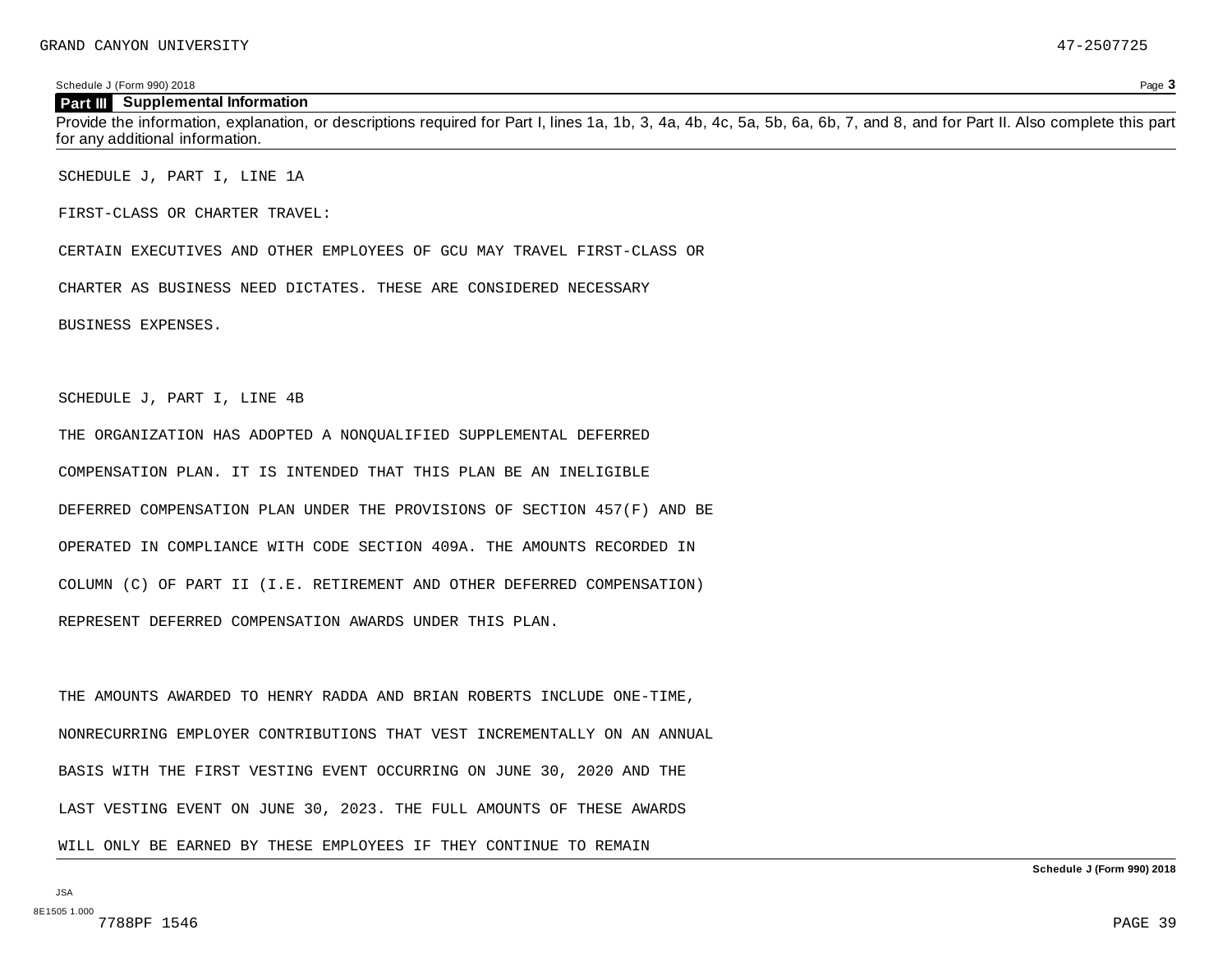## Part III Supplemental Information

Provide the information, explanation, or descriptions required for Part I, lines 1a, 1b, 3, 4a, 4b, 4c, 5a, 5b, 6a, 6b, 7, and 8, and for Part II. Also complete this part for any additional information.

SCHEDULE J, PART I, LINE 1A

FIRST-CLASS OR CHARTER TRAVEL:

CERTAIN EXECUTIVES AND OTHER EMPLOYEES OF GCU MAY TRAVEL FIRST-CLASS OR CHARTER AS BUSINESS NEED DICTATES. THESE ARE CONSIDERED NECESSARY BUSINESS EXPENSES.

SCHEDULE J, PART I, LINE 4B

THE ORGANIZATION HAS ADOPTED A NONQUALIFIED SUPPLEMENTAL DEFERRED COMPENSATION PLAN. IT IS INTENDED THAT THIS PLAN BE AN INELIGIBLE DEFERRED COMPENSATION PLAN UNDER THE PROVISIONS OF SECTION 457(F) AND BE OPERATED IN COMPLIANCE WITH CODE SECTION 409A. THE AMOUNTS RECORDED IN COLUMN (C) OF PART II (I.E. RETIREMENT AND OTHER DEFERRED COMPENSATION) REPRESENT DEFERRED COMPENSATION AWARDS UNDER THIS PLAN.

THE AMOUNTS AWARDED TO HENRY RADDA AND BRIAN ROBERTS INCLUDE ONE-TIME, NONRECURRING EMPLOYER CONTRIBUTIONS THAT VEST INCREMENTALLY ON AN ANNUAL BASIS WITH THE FIRST VESTING EVENT OCCURRING ON JUNE 30, 2020 AND THE LAST VESTING EVENT ON JUNE 30, 2023. THE FULL AMOUNTS OF THESE AWARDS WILL ONLY BE EARNED BY THESE EMPLOYEES IF THEY CONTINUE TO REMAIN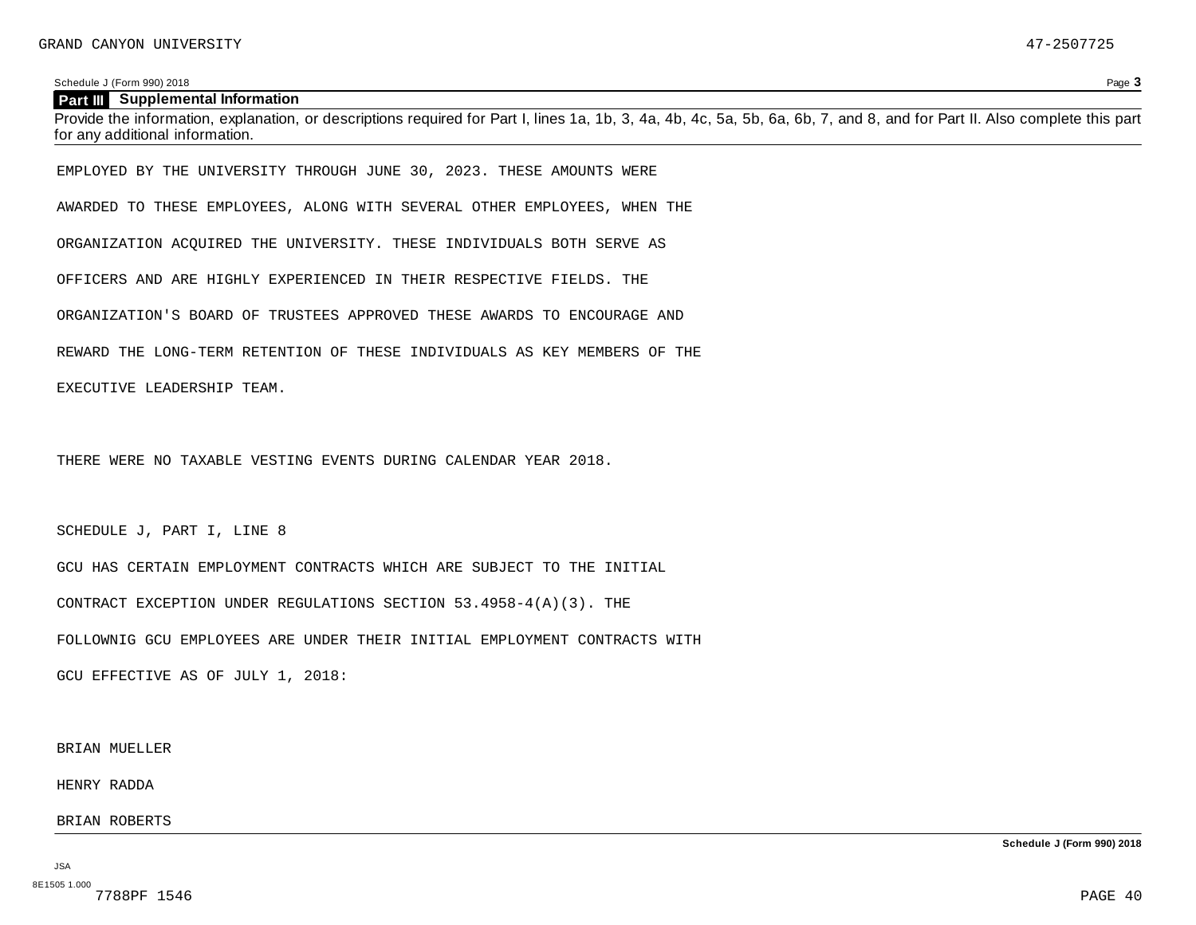## Part III Supplemental Information

Provide the information, explanation, or descriptions required for Part I, lines 1a, 1b, 3, 4a, 4b, 4c, 5a, 5b, 6a, 6b, 7, and 8, and for Part II. Also complete this part for any additional information.

EMPLOYED BY THE UNIVERSITY THROUGH JUNE 30, 2023. THESE AMOUNTS WERE AWARDED TO THESE EMPLOYEES, ALONG WITH SEVERAL OTHER EMPLOYEES, WHEN THE ORGANIZATION ACQUIRED THE UNIVERSITY. THESE INDIVIDUALS BOTH SERVE AS OFFICERS AND ARE HIGHLY EXPERIENCED IN THEIR RESPECTIVE FIELDS. THE ORGANIZATION'S BOARD OF TRUSTEES APPROVED THESE AWARDS TO ENCOURAGE AND REWARD THE LONG-TERM RETENTION OF THESE INDIVIDUALS AS KEY MEMBERS OF THE EXECUTIVE LEADERSHIP TEAM.

THERE WERE NO TAXABLE VESTING EVENTS DURING CALENDAR YEAR 2018.

SCHEDULE J, PART I, LINE 8

GCU HAS CERTAIN EMPLOYMENT CONTRACTS WHICH ARE SUBJECT TO THE INITIAL CONTRACT EXCEPTION UNDER REGULATIONS SECTION 53.4958-4(A)(3). THE FOLLOWNIG GCU EMPLOYEES ARE UNDER THEIR INITIAL EMPLOYMENT CONTRACTS WITH GCU EFFECTIVE AS OF JULY 1, 2018:

BRIAN MUELLER

HENRY RADDA

BRIAN ROBERTS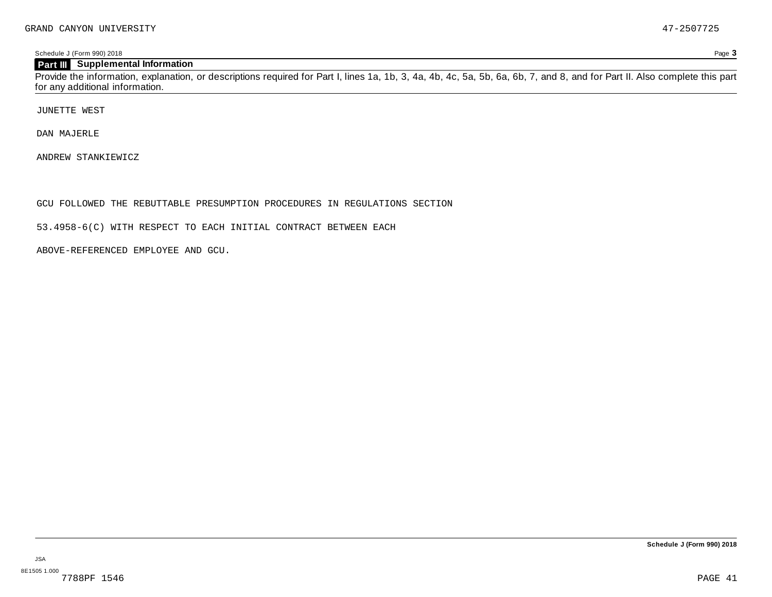## Part III Supplemental Information

Provide the information, explanation, or descriptions required for Part I, lines 1a, 1b, 3, 4a, 4b, 4c, 5a, 5b, 6a, 6b, 7, and 8, and for Part II. Also complete this part for any additional information.

JUNETTE WEST

DAN MAJERLE

ANDREW STANKIEWICZ

GCU FOLLOWED THE REBUTTABLE PRESUMPTION PROCEDURES IN REGULATIONS SECTION

53.4958-6(C) WITH RESPECT TO EACH INITIAL CONTRACT BETWEEN EACH

ABOVE-REFERENCED EMPLOYEE AND GCU.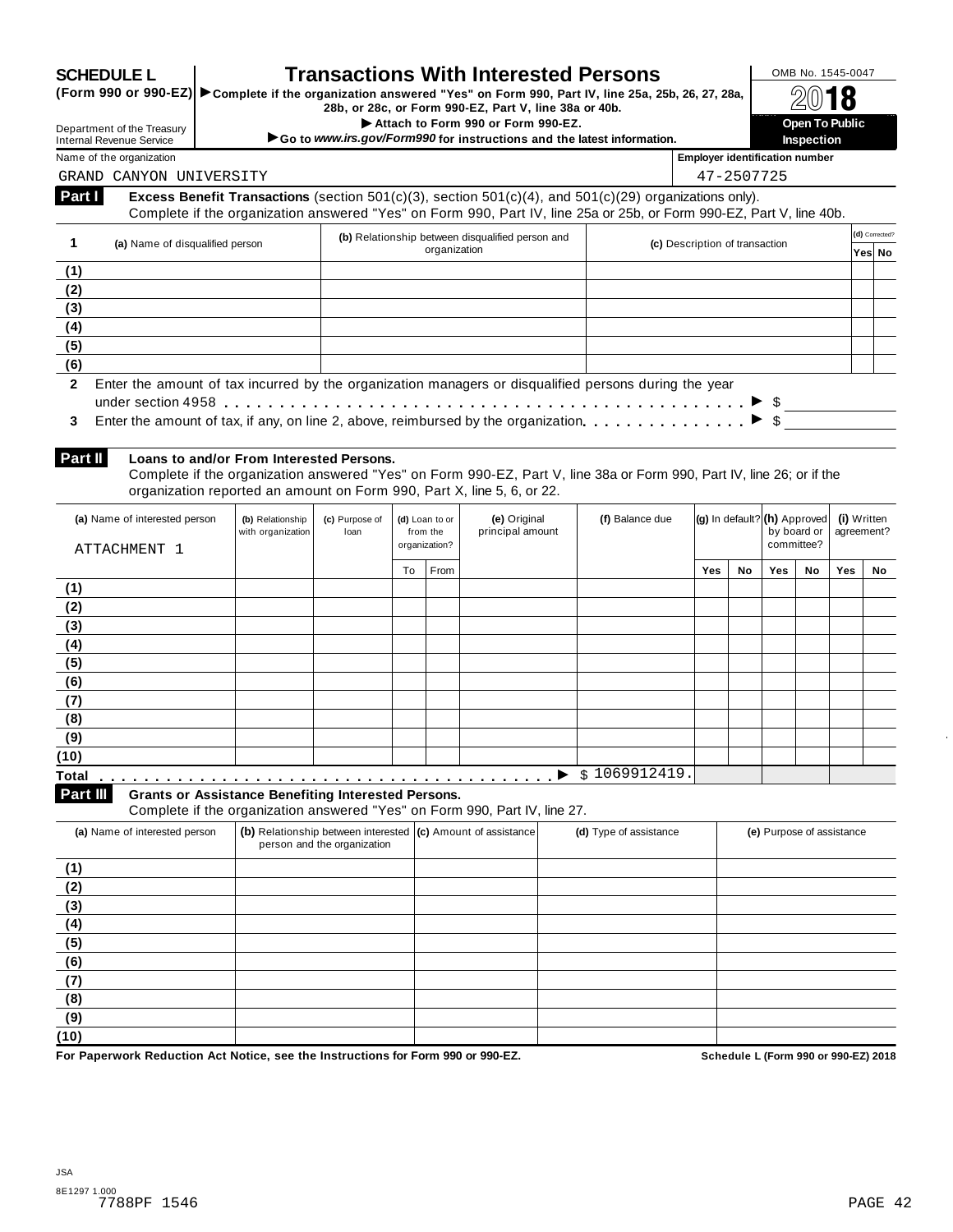**SCHEDULE L**
**(Form 990 or 990-EZ)**

Department of the Treasury
Internal Revenue Service

# Transactions With Interested Persons

▶ **Complete if the organization answered "Yes" on Form 990, Part IV, line 25a, 25b, 26, 27, 28a, 28b, or 28c, or Form 990-EZ, Part V, line 38a or 40b.**
▶ **Attach to Form 990 or Form 990-EZ.**
▶ **Go to *www.irs.gov/Form990* for instructions and the latest information.**

OMB No. 1545-0047
**2018**
**Open To Public Inspection**

Name of the organization: GRAND CANYON UNIVERSITY
Employer identification number: 47-2507725

**Part I** **Excess Benefit Transactions** (section 501(c)(3), section 501(c)(4), and 501(c)(29) organizations only).
Complete if the organization answered "Yes" on Form 990, Part IV, line 25a or 25b, or Form 990-EZ, Part V, line 40b.

| 1 | (a) Name of disqualified person | (b) Relationship between disqualified person and organization | (c) Description of transaction | (d) Corrected? Yes | No |
|---|---|---|---|---|---|
| (1) | | | | | |
| (2) | | | | | |
| (3) | | | | | |
| (4) | | | | | |
| (5) | | | | | |
| (6) | | | | | |

**2** Enter the amount of tax incurred by the organization managers or disqualified persons during the year under section 4958 . . . . ▶ $

**3** Enter the amount of tax, if any, on line 2, above, reimbursed by the organization . . . . ▶ $

**Part II** **Loans to and/or From Interested Persons.**
Complete if the organization answered "Yes" on Form 990-EZ, Part V, line 38a or Form 990, Part IV, line 26; or if the organization reported an amount on Form 990, Part X, line 5, 6, or 22.

| (a) Name of interested person | (b) Relationship with organization | (c) Purpose of loan | (d) Loan to or from the organization? To | From | (e) Original principal amount | (f) Balance due | (g) In default? Yes | No | (h) Approved by board or committee? Yes | No | (i) Written agreement? Yes | No |
|---|---|---|---|---|---|---|---|---|---|---|---|---|
| ATTACHMENT 1 | | | | | | | | | | | | |
| (1) | | | | | | | | | | | | |
| (2) | | | | | | | | | | | | |
| (3) | | | | | | | | | | | | |
| (4) | | | | | | | | | | | | |
| (5) | | | | | | | | | | | | |
| (6) | | | | | | | | | | | | |
| (7) | | | | | | | | | | | | |
| (8) | | | | | | | | | | | | |
| (9) | | | | | | | | | | | | |
| (10) | | | | | | | | | | | | |
| Total . . . . ▶ | | | | | | $ 1069912419. | | | | | | |

**Part III** **Grants or Assistance Benefiting Interested Persons.**
Complete if the organization answered "Yes" on Form 990, Part IV, line 27.

| (a) Name of interested person | (b) Relationship between interested person and the organization | (c) Amount of assistance | (d) Type of assistance | (e) Purpose of assistance |
|---|---|---|---|---|
| (1) | | | | |
| (2) | | | | |
| (3) | | | | |
| (4) | | | | |
| (5) | | | | |
| (6) | | | | |
| (7) | | | | |
| (8) | | | | |
| (9) | | | | |
| (10) | | | | |

**For Paperwork Reduction Act Notice, see the Instructions for Form 990 or 990-EZ.** **Schedule L (Form 990 or 990-EZ) 2018**

JSA
8E1297 1.000
7788PF 1546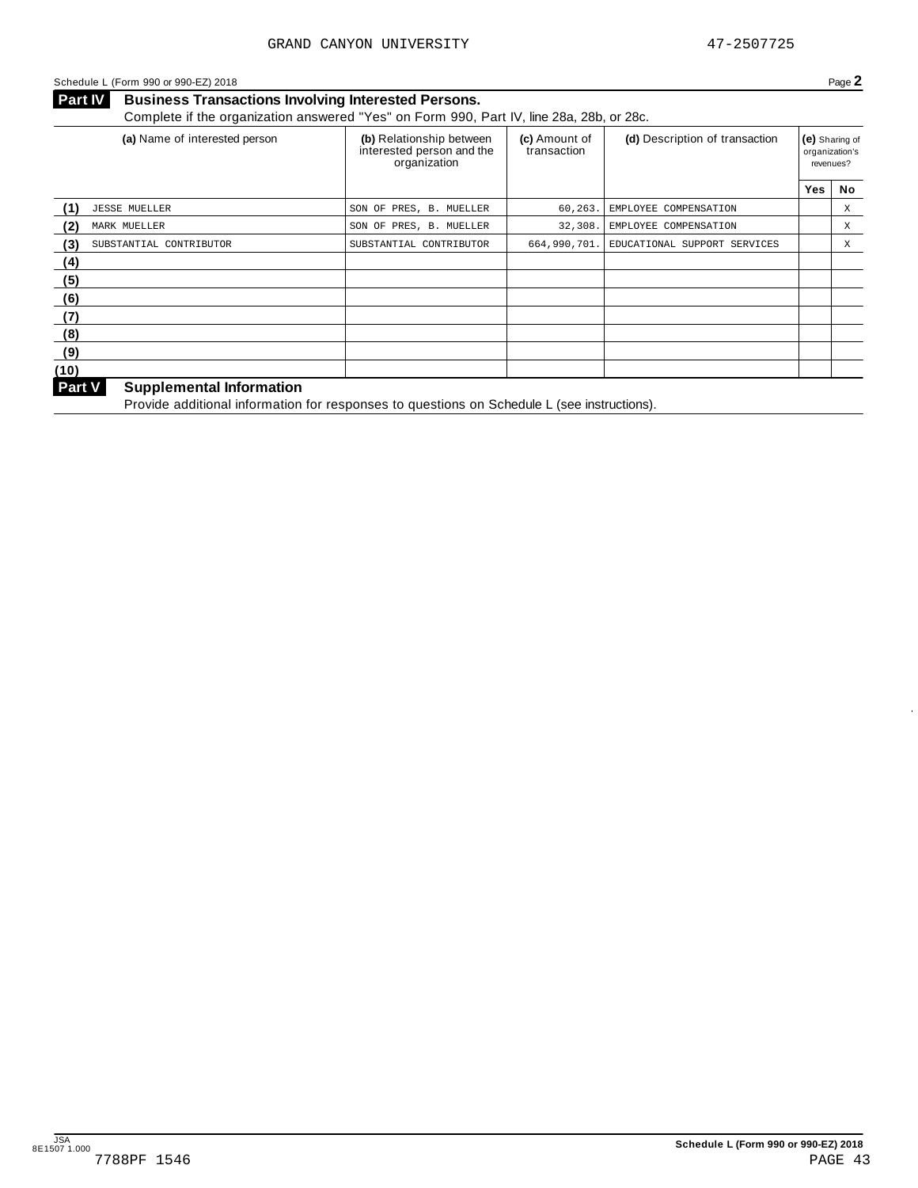Schedule L (Form 990 or 990-EZ) 2018 Page **2**

## Part IV Business Transactions Involving Interested Persons.

Complete if the organization answered "Yes" on Form 990, Part IV, line 28a, 28b, or 28c.

| | (a) Name of interested person | (b) Relationship between interested person and the organization | (c) Amount of transaction | (d) Description of transaction | (e) Sharing of organization's revenues? | |
|---|---|---|---|---|---|---|
| | | | | | Yes | No |
| (1) | JESSE MUELLER | SON OF PRES, B. MUELLER | 60,263. | EMPLOYEE COMPENSATION | | X |
| (2) | MARK MUELLER | SON OF PRES, B. MUELLER | 32,308. | EMPLOYEE COMPENSATION | | X |
| (3) | SUBSTANTIAL CONTRIBUTOR | SUBSTANTIAL CONTRIBUTOR | 664,990,701. | EDUCATIONAL SUPPORT SERVICES | | X |
| (4) | | | | | | |
| (5) | | | | | | |
| (6) | | | | | | |
| (7) | | | | | | |
| (8) | | | | | | |
| (9) | | | | | | |
| (10) | | | | | | |

## Part V Supplemental Information

Provide additional information for responses to questions on Schedule L (see instructions).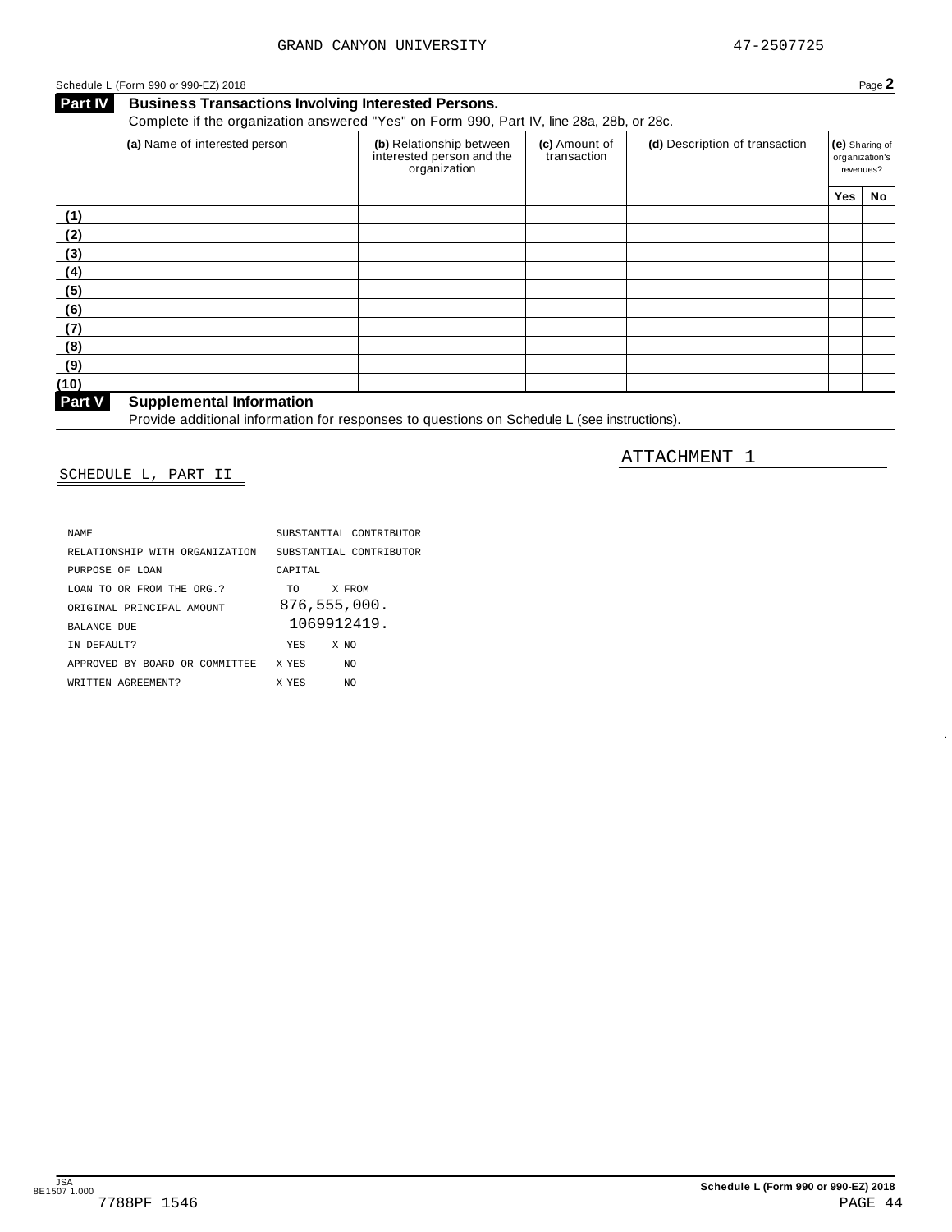GRAND CANYON UNIVERSITY 47-2507725

Schedule L (Form 990 or 990-EZ) 2018 Page **2**

## Part IV Business Transactions Involving Interested Persons.

Complete if the organization answered "Yes" on Form 990, Part IV, line 28a, 28b, or 28c.

| (a) Name of interested person | (b) Relationship between interested person and the organization | (c) Amount of transaction | (d) Description of transaction | (e) Sharing of organization's revenues? | |
|---|---|---|---|---|---|
| | | | | Yes | No |
| (1) | | | | | |
| (2) | | | | | |
| (3) | | | | | |
| (4) | | | | | |
| (5) | | | | | |
| (6) | | | | | |
| (7) | | | | | |
| (8) | | | | | |
| (9) | | | | | |
| (10) | | | | | |

## Part V Supplemental Information

Provide additional information for responses to questions on Schedule L (see instructions).

ATTACHMENT 1

SCHEDULE L, PART II

| | |
|---|---|
| NAME | SUBSTANTIAL CONTRIBUTOR |
| RELATIONSHIP WITH ORGANIZATION | SUBSTANTIAL CONTRIBUTOR |
| PURPOSE OF LOAN | CAPITAL |
| LOAN TO OR FROM THE ORG.? | TO X FROM |
| ORIGINAL PRINCIPAL AMOUNT | 876,555,000. |
| BALANCE DUE | 1069912419. |
| IN DEFAULT? | YES X NO |
| APPROVED BY BOARD OR COMMITTEE | X YES NO |
| WRITTEN AGREEMENT? | X YES NO |

JSA 8E1507 1.000 7788PF 1546

Schedule L (Form 990 or 990-EZ) 2018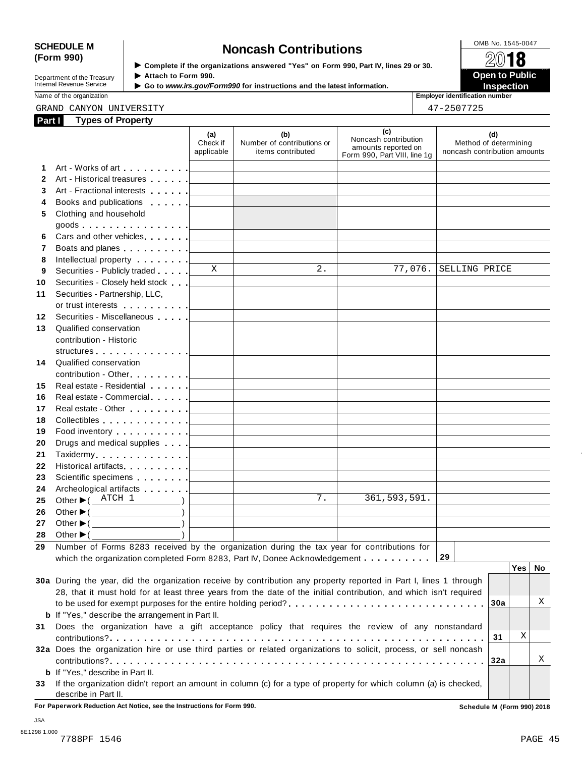**SCHEDULE M (Form 990)**

Department of the Treasury
Internal Revenue Service

# Noncash Contributions

▶ **Complete if the organizations answered "Yes" on Form 990, Part IV, lines 29 or 30.**
▶ **Attach to Form 990.**
▶ **Go to *www.irs.gov/Form990* for instructions and the latest information.**

OMB No. 1545-0047

**2018**

**Open to Public Inspection**

Name of the organization: GRAND CANYON UNIVERSITY

Employer identification number: 47-2507725

## Part I Types of Property

| | | (a) Check if applicable | (b) Number of contributions or items contributed | (c) Noncash contribution amounts reported on Form 990, Part VIII, line 1g | (d) Method of determining noncash contribution amounts |
|---|---|---|---|---|---|
| 1 | Art - Works of art | | | | |
| 2 | Art - Historical treasures | | | | |
| 3 | Art - Fractional interests | | | | |
| 4 | Books and publications | | | | |
| 5 | Clothing and household goods | | | | |
| 6 | Cars and other vehicles | | | | |
| 7 | Boats and planes | | | | |
| 8 | Intellectual property | | | | |
| 9 | Securities - Publicly traded | X | 2. | 77,076. | SELLING PRICE |
| 10 | Securities - Closely held stock | | | | |
| 11 | Securities - Partnership, LLC, or trust interests | | | | |
| 12 | Securities - Miscellaneous | | | | |
| 13 | Qualified conservation contribution - Historic structures | | | | |
| 14 | Qualified conservation contribution - Other | | | | |
| 15 | Real estate - Residential | | | | |
| 16 | Real estate - Commercial | | | | |
| 17 | Real estate - Other | | | | |
| 18 | Collectibles | | | | |
| 19 | Food inventory | | | | |
| 20 | Drugs and medical supplies | | | | |
| 21 | Taxidermy | | | | |
| 22 | Historical artifacts | | | | |
| 23 | Scientific specimens | | | | |
| 24 | Archeological artifacts | | | | |
| 25 | Other ▶ ( ATCH 1 ) | | 7. | 361,593,591. | |
| 26 | Other ▶ ( ) | | | | |
| 27 | Other ▶ ( ) | | | | |
| 28 | Other ▶ ( ) | | | | |

**29** Number of Forms 8283 received by the organization during the tax year for contributions for which the organization completed Form 8283, Part IV, Donee Acknowledgement . . . . . . . . . . **29**

| | | | Yes | No |
|---|---|---|---|---|
| **30a** | During the year, did the organization receive by contribution any property reported in Part I, lines 1 through 28, that it must hold for at least three years from the date of the initial contribution, and which isn't required to be used for exempt purposes for the entire holding period? | 30a | | X |
| **b** | If "Yes," describe the arrangement in Part II. | | | |
| **31** | Does the organization have a gift acceptance policy that requires the review of any nonstandard contributions? | 31 | X | |
| **32a** | Does the organization hire or use third parties or related organizations to solicit, process, or sell noncash contributions? | 32a | | X |
| **b** | If "Yes," describe in Part II. | | | |
| **33** | If the organization didn't report an amount in column (c) for a type of property for which column (a) is checked, describe in Part II. | | | |

**For Paperwork Reduction Act Notice, see the Instructions for Form 990.** **Schedule M (Form 990) 2018**

JSA
8E1298 1.000
7788PF 1546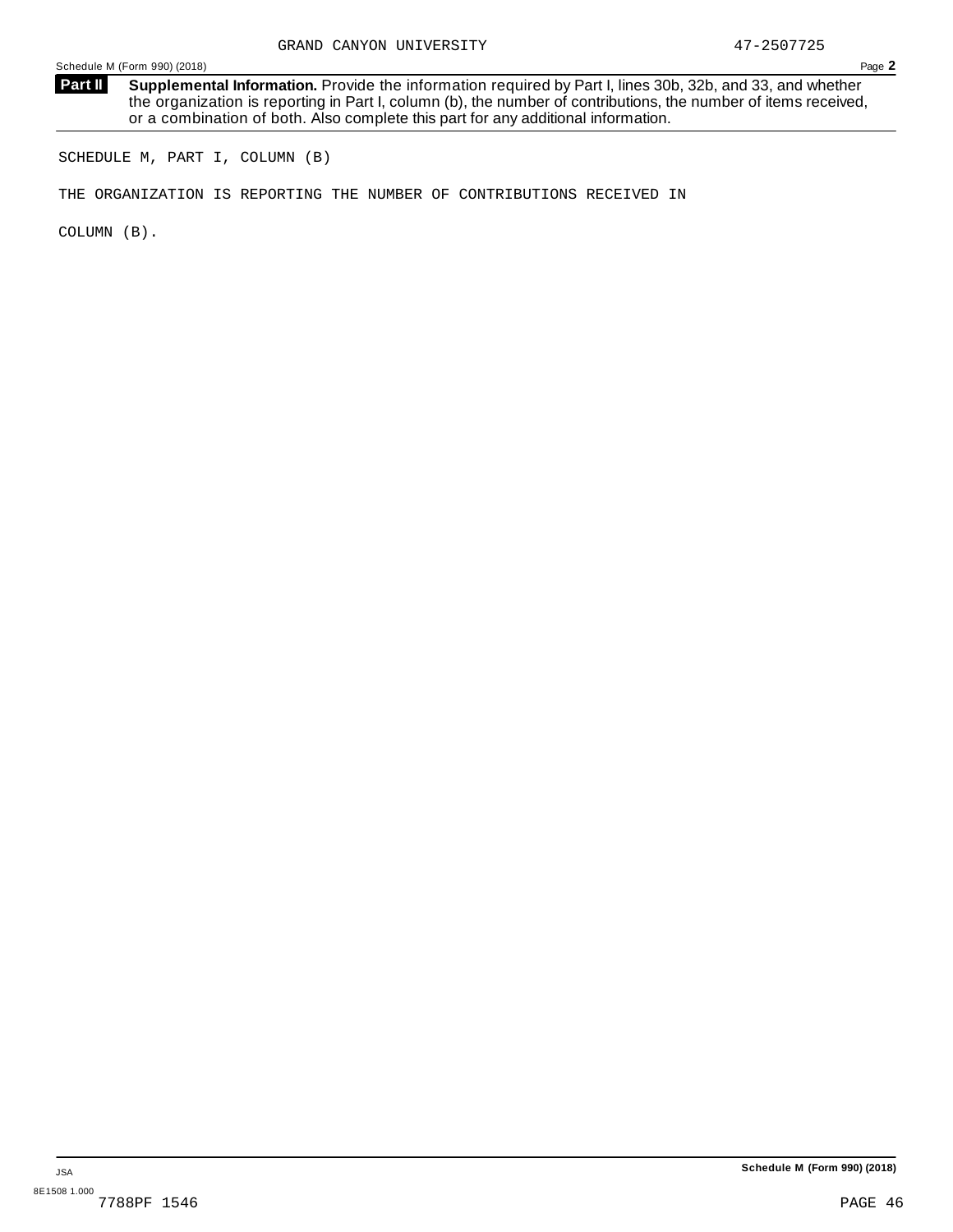GRAND CANYON UNIVERSITY 47-2507725

Schedule M (Form 990) (2018)

**Part II Supplemental Information.** Provide the information required by Part I, lines 30b, 32b, and 33, and whether the organization is reporting in Part I, column (b), the number of contributions, the number of items received, or a combination of both. Also complete this part for any additional information.

SCHEDULE M, PART I, COLUMN (B)

THE ORGANIZATION IS REPORTING THE NUMBER OF CONTRIBUTIONS RECEIVED IN COLUMN (B).

JSA

8E1508 1.000

7788PF 1546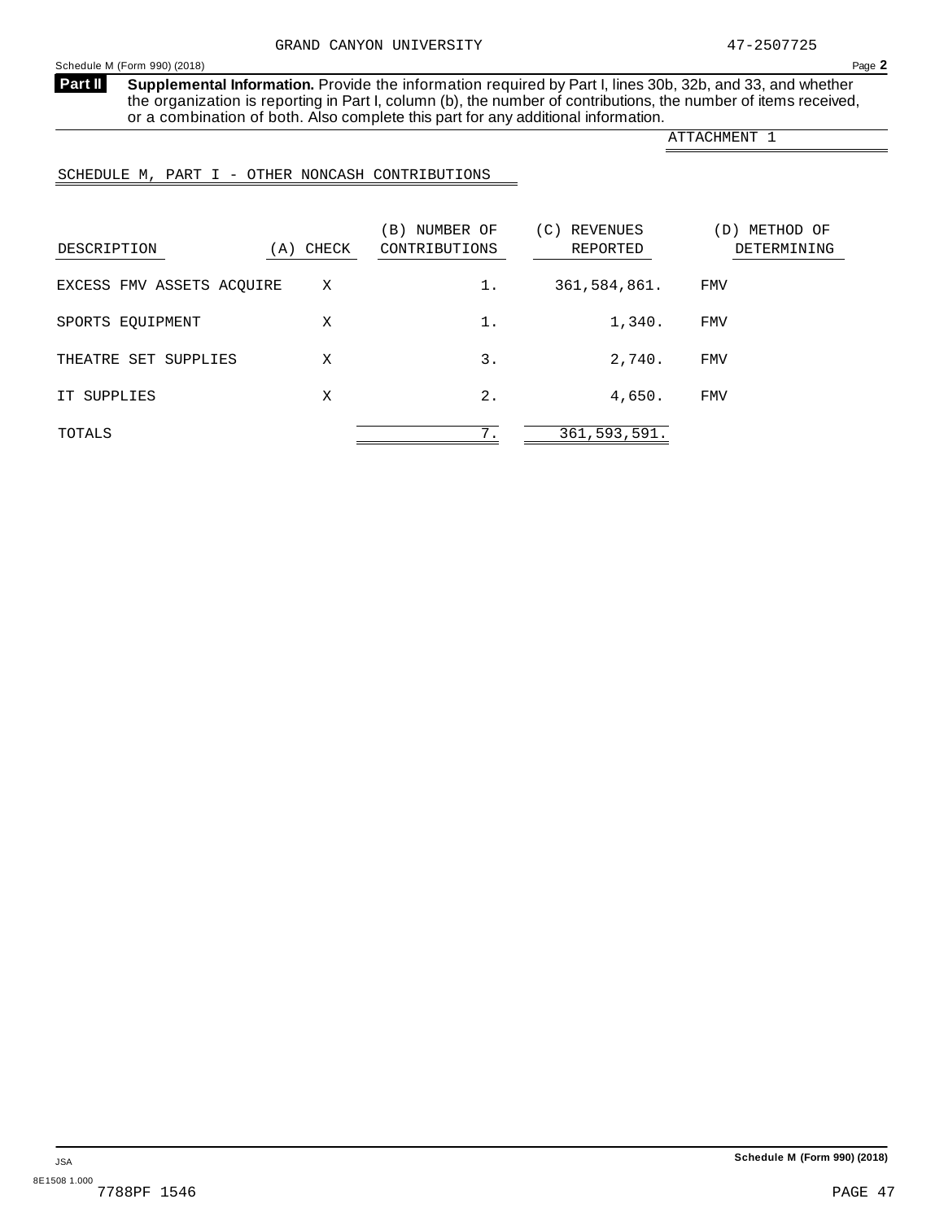GRAND CANYON UNIVERSITY 47-2507725

Schedule M (Form 990) (2018)

**Part II** **Supplemental Information.** Provide the information required by Part I, lines 30b, 32b, and 33, and whether the organization is reporting in Part I, column (b), the number of contributions, the number of items received, or a combination of both. Also complete this part for any additional information.

ATTACHMENT 1

SCHEDULE M, PART I - OTHER NONCASH CONTRIBUTIONS

| DESCRIPTION | (A) CHECK | (B) NUMBER OF CONTRIBUTIONS | (C) REVENUES REPORTED | (D) METHOD OF DETERMINING |
|---|---|---|---|---|
| EXCESS FMV ASSETS ACQUIRE | X | 1. | 361,584,861. | FMV |
| SPORTS EQUIPMENT | X | 1. | 1,340. | FMV |
| THEATRE SET SUPPLIES | X | 3. | 2,740. | FMV |
| IT SUPPLIES | X | 2. | 4,650. | FMV |
| TOTALS | | 7. | 361,593,591. | |

Schedule M (Form 990) (2018)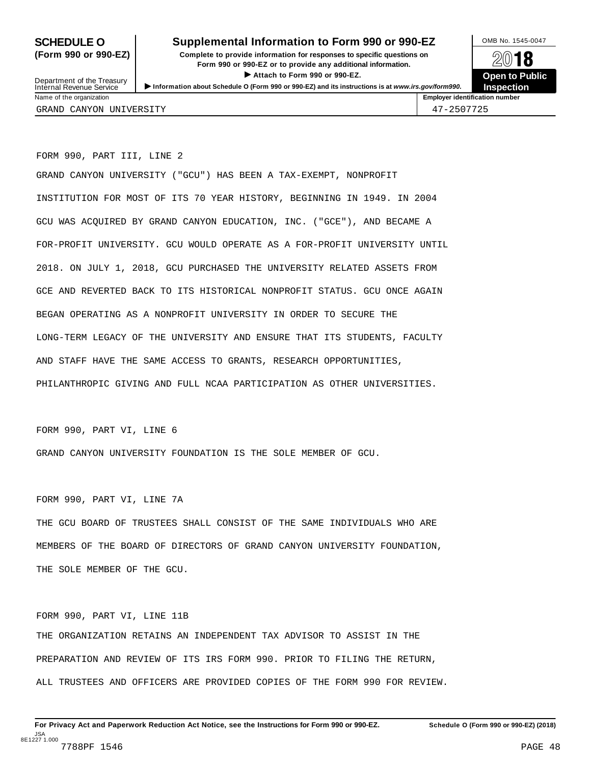# SCHEDULE O (Form 990 or 990-EZ)

## Supplemental Information to Form 990 or 990-EZ

**Complete to provide information for responses to specific questions on Form 990 or 990-EZ or to provide any additional information.**

**▶ Attach to Form 990 or 990-EZ.**

**▶ Information about Schedule O (Form 990 or 990-EZ) and its instructions is at www.irs.gov/form990.**

Department of the Treasury
Internal Revenue Service

OMB No. 1545-0047

**2018**

**Open to Public Inspection**

| Name of the organization | Employer identification number |
|---|---|
| GRAND CANYON UNIVERSITY | 47-2507725 |

FORM 990, PART III, LINE 2

GRAND CANYON UNIVERSITY ("GCU") HAS BEEN A TAX-EXEMPT, NONPROFIT INSTITUTION FOR MOST OF ITS 70 YEAR HISTORY, BEGINNING IN 1949. IN 2004 GCU WAS ACQUIRED BY GRAND CANYON EDUCATION, INC. ("GCE"), AND BECAME A FOR-PROFIT UNIVERSITY. GCU WOULD OPERATE AS A FOR-PROFIT UNIVERSITY UNTIL 2018. ON JULY 1, 2018, GCU PURCHASED THE UNIVERSITY RELATED ASSETS FROM GCE AND REVERTED BACK TO ITS HISTORICAL NONPROFIT STATUS. GCU ONCE AGAIN BEGAN OPERATING AS A NONPROFIT UNIVERSITY IN ORDER TO SECURE THE LONG-TERM LEGACY OF THE UNIVERSITY AND ENSURE THAT ITS STUDENTS, FACULTY AND STAFF HAVE THE SAME ACCESS TO GRANTS, RESEARCH OPPORTUNITIES, PHILANTHROPIC GIVING AND FULL NCAA PARTICIPATION AS OTHER UNIVERSITIES.

FORM 990, PART VI, LINE 6

GRAND CANYON UNIVERSITY FOUNDATION IS THE SOLE MEMBER OF GCU.

FORM 990, PART VI, LINE 7A

THE GCU BOARD OF TRUSTEES SHALL CONSIST OF THE SAME INDIVIDUALS WHO ARE MEMBERS OF THE BOARD OF DIRECTORS OF GRAND CANYON UNIVERSITY FOUNDATION, THE SOLE MEMBER OF THE GCU.

FORM 990, PART VI, LINE 11B

THE ORGANIZATION RETAINS AN INDEPENDENT TAX ADVISOR TO ASSIST IN THE PREPARATION AND REVIEW OF ITS IRS FORM 990. PRIOR TO FILING THE RETURN, ALL TRUSTEES AND OFFICERS ARE PROVIDED COPIES OF THE FORM 990 FOR REVIEW.

**For Privacy Act and Paperwork Reduction Act Notice, see the Instructions for Form 990 or 990-EZ.** **Schedule O (Form 990 or 990-EZ) (2018)**

JSA
8E1227 1.000
7788PF 1546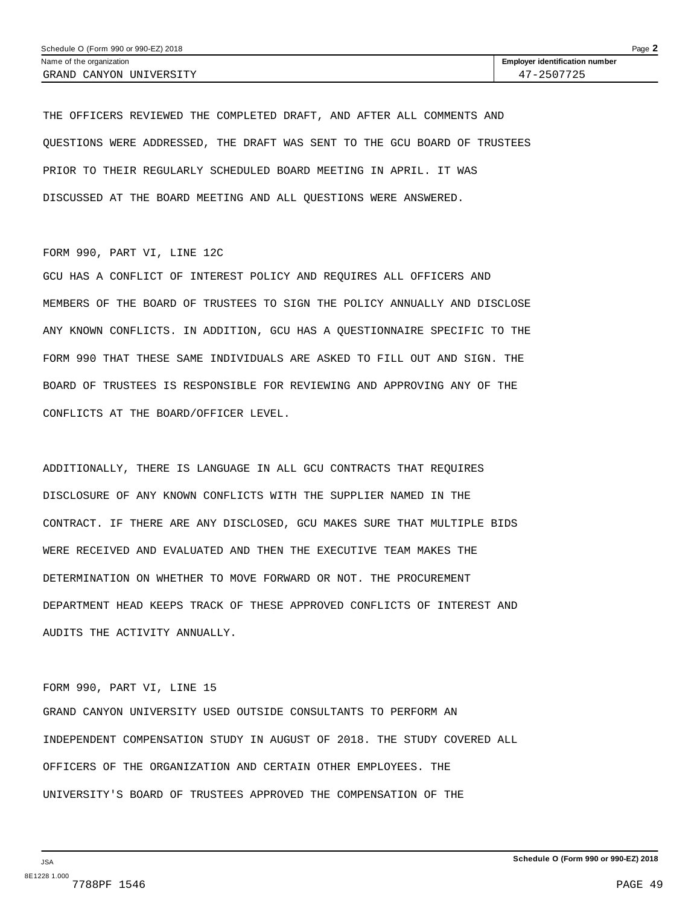Schedule O (Form 990 or 990-EZ) 2018

| Name of the organization | Employer identification number |
| --- | --- |
| GRAND CANYON UNIVERSITY | 47-2507725 |

THE OFFICERS REVIEWED THE COMPLETED DRAFT, AND AFTER ALL COMMENTS AND QUESTIONS WERE ADDRESSED, THE DRAFT WAS SENT TO THE GCU BOARD OF TRUSTEES PRIOR TO THEIR REGULARLY SCHEDULED BOARD MEETING IN APRIL. IT WAS DISCUSSED AT THE BOARD MEETING AND ALL QUESTIONS WERE ANSWERED.

FORM 990, PART VI, LINE 12C

GCU HAS A CONFLICT OF INTEREST POLICY AND REQUIRES ALL OFFICERS AND MEMBERS OF THE BOARD OF TRUSTEES TO SIGN THE POLICY ANNUALLY AND DISCLOSE ANY KNOWN CONFLICTS. IN ADDITION, GCU HAS A QUESTIONNAIRE SPECIFIC TO THE FORM 990 THAT THESE SAME INDIVIDUALS ARE ASKED TO FILL OUT AND SIGN. THE BOARD OF TRUSTEES IS RESPONSIBLE FOR REVIEWING AND APPROVING ANY OF THE CONFLICTS AT THE BOARD/OFFICER LEVEL.

ADDITIONALLY, THERE IS LANGUAGE IN ALL GCU CONTRACTS THAT REQUIRES DISCLOSURE OF ANY KNOWN CONFLICTS WITH THE SUPPLIER NAMED IN THE CONTRACT. IF THERE ARE ANY DISCLOSED, GCU MAKES SURE THAT MULTIPLE BIDS WERE RECEIVED AND EVALUATED AND THEN THE EXECUTIVE TEAM MAKES THE DETERMINATION ON WHETHER TO MOVE FORWARD OR NOT. THE PROCUREMENT DEPARTMENT HEAD KEEPS TRACK OF THESE APPROVED CONFLICTS OF INTEREST AND AUDITS THE ACTIVITY ANNUALLY.

FORM 990, PART VI, LINE 15

GRAND CANYON UNIVERSITY USED OUTSIDE CONSULTANTS TO PERFORM AN INDEPENDENT COMPENSATION STUDY IN AUGUST OF 2018. THE STUDY COVERED ALL OFFICERS OF THE ORGANIZATION AND CERTAIN OTHER EMPLOYEES. THE UNIVERSITY'S BOARD OF TRUSTEES APPROVED THE COMPENSATION OF THE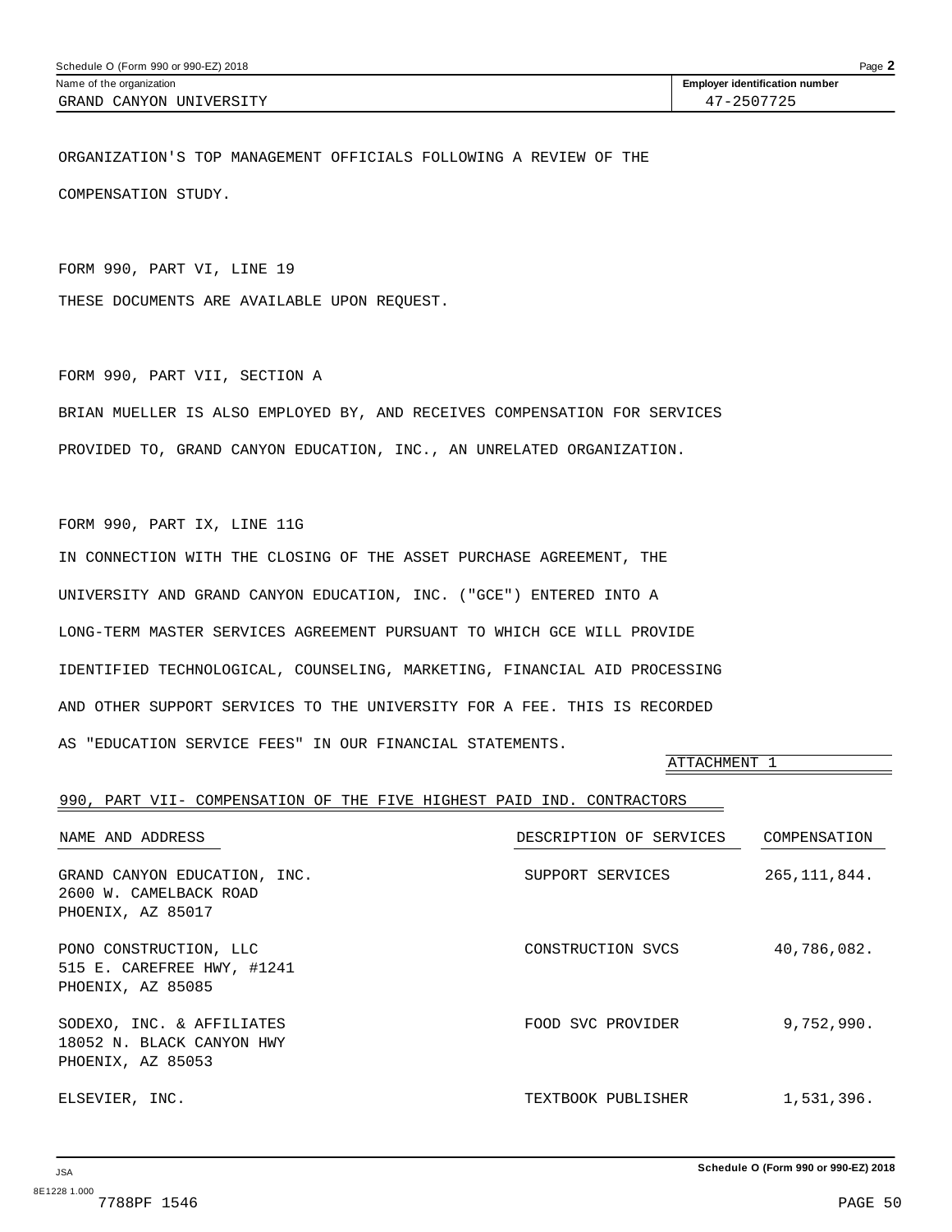Schedule O (Form 990 or 990-EZ) 2018

| Name of the organization | Employer identification number |
|---|---|
| GRAND CANYON UNIVERSITY | 47-2507725 |

ORGANIZATION'S TOP MANAGEMENT OFFICIALS FOLLOWING A REVIEW OF THE COMPENSATION STUDY.

FORM 990, PART VI, LINE 19

THESE DOCUMENTS ARE AVAILABLE UPON REQUEST.

FORM 990, PART VII, SECTION A

BRIAN MUELLER IS ALSO EMPLOYED BY, AND RECEIVES COMPENSATION FOR SERVICES PROVIDED TO, GRAND CANYON EDUCATION, INC., AN UNRELATED ORGANIZATION.

FORM 990, PART IX, LINE 11G

IN CONNECTION WITH THE CLOSING OF THE ASSET PURCHASE AGREEMENT, THE UNIVERSITY AND GRAND CANYON EDUCATION, INC. ("GCE") ENTERED INTO A LONG-TERM MASTER SERVICES AGREEMENT PURSUANT TO WHICH GCE WILL PROVIDE IDENTIFIED TECHNOLOGICAL, COUNSELING, MARKETING, FINANCIAL AID PROCESSING AND OTHER SUPPORT SERVICES TO THE UNIVERSITY FOR A FEE. THIS IS RECORDED AS "EDUCATION SERVICE FEES" IN OUR FINANCIAL STATEMENTS.

ATTACHMENT 1

990, PART VII- COMPENSATION OF THE FIVE HIGHEST PAID IND. CONTRACTORS

| NAME AND ADDRESS | DESCRIPTION OF SERVICES | COMPENSATION |
|---|---|---|
| GRAND CANYON EDUCATION, INC.<br>2600 W. CAMELBACK ROAD<br>PHOENIX, AZ 85017 | SUPPORT SERVICES | 265,111,844. |
| PONO CONSTRUCTION, LLC<br>515 E. CAREFREE HWY, #1241<br>PHOENIX, AZ 85085 | CONSTRUCTION SVCS | 40,786,082. |
| SODEXO, INC. & AFFILIATES<br>18052 N. BLACK CANYON HWY<br>PHOENIX, AZ 85053 | FOOD SVC PROVIDER | 9,752,990. |
| ELSEVIER, INC. | TEXTBOOK PUBLISHER | 1,531,396. |

Schedule O (Form 990 or 990-EZ) 2018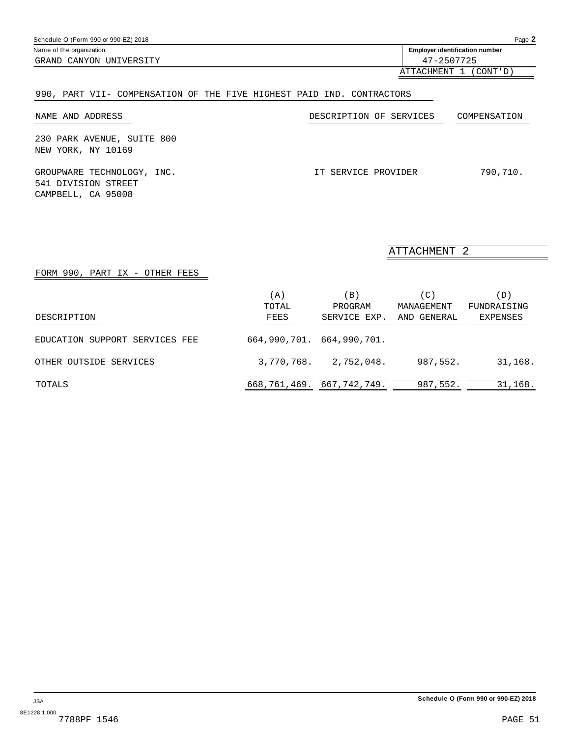Schedule O (Form 990 or 990-EZ) 2018

Name of the organization: GRAND CANYON UNIVERSITY

Employer identification number: 47-2507725

ATTACHMENT 1 (CONT'D)

990, PART VII- COMPENSATION OF THE FIVE HIGHEST PAID IND. CONTRACTORS

| NAME AND ADDRESS | DESCRIPTION OF SERVICES | COMPENSATION |
|---|---|---|
| 230 PARK AVENUE, SUITE 800<br>NEW YORK, NY 10169 | | |
| GROUPWARE TECHNOLOGY, INC.<br>541 DIVISION STREET<br>CAMPBELL, CA 95008 | IT SERVICE PROVIDER | 790,710. |

ATTACHMENT 2

FORM 990, PART IX - OTHER FEES

| DESCRIPTION | (A) TOTAL FEES | (B) PROGRAM SERVICE EXP. | (C) MANAGEMENT AND GENERAL | (D) FUNDRAISING EXPENSES |
|---|---|---|---|---|
| EDUCATION SUPPORT SERVICES FEE | 664,990,701. | 664,990,701. | | |
| OTHER OUTSIDE SERVICES | 3,770,768. | 2,752,048. | 987,552. | 31,168. |
| TOTALS | 668,761,469. | 667,742,749. | 987,552. | 31,168. |

JSA
8E1228 1.000
7788PF 1546

Schedule O (Form 990 or 990-EZ) 2018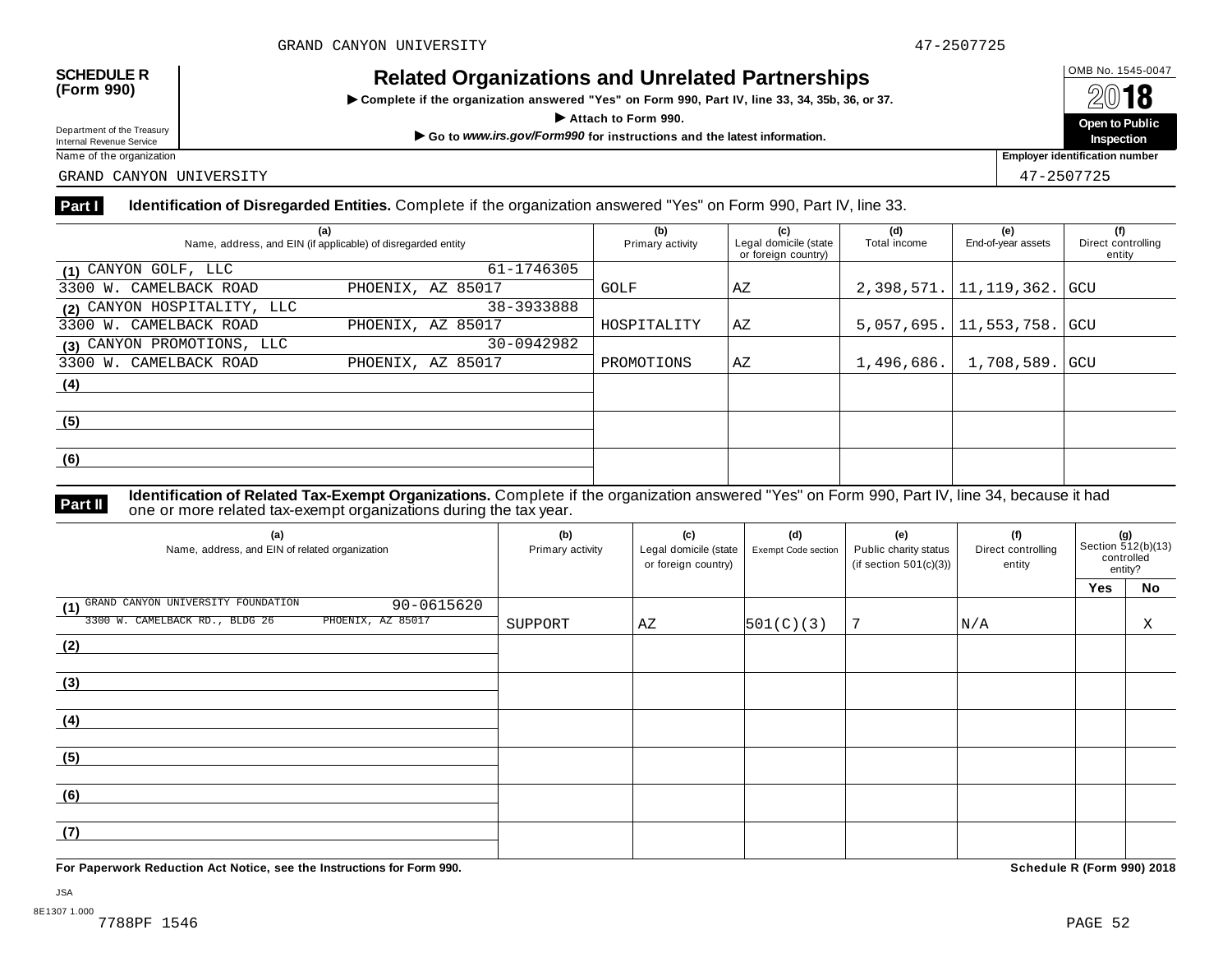GRAND CANYON UNIVERSITY 47-2507725

**SCHEDULE R (Form 990)**

Department of the Treasury
Internal Revenue Service

# Related Organizations and Unrelated Partnerships

▶ Complete if the organization answered "Yes" on Form 990, Part IV, line 33, 34, 35b, 36, or 37.

▶ Attach to Form 990.

▶ Go to *www.irs.gov/Form990* for instructions and the latest information.

OMB No. 1545-0047

**2018**

**Open to Public Inspection**

Name of the organization: GRAND CANYON UNIVERSITY

Employer identification number: 47-2507725

**Part I** **Identification of Disregarded Entities.** Complete if the organization answered "Yes" on Form 990, Part IV, line 33.

| (a) Name, address, and EIN (if applicable) of disregarded entity | (b) Primary activity | (c) Legal domicile (state or foreign country) | (d) Total income | (e) End-of-year assets | (f) Direct controlling entity |
|---|---|---|---|---|---|
| (1) CANYON GOLF, LLC 61-1746305 3300 W. CAMELBACK ROAD PHOENIX, AZ 85017 | GOLF | AZ | 2,398,571. | 11,119,362. | GCU |
| (2) CANYON HOSPITALITY, LLC 38-3933888 3300 W. CAMELBACK ROAD PHOENIX, AZ 85017 | HOSPITALITY | AZ | 5,057,695. | 11,553,758. | GCU |
| (3) CANYON PROMOTIONS, LLC 30-0942982 3300 W. CAMELBACK ROAD PHOENIX, AZ 85017 | PROMOTIONS | AZ | 1,496,686. | 1,708,589. | GCU |
| (4) | | | | | |
| (5) | | | | | |
| (6) | | | | | |

**Part II** **Identification of Related Tax-Exempt Organizations.** Complete if the organization answered "Yes" on Form 990, Part IV, line 34, because it had one or more related tax-exempt organizations during the tax year.

| (a) Name, address, and EIN of related organization | (b) Primary activity | (c) Legal domicile (state or foreign country) | (d) Exempt Code section | (e) Public charity status (if section 501(c)(3)) | (f) Direct controlling entity | (g) Section 512(b)(13) controlled entity? Yes | No |
|---|---|---|---|---|---|---|---|
| (1) GRAND CANYON UNIVERSITY FOUNDATION 90-0615620 3300 W. CAMELBACK RD., BLDG 26 PHOENIX, AZ 85017 | SUPPORT | AZ | 501(C)(3) | 7 | N/A | | X |
| (2) | | | | | | | |
| (3) | | | | | | | |
| (4) | | | | | | | |
| (5) | | | | | | | |
| (6) | | | | | | | |
| (7) | | | | | | | |

**For Paperwork Reduction Act Notice, see the Instructions for Form 990.** **Schedule R (Form 990) 2018**

JSA
8E1307 1.000
7788PF 1546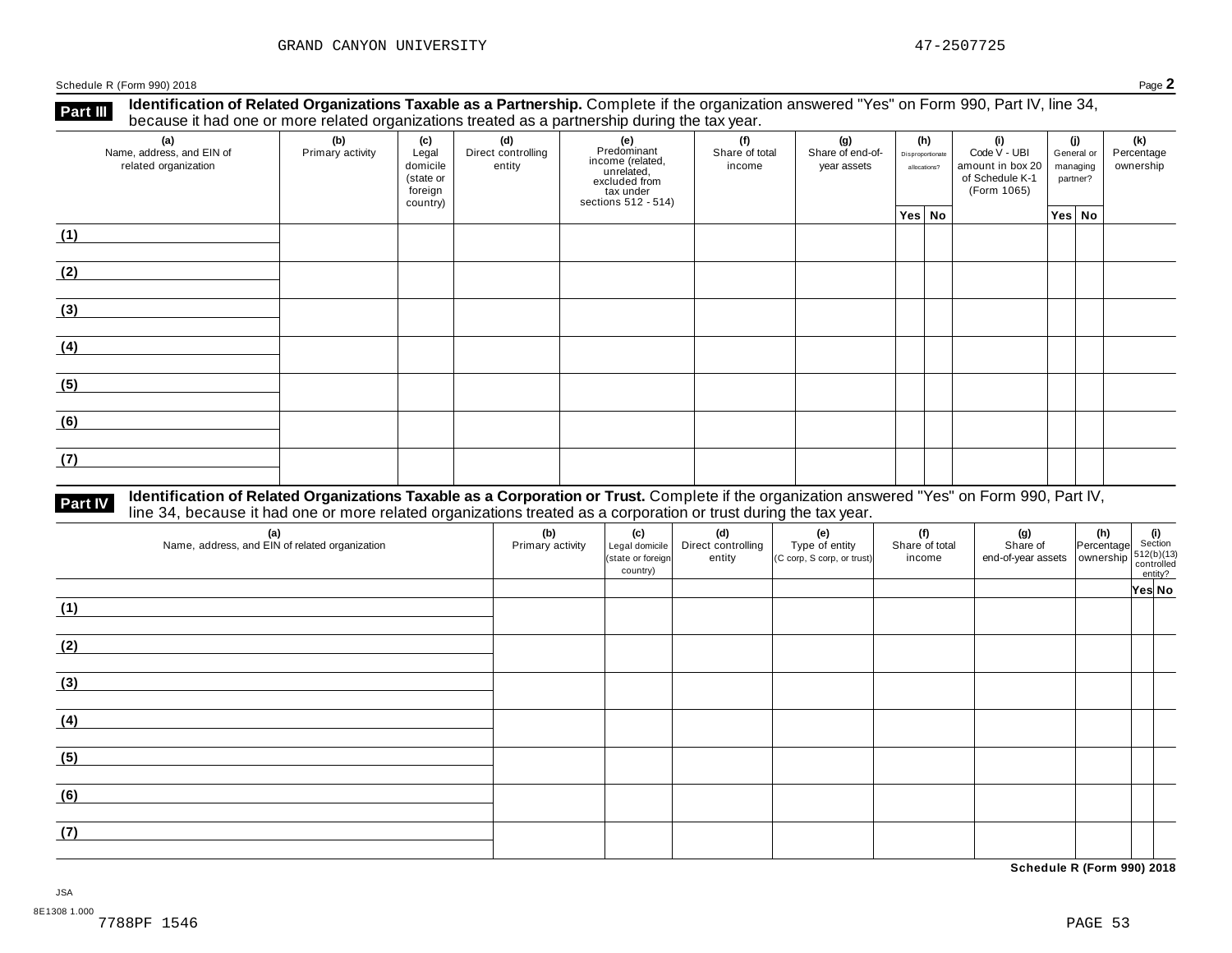GRAND CANYON UNIVERSITY 47-2507725

Schedule R (Form 990) 2018 Page **2**

## Part III Identification of Related Organizations Taxable as a Partnership.

Complete if the organization answered "Yes" on Form 990, Part IV, line 34, because it had one or more related organizations treated as a partnership during the tax year.

| (a) Name, address, and EIN of related organization | (b) Primary activity | (c) Legal domicile (state or foreign country) | (d) Direct controlling entity | (e) Predominant income (related, unrelated, excluded from tax under sections 512 - 514) | (f) Share of total income | (g) Share of end-of-year assets | (h) Disproportionate allocations? | | (i) Code V - UBI amount in box 20 of Schedule K-1 (Form 1065) | (j) General or managing partner? | | (k) Percentage ownership |
|---|---|---|---|---|---|---|---|---|---|---|---|---|
| | | | | | | | Yes | No | | Yes | No | |
| (1) | | | | | | | | | | | | |
| (2) | | | | | | | | | | | | |
| (3) | | | | | | | | | | | | |
| (4) | | | | | | | | | | | | |
| (5) | | | | | | | | | | | | |
| (6) | | | | | | | | | | | | |
| (7) | | | | | | | | | | | | |

## Part IV Identification of Related Organizations Taxable as a Corporation or Trust.

Complete if the organization answered "Yes" on Form 990, Part IV, line 34, because it had one or more related organizations treated as a corporation or trust during the tax year.

| (a) Name, address, and EIN of related organization | (b) Primary activity | (c) Legal domicile (state or foreign country) | (d) Direct controlling entity | (e) Type of entity (C corp, S corp, or trust) | (f) Share of total income | (g) Share of end-of-year assets | (h) Percentage ownership | (i) Section 512(b)(13) controlled entity? | |
|---|---|---|---|---|---|---|---|---|---|
| | | | | | | | | Yes | No |
| (1) | | | | | | | | | |
| (2) | | | | | | | | | |
| (3) | | | | | | | | | |
| (4) | | | | | | | | | |
| (5) | | | | | | | | | |
| (6) | | | | | | | | | |
| (7) | | | | | | | | | |

**Schedule R (Form 990) 2018**

JSA
8E1308 1.000
7788PF 1546 PAGE 53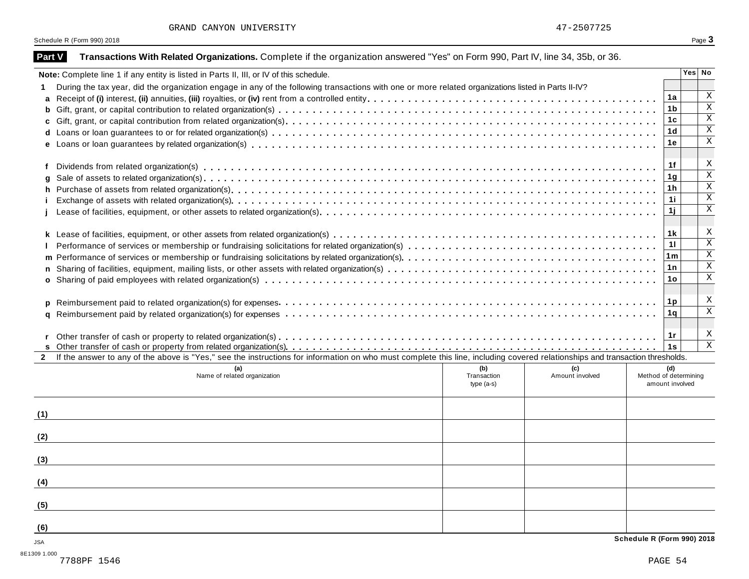GRAND CANYON UNIVERSITY 47-2507725

## Part V Transactions With Related Organizations.

Complete if the organization answered "Yes" on Form 990, Part IV, line 34, 35b, or 36.

| **Note:** Complete line 1 if any entity is listed in Parts II, III, or IV of this schedule. | | Yes | No |
|---|---|---|---|
| **1** During the tax year, did the organization engage in any of the following transactions with one or more related organizations listed in Parts II-IV? | | | |
| **a** Receipt of **(i)** interest, **(ii)** annuities, **(iii)** royalties, or **(iv)** rent from a controlled entity | 1a | | X |
| **b** Gift, grant, or capital contribution to related organization(s) | 1b | | X |
| **c** Gift, grant, or capital contribution from related organization(s) | 1c | | X |
| **d** Loans or loan guarantees to or for related organization(s) | 1d | | X |
| **e** Loans or loan guarantees by related organization(s) | 1e | | X |
| **f** Dividends from related organization(s) | 1f | | X |
| **g** Sale of assets to related organization(s) | 1g | | X |
| **h** Purchase of assets from related organization(s) | 1h | | X |
| **i** Exchange of assets with related organization(s) | 1i | | X |
| **j** Lease of facilities, equipment, or other assets to related organization(s) | 1j | | X |
| **k** Lease of facilities, equipment, or other assets from related organization(s) | 1k | | X |
| **l** Performance of services or membership or fundraising solicitations for related organization(s) | 1l | | X |
| **m** Performance of services or membership or fundraising solicitations by related organization(s) | 1m | | X |
| **n** Sharing of facilities, equipment, mailing lists, or other assets with related organization(s) | 1n | | X |
| **o** Sharing of paid employees with related organization(s) | 1o | | X |
| **p** Reimbursement paid to related organization(s) for expenses | 1p | | X |
| **q** Reimbursement paid by related organization(s) for expenses | 1q | | X |
| **r** Other transfer of cash or property to related organization(s) | 1r | | X |
| **s** Other transfer of cash or property from related organization(s) | 1s | | X |

**2** If the answer to any of the above is "Yes," see the instructions for information on who must complete this line, including covered relationships and transaction thresholds.

| | (a) Name of related organization | (b) Transaction type (a-s) | (c) Amount involved | (d) Method of determining amount involved |
|---|---|---|---|---|
| (1) | | | | |
| (2) | | | | |
| (3) | | | | |
| (4) | | | | |
| (5) | | | | |
| (6) | | | | |

JSA

8E1309 1.000

7788PF 1546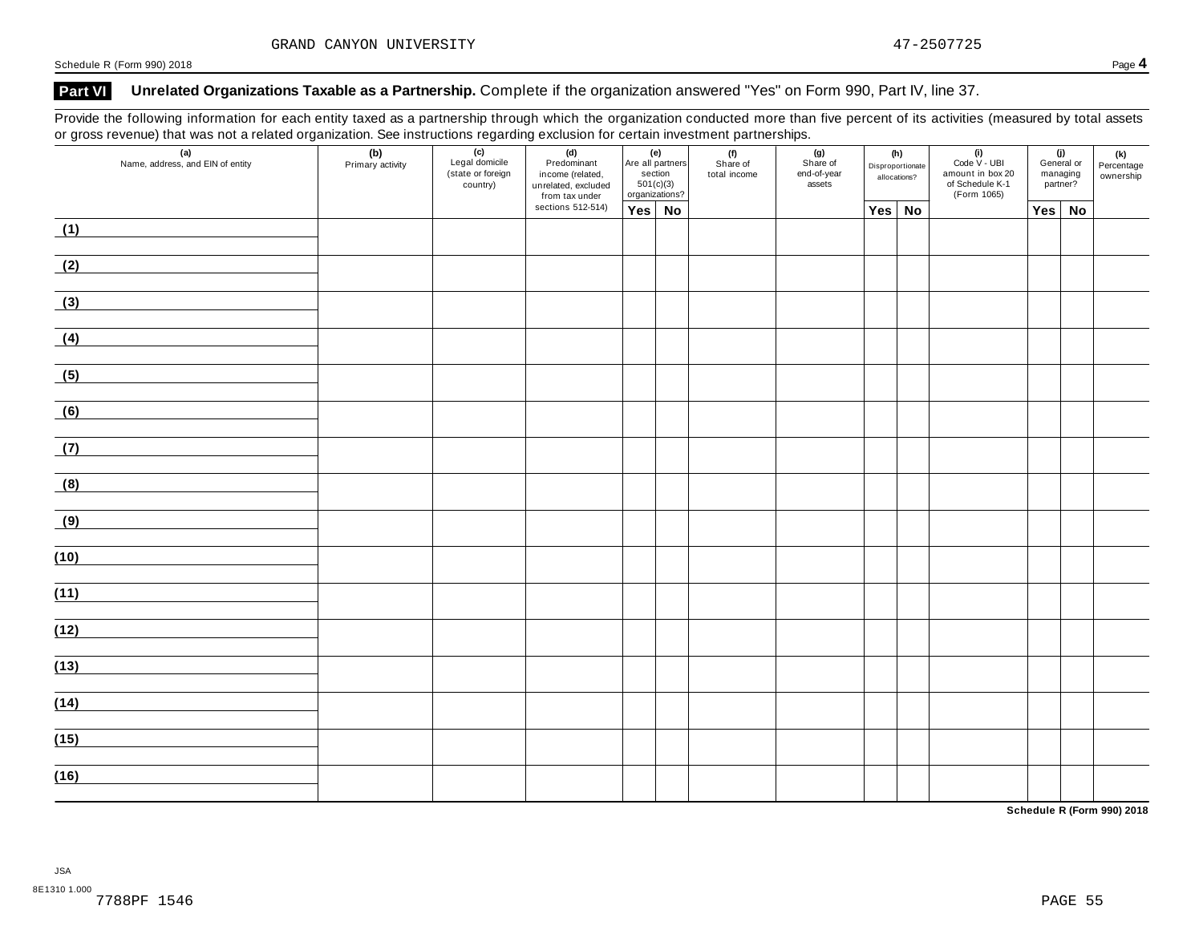GRAND CANYON UNIVERSITY 47-2507725

Schedule R (Form 990) 2018

## Part VI Unrelated Organizations Taxable as a Partnership. Complete if the organization answered "Yes" on Form 990, Part IV, line 37.

Provide the following information for each entity taxed as a partnership through which the organization conducted more than five percent of its activities (measured by total assets or gross revenue) that was not a related organization. See instructions regarding exclusion for certain investment partnerships.

| (a) Name, address, and EIN of entity | (b) Primary activity | (c) Legal domicile (state or foreign country) | (d) Predominant income (related, unrelated, excluded from tax under sections 512-514) | (e) Are all partners section 501(c)(3) organizations? | | (f) Share of total income | (g) Share of end-of-year assets | (h) Disproportionate allocations? | | (i) Code V - UBI amount in box 20 of Schedule K-1 (Form 1065) | (j) General or managing partner? | | (k) Percentage ownership |
|---|---|---|---|---|---|---|---|---|---|---|---|---|---|
| | | | | Yes | No | | | Yes | No | | Yes | No | |
| (1) | | | | | | | | | | | | | |
| (2) | | | | | | | | | | | | | |
| (3) | | | | | | | | | | | | | |
| (4) | | | | | | | | | | | | | |
| (5) | | | | | | | | | | | | | |
| (6) | | | | | | | | | | | | | |
| (7) | | | | | | | | | | | | | |
| (8) | | | | | | | | | | | | | |
| (9) | | | | | | | | | | | | | |
| (10) | | | | | | | | | | | | | |
| (11) | | | | | | | | | | | | | |
| (12) | | | | | | | | | | | | | |
| (13) | | | | | | | | | | | | | |
| (14) | | | | | | | | | | | | | |
| (15) | | | | | | | | | | | | | |
| (16) | | | | | | | | | | | | | |

Schedule R (Form 990) 2018

JSA
8E1310 1.000
7788PF 1546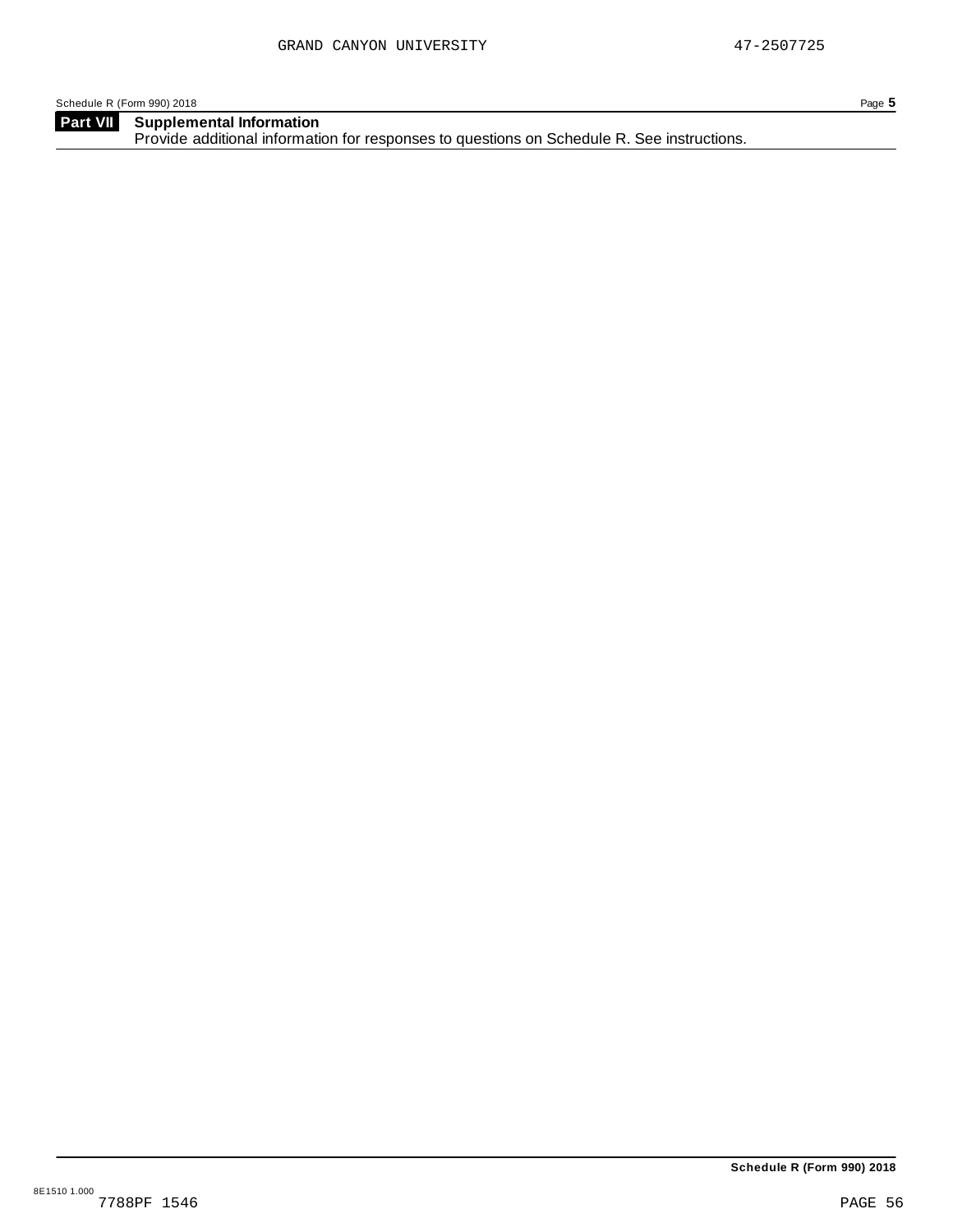## Part VII Supplemental Information

Provide additional information for responses to questions on Schedule R. See instructions.